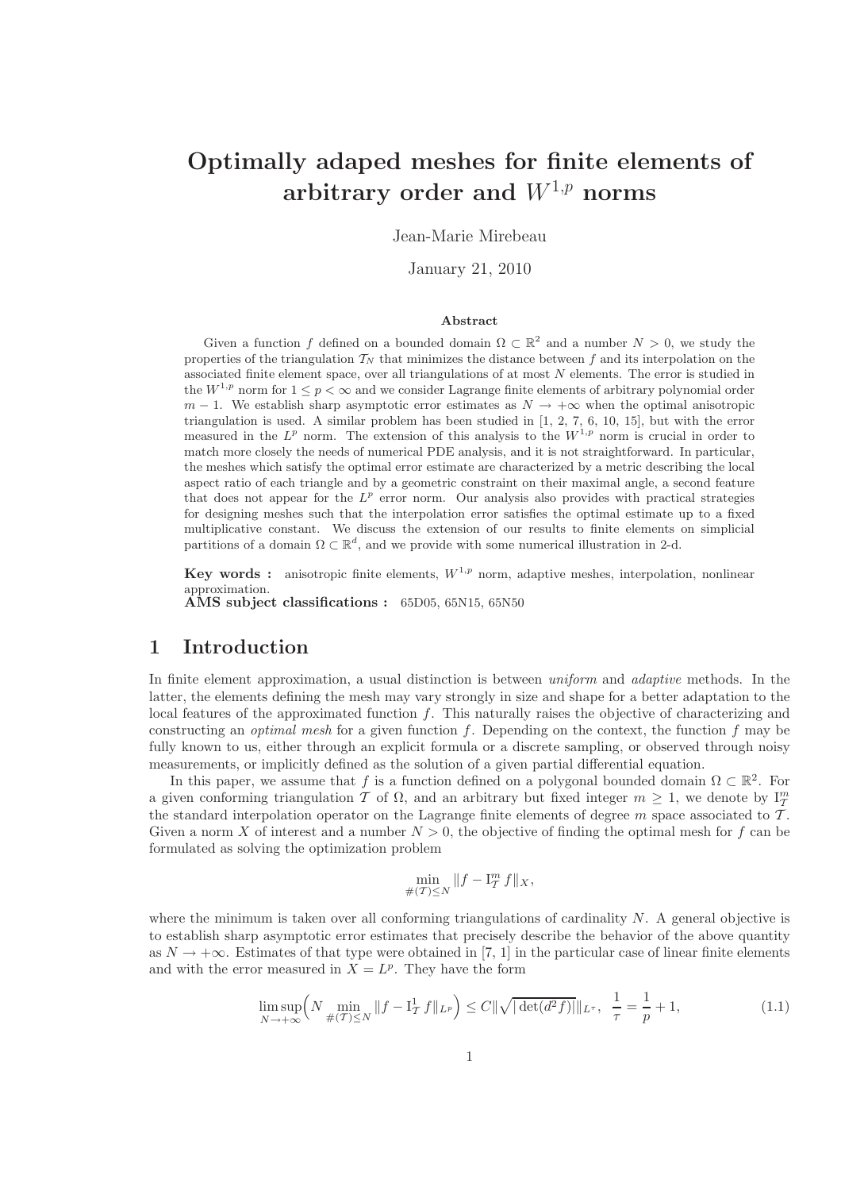# Optimally adaped meshes for finite elements of arbitrary order and $W^{1,p}$ norms

Jean-Marie Mirebeau

January 21, 2010

### Abstract

Given a function $f$ defined on a bounded domain $\Omega \subset \mathbb{R}^2$ and a number $N > 0$, we study the properties of the triangulation $\mathcal{T}_N$ that minimizes the distance between $f$ and its interpolation on the associated finite element space, over all triangulations of at most $N$ elements. The error is studied in the $W^{1,p}$ norm for $1 \leq p < \infty$ and we consider Lagrange finite elements of arbitrary polynomial order $m-1$. We establish sharp asymptotic error estimates as $N \to +\infty$ when the optimal anisotropic triangulation is used. A similar problem has been studied in [1, 2, 7, 6, 10, 15], but with the error measured in the $L^p$ norm. The extension of this analysis to the $W^{1,p}$ norm is crucial in order to match more closely the needs of numerical PDE analysis, and it is not straightforward. In particular, the meshes which satisfy the optimal error estimate are characterized by a metric describing the local aspect ratio of each triangle and by a geometric constraint on their maximal angle, a second feature that does not appear for the $L^p$ error norm. Our analysis also provides with practical strategies for designing meshes such that the interpolation error satisfies the optimal estimate up to a fixed multiplicative constant. We discuss the extension of our results to finite elements on simplicial partitions of a domain $\Omega \subset \mathbb{R}^d$, and we provide with some numerical illustration in 2-d.

**Key words :** anisotropic finite elements, $W^{1,p}$ norm, adaptive meshes, interpolation, nonlinear approximation.
**AMS subject classifications :** 65D05, 65N15, 65N50

## 1 Introduction

In finite element approximation, a usual distinction is between *uniform* and *adaptive* methods. In the latter, the elements defining the mesh may vary strongly in size and shape for a better adaptation to the local features of the approximated function $f$. This naturally raises the objective of characterizing and constructing an *optimal mesh* for a given function $f$. Depending on the context, the function $f$ may be fully known to us, either through an explicit formula or a discrete sampling, or observed through noisy measurements, or implicitly defined as the solution of a given partial differential equation.

In this paper, we assume that $f$ is a function defined on a polygonal bounded domain $\Omega \subset \mathbb{R}^2$. For a given conforming triangulation $\mathcal{T}$ of $\Omega$, and an arbitrary but fixed integer $m \geq 1$, we denote by $\mathrm{I}_{\mathcal{T}}^m$ the standard interpolation operator on the Lagrange finite elements of degree $m$ space associated to $\mathcal{T}$. Given a norm $X$ of interest and a number $N > 0$, the objective of finding the optimal mesh for $f$ can be formulated as solving the optimization problem

$$\min_{\#(\mathcal{T}) \leq N} \|f - \mathrm{I}_{\mathcal{T}}^m f\|_X,$$

where the minimum is taken over all conforming triangulations of cardinality $N$. A general objective is to establish sharp asymptotic error estimates that precisely describe the behavior of the above quantity as $N \to +\infty$. Estimates of that type were obtained in [7, 1] in the particular case of linear finite elements and with the error measured in $X = L^p$. They have the form

$$\limsup_{N \to +\infty} \Big( N \min_{\#(\mathcal{T}) \leq N} \|f - \mathrm{I}_{\mathcal{T}}^1 f\|_{L^p} \Big) \leq C \|\sqrt{|\det(d^2 f)|}\|_{L^\tau}, \quad \frac{1}{\tau} = \frac{1}{p} + 1, \tag{1.1}$$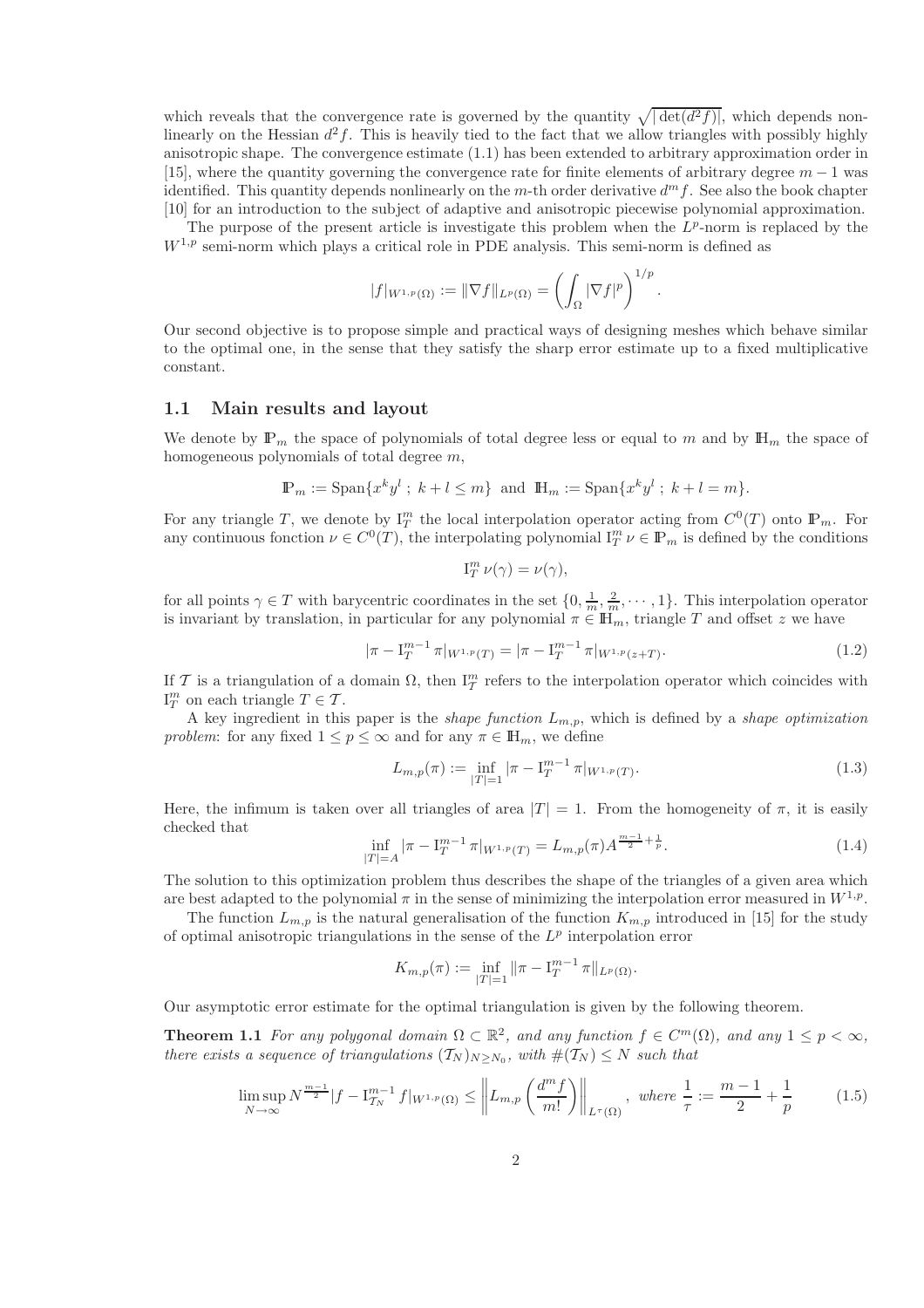which reveals that the convergence rate is governed by the quantity $\sqrt{|\det(d^2 f)|}$, which depends nonlinearly on the Hessian $d^2 f$. This is heavily tied to the fact that we allow triangles with possibly highly anisotropic shape. The convergence estimate (1.1) has been extended to arbitrary approximation order in [15], where the quantity governing the convergence rate for finite elements of arbitrary degree $m-1$ was identified. This quantity depends nonlinearly on the $m$-th order derivative $d^m f$. See also the book chapter [10] for an introduction to the subject of adaptive and anisotropic piecewise polynomial approximation.

The purpose of the present article is investigate this problem when the $L^p$-norm is replaced by the $W^{1,p}$ semi-norm which plays a critical role in PDE analysis. This semi-norm is defined as

$$|f|_{W^{1,p}(\Omega)} := \|\nabla f\|_{L^p(\Omega)} = \left(\int_\Omega |\nabla f|^p\right)^{1/p}.$$

Our second objective is to propose simple and practical ways of designing meshes which behave similar to the optimal one, in the sense that they satisfy the sharp error estimate up to a fixed multiplicative constant.

## 1.1 Main results and layout

We denote by $\mathbb{P}_m$ the space of polynomials of total degree less or equal to $m$ and by $\mathbb{H}_m$ the space of homogeneous polynomials of total degree $m$,

$$\mathbb{P}_m := \operatorname{Span}\{x^k y^l \; ; \; k+l \leq m\} \text{ and } \mathbb{H}_m := \operatorname{Span}\{x^k y^l \; ; \; k+l = m\}.$$

For any triangle $T$, we denote by $\mathrm{I}_T^m$ the local interpolation operator acting from $C^0(T)$ onto $\mathbb{P}_m$. For any continuous fonction $\nu \in C^0(T)$, the interpolating polynomial $\mathrm{I}_T^m \nu \in \mathbb{P}_m$ is defined by the conditions

$$\mathrm{I}_T^m \nu(\gamma) = \nu(\gamma),$$

for all points $\gamma \in T$ with barycentric coordinates in the set $\{0, \frac{1}{m}, \frac{2}{m}, \cdots, 1\}$. This interpolation operator is invariant by translation, in particular for any polynomial $\pi \in \mathbb{H}_m$, triangle $T$ and offset $z$ we have

$$|\pi - \mathrm{I}_T^{m-1} \pi|_{W^{1,p}(T)} = |\pi - \mathrm{I}_T^{m-1} \pi|_{W^{1,p}(z+T)}. \tag{1.2}$$

If $\mathcal{T}$ is a triangulation of a domain $\Omega$, then $\mathrm{I}_{\mathcal{T}}^m$ refers to the interpolation operator which coincides with $\mathrm{I}_T^m$ on each triangle $T \in \mathcal{T}$.

A key ingredient in this paper is the *shape function* $L_{m,p}$, which is defined by a *shape optimization problem*: for any fixed $1 \leq p \leq \infty$ and for any $\pi \in \mathbb{H}_m$, we define

$$L_{m,p}(\pi) := \inf_{|T|=1} |\pi - \mathrm{I}_T^{m-1} \pi|_{W^{1,p}(T)}. \tag{1.3}$$

Here, the infimum is taken over all triangles of area $|T| = 1$. From the homogeneity of $\pi$, it is easily checked that

$$\inf_{|T|=A} |\pi - \mathrm{I}_T^{m-1} \pi|_{W^{1,p}(T)} = L_{m,p}(\pi) A^{\frac{m-1}{2}+\frac{1}{p}}. \tag{1.4}$$

The solution to this optimization problem thus describes the shape of the triangles of a given area which are best adapted to the polynomial $\pi$ in the sense of minimizing the interpolation error measured in $W^{1,p}$.

The function $L_{m,p}$ is the natural generalisation of the function $K_{m,p}$ introduced in [15] for the study of optimal anisotropic triangulations in the sense of the $L^p$ interpolation error

$$K_{m,p}(\pi) := \inf_{|T|=1} \|\pi - \mathrm{I}_T^{m-1} \pi\|_{L^p(\Omega)}.$$

Our asymptotic error estimate for the optimal triangulation is given by the following theorem.

**Theorem 1.1** *For any polygonal domain $\Omega \subset \mathbb{R}^2$, and any function $f \in C^m(\Omega)$, and any $1 \leq p < \infty$, there exists a sequence of triangulations $(\mathcal{T}_N)_{N \geq N_0}$, with $\#(\mathcal{T}_N) \leq N$ such that*

$$\limsup_{N\to\infty} N^{\frac{m-1}{2}} |f - \mathrm{I}_{\mathcal{T}_N}^{m-1} f|_{W^{1,p}(\Omega)} \leq \left\| L_{m,p}\left(\frac{d^m f}{m!}\right)\right\|_{L^\tau(\Omega)}, \text{ where } \frac{1}{\tau} := \frac{m-1}{2} + \frac{1}{p} \tag{1.5}$$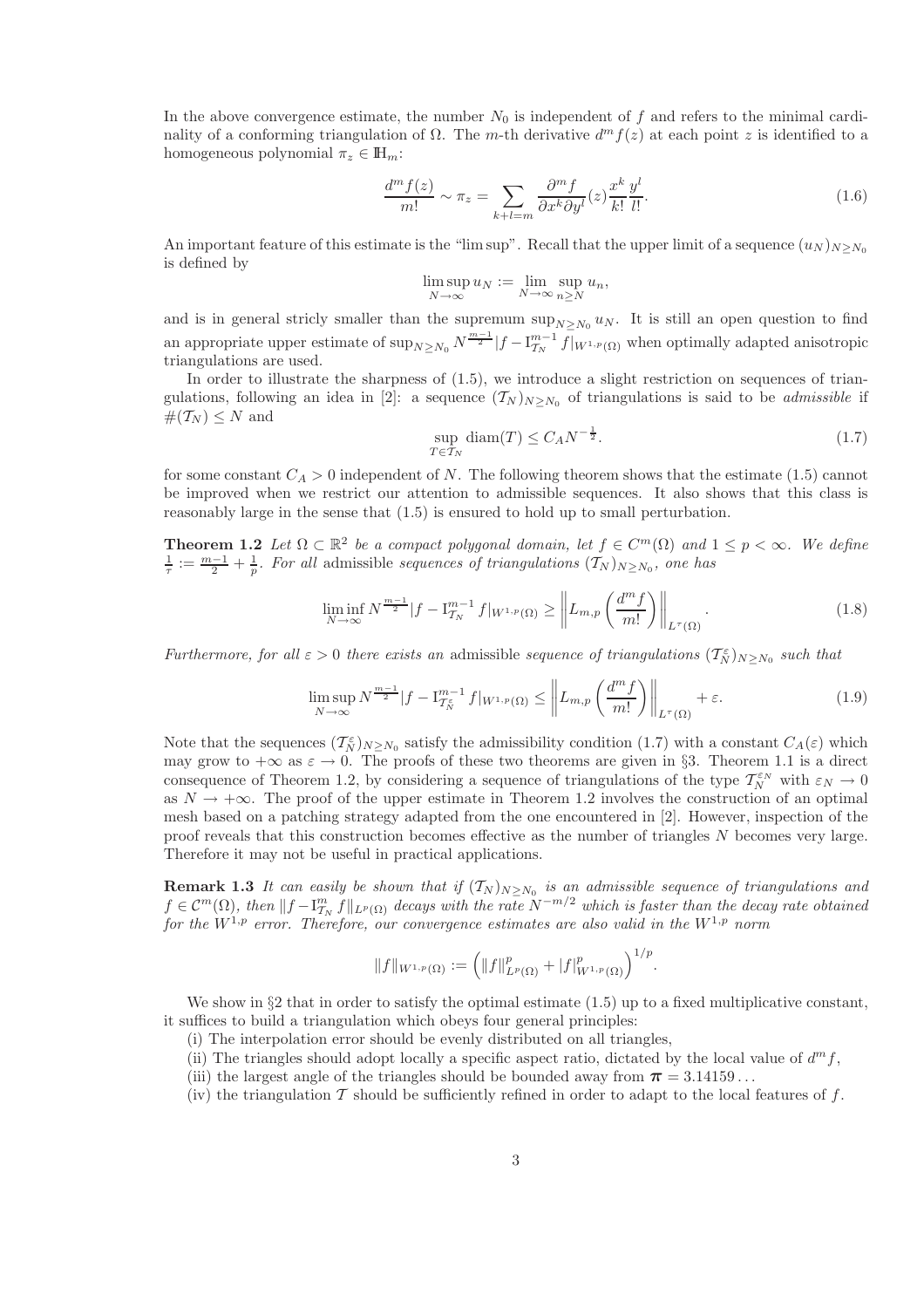In the above convergence estimate, the number $N_0$ is independent of $f$ and refers to the minimal cardinality of a conforming triangulation of $\Omega$. The $m$-th derivative $d^m f(z)$ at each point $z$ is identified to a homogeneous polynomial $\pi_z \in \mathbb{H}_m$:

$$
\frac{d^m f(z)}{m!} \sim \pi_z = \sum_{k+l=m} \frac{\partial^m f}{\partial x^k \partial y^l}(z) \frac{x^k}{k!} \frac{y^l}{l!}. \tag{1.6}
$$

An important feature of this estimate is the "lim sup". Recall that the upper limit of a sequence $(u_N)_{N \geq N_0}$ is defined by

$$
\limsup_{N \to \infty} u_N := \lim_{N \to \infty} \sup_{n \geq N} u_n,
$$

and is in general stricly smaller than the supremum $\sup_{N \geq N_0} u_N$. It is still an open question to find an appropriate upper estimate of $\sup_{N \geq N_0} N^{\frac{m-1}{2}} |f - \mathrm{I}_{\mathcal{T}_N}^{m-1} f|_{W^{1,p}(\Omega)}$ when optimally adapted anisotropic triangulations are used.

In order to illustrate the sharpness of (1.5), we introduce a slight restriction on sequences of triangulations, following an idea in [2]: a sequence $(\mathcal{T}_N)_{N \geq N_0}$ of triangulations is said to be *admissible* if $\#(\mathcal{T}_N) \leq N$ and

$$
\sup_{T \in \mathcal{T}_N} \operatorname{diam}(T) \leq C_A N^{-\frac{1}{2}}. \tag{1.7}
$$

for some constant $C_A > 0$ independent of $N$. The following theorem shows that the estimate (1.5) cannot be improved when we restrict our attention to admissible sequences. It also shows that this class is reasonably large in the sense that (1.5) is ensured to hold up to small perturbation.

**Theorem 1.2** *Let $\Omega \subset \mathbb{R}^2$ be a compact polygonal domain, let $f \in C^m(\Omega)$ and $1 \leq p < \infty$. We define $\frac{1}{\tau} := \frac{m-1}{2} + \frac{1}{p}$. For all* admissible *sequences of triangulations $(\mathcal{T}_N)_{N \geq N_0}$, one has*

$$
\liminf_{N \to \infty} N^{\frac{m-1}{2}} |f - \mathrm{I}_{\mathcal{T}_N}^{m-1} f|_{W^{1,p}(\Omega)} \geq \left\| L_{m,p} \left( \frac{d^m f}{m!} \right) \right\|_{L^\tau(\Omega)}. \tag{1.8}
$$

*Furthermore, for all $\varepsilon > 0$ there exists an* admissible *sequence of triangulations $(\mathcal{T}_N^\varepsilon)_{N \geq N_0}$ such that*

$$
\limsup_{N \to \infty} N^{\frac{m-1}{2}} |f - \mathrm{I}_{\mathcal{T}_N^\varepsilon}^{m-1} f|_{W^{1,p}(\Omega)} \leq \left\| L_{m,p} \left( \frac{d^m f}{m!} \right) \right\|_{L^\tau(\Omega)} + \varepsilon. \tag{1.9}
$$

Note that the sequences $(\mathcal{T}_N^\varepsilon)_{N \geq N_0}$ satisfy the admissibility condition (1.7) with a constant $C_A(\varepsilon)$ which may grow to $+\infty$ as $\varepsilon \to 0$. The proofs of these two theorems are given in §3. Theorem 1.1 is a direct consequence of Theorem 1.2, by considering a sequence of triangulations of the type $\mathcal{T}_N^{\varepsilon_N}$ with $\varepsilon_N \to 0$ as $N \to +\infty$. The proof of the upper estimate in Theorem 1.2 involves the construction of an optimal mesh based on a patching strategy adapted from the one encountered in [2]. However, inspection of the proof reveals that this construction becomes effective as the number of triangles $N$ becomes very large. Therefore it may not be useful in practical applications.

**Remark 1.3** *It can easily be shown that if $(\mathcal{T}_N)_{N \geq N_0}$ is an admissible sequence of triangulations and $f \in \mathcal{C}^m(\Omega)$, then $\|f - \mathrm{I}_{\mathcal{T}_N}^m f\|_{L^p(\Omega)}$ decays with the rate $N^{-m/2}$ which is faster than the decay rate obtained for the $W^{1,p}$ error. Therefore, our convergence estimates are also valid in the $W^{1,p}$ norm*

$$
\|f\|_{W^{1,p}(\Omega)} := \left( \|f\|_{L^p(\Omega)}^p + |f|_{W^{1,p}(\Omega)}^p \right)^{1/p}.
$$

We show in §2 that in order to satisfy the optimal estimate (1.5) up to a fixed multiplicative constant, it suffices to build a triangulation which obeys four general principles:

(i) The interpolation error should be evenly distributed on all triangles,
(ii) The triangles should adopt locally a specific aspect ratio, dictated by the local value of $d^m f$,
(iii) the largest angle of the triangles should be bounded away from $\boldsymbol{\pi} = 3.14159\ldots$
(iv) the triangulation $\mathcal{T}$ should be sufficiently refined in order to adapt to the local features of $f$.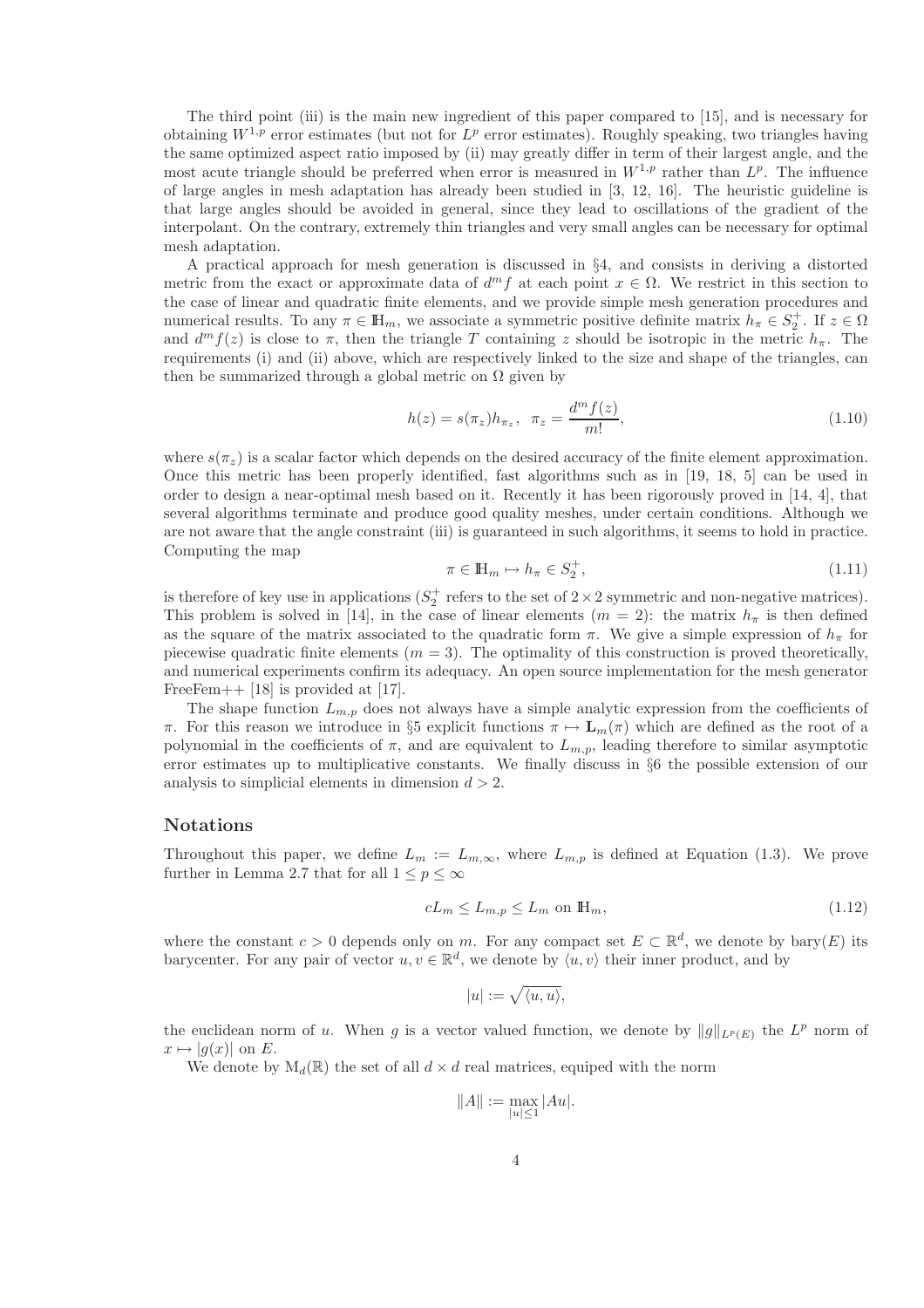The third point (iii) is the main new ingredient of this paper compared to [15], and is necessary for obtaining $W^{1,p}$ error estimates (but not for $L^p$ error estimates). Roughly speaking, two triangles having the same optimized aspect ratio imposed by (ii) may greatly differ in term of their largest angle, and the most acute triangle should be preferred when error is measured in $W^{1,p}$ rather than $L^p$. The influence of large angles in mesh adaptation has already been studied in [3, 12, 16]. The heuristic guideline is that large angles should be avoided in general, since they lead to oscillations of the gradient of the interpolant. On the contrary, extremely thin triangles and very small angles can be necessary for optimal mesh adaptation.

A practical approach for mesh generation is discussed in §4, and consists in deriving a distorted metric from the exact or approximate data of $d^m f$ at each point $x \in \Omega$. We restrict in this section to the case of linear and quadratic finite elements, and we provide simple mesh generation procedures and numerical results. To any $\pi \in \mathbb{H}_m$, we associate a symmetric positive definite matrix $h_\pi \in S_2^+$. If $z \in \Omega$ and $d^m f(z)$ is close to $\pi$, then the triangle $T$ containing $z$ should be isotropic in the metric $h_\pi$. The requirements (i) and (ii) above, which are respectively linked to the size and shape of the triangles, can then be summarized through a global metric on $\Omega$ given by

$$h(z) = s(\pi_z) h_{\pi_z}, \quad \pi_z = \frac{d^m f(z)}{m!}, \tag{1.10}$$

where $s(\pi_z)$ is a scalar factor which depends on the desired accuracy of the finite element approximation. Once this metric has been properly identified, fast algorithms such as in [19, 18, 5] can be used in order to design a near-optimal mesh based on it. Recently it has been rigorously proved in [14, 4], that several algorithms terminate and produce good quality meshes, under certain conditions. Although we are not aware that the angle constraint (iii) is guaranteed in such algorithms, it seems to hold in practice. Computing the map

$$\pi \in \mathbb{H}_m \mapsto h_\pi \in S_2^+, \tag{1.11}$$

is therefore of key use in applications ($S_2^+$ refers to the set of $2 \times 2$ symmetric and non-negative matrices). This problem is solved in [14], in the case of linear elements ($m = 2$): the matrix $h_\pi$ is then defined as the square of the matrix associated to the quadratic form $\pi$. We give a simple expression of $h_\pi$ for piecewise quadratic finite elements ($m = 3$). The optimality of this construction is proved theoretically, and numerical experiments confirm its adequacy. An open source implementation for the mesh generator FreeFem++ [18] is provided at [17].

The shape function $L_{m,p}$ does not always have a simple analytic expression from the coefficients of $\pi$. For this reason we introduce in §5 explicit functions $\pi \mapsto \mathbf{L}_m(\pi)$ which are defined as the root of a polynomial in the coefficients of $\pi$, and are equivalent to $L_{m,p}$, leading therefore to similar asymptotic error estimates up to multiplicative constants. We finally discuss in §6 the possible extension of our analysis to simplicial elements in dimension $d > 2$.

## Notations

Throughout this paper, we define $L_m := L_{m,\infty}$, where $L_{m,p}$ is defined at Equation (1.3). We prove further in Lemma 2.7 that for all $1 \leq p \leq \infty$

$$cL_m \leq L_{m,p} \leq L_m \text{ on } \mathbb{H}_m, \tag{1.12}$$

where the constant $c > 0$ depends only on $m$. For any compact set $E \subset \mathbb{R}^d$, we denote by $\text{bary}(E)$ its barycenter. For any pair of vector $u, v \in \mathbb{R}^d$, we denote by $\langle u, v \rangle$ their inner product, and by

$$|u| := \sqrt{\langle u, u \rangle},$$

the euclidean norm of $u$. When $g$ is a vector valued function, we denote by $\|g\|_{L^p(E)}$ the $L^p$ norm of $x \mapsto |g(x)|$ on $E$.

We denote by $\text{M}_d(\mathbb{R})$ the set of all $d \times d$ real matrices, equiped with the norm

$$\|A\| := \max_{|u| \leq 1} |Au|.$$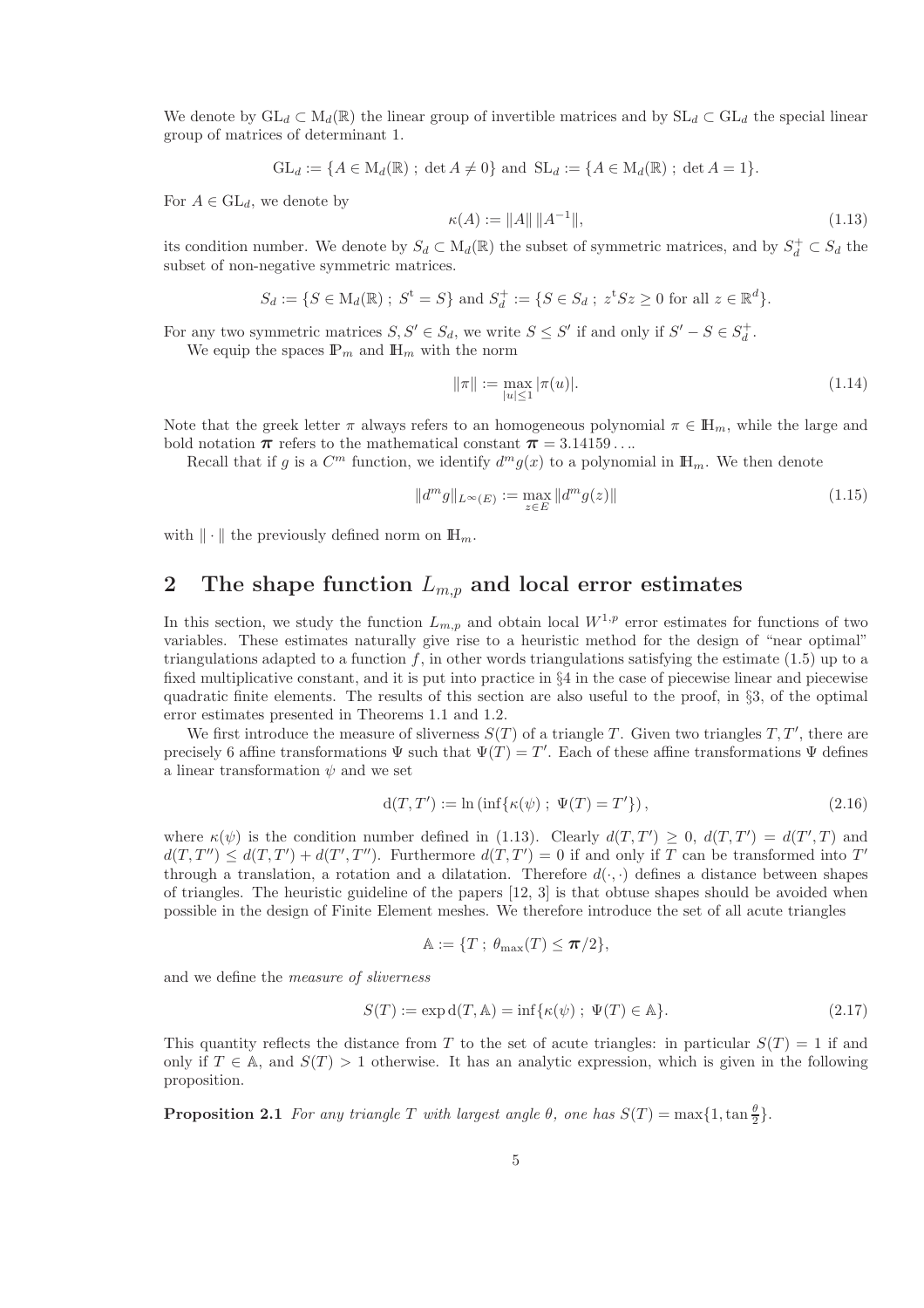We denote by $\mathrm{GL}_d \subset \mathrm{M}_d(\mathbb{R})$ the linear group of invertible matrices and by $\mathrm{SL}_d \subset \mathrm{GL}_d$ the special linear group of matrices of determinant 1.

$$\mathrm{GL}_d := \{A \in \mathrm{M}_d(\mathbb{R})\ ;\ \det A \neq 0\} \text{ and } \mathrm{SL}_d := \{A \in \mathrm{M}_d(\mathbb{R})\ ;\ \det A = 1\}.$$

For $A \in \mathrm{GL}_d$, we denote by

$$\kappa(A) := \|A\| \, \|A^{-1}\|, \tag{1.13}$$

its condition number. We denote by $S_d \subset \mathrm{M}_d(\mathbb{R})$ the subset of symmetric matrices, and by $S_d^+ \subset S_d$ the subset of non-negative symmetric matrices.

$$S_d := \{S \in \mathrm{M}_d(\mathbb{R})\ ;\ S^{\mathrm{t}} = S\} \text{ and } S_d^+ := \{S \in S_d\ ;\ z^{\mathrm{t}} S z \geq 0 \text{ for all } z \in \mathbb{R}^d\}.$$

For any two symmetric matrices $S, S' \in S_d$, we write $S \leq S'$ if and only if $S' - S \in S_d^+$.

We equip the spaces $\mathbb{P}_m$ and $\mathbb{H}_m$ with the norm

$$\|\pi\| := \max_{|u| \leq 1} |\pi(u)|. \tag{1.14}$$

Note that the greek letter $\pi$ always refers to an homogeneous polynomial $\pi \in \mathbb{H}_m$, while the large and bold notation $\boldsymbol{\pi}$ refers to the mathematical constant $\boldsymbol{\pi} = 3.14159\ldots$.

Recall that if $g$ is a $C^m$ function, we identify $d^m g(x)$ to a polynomial in $\mathbb{H}_m$. We then denote

$$\|d^m g\|_{L^\infty(E)} := \max_{z \in E} \|d^m g(z)\| \tag{1.15}$$

with $\|\cdot\|$ the previously defined norm on $\mathbb{H}_m$.

## 2 The shape function $L_{m,p}$ and local error estimates

In this section, we study the function $L_{m,p}$ and obtain local $W^{1,p}$ error estimates for functions of two variables. These estimates naturally give rise to a heuristic method for the design of "near optimal" triangulations adapted to a function $f$, in other words triangulations satisfying the estimate (1.5) up to a fixed multiplicative constant, and it is put into practice in §4 in the case of piecewise linear and piecewise quadratic finite elements. The results of this section are also useful to the proof, in §3, of the optimal error estimates presented in Theorems 1.1 and 1.2.

We first introduce the measure of sliverness $S(T)$ of a triangle $T$. Given two triangles $T, T'$, there are precisely 6 affine transformations $\Psi$ such that $\Psi(T) = T'$. Each of these affine transformations $\Psi$ defines a linear transformation $\psi$ and we set

$$\mathrm{d}(T, T') := \ln\left(\inf\{\kappa(\psi)\ ;\ \Psi(T) = T'\}\right), \tag{2.16}$$

where $\kappa(\psi)$ is the condition number defined in (1.13). Clearly $d(T, T') \geq 0$, $d(T, T') = d(T', T)$ and $d(T, T'') \leq d(T, T') + d(T', T'')$. Furthermore $d(T, T') = 0$ if and only if $T$ can be transformed into $T'$ through a translation, a rotation and a dilatation. Therefore $d(\cdot, \cdot)$ defines a distance between shapes of triangles. The heuristic guideline of the papers [12, 3] is that obtuse shapes should be avoided when possible in the design of Finite Element meshes. We therefore introduce the set of all acute triangles

$$\mathbb{A} := \{T\ ;\ \theta_{\max}(T) \leq \boldsymbol{\pi}/2\},$$

and we define the *measure of sliverness*

$$S(T) := \exp \mathrm{d}(T, \mathbb{A}) = \inf\{\kappa(\psi)\ ;\ \Psi(T) \in \mathbb{A}\}. \tag{2.17}$$

This quantity reflects the distance from $T$ to the set of acute triangles: in particular $S(T) = 1$ if and only if $T \in \mathbb{A}$, and $S(T) > 1$ otherwise. It has an analytic expression, which is given in the following proposition.

**Proposition 2.1** *For any triangle $T$ with largest angle $\theta$, one has $S(T) = \max\{1, \tan\frac{\theta}{2}\}$.*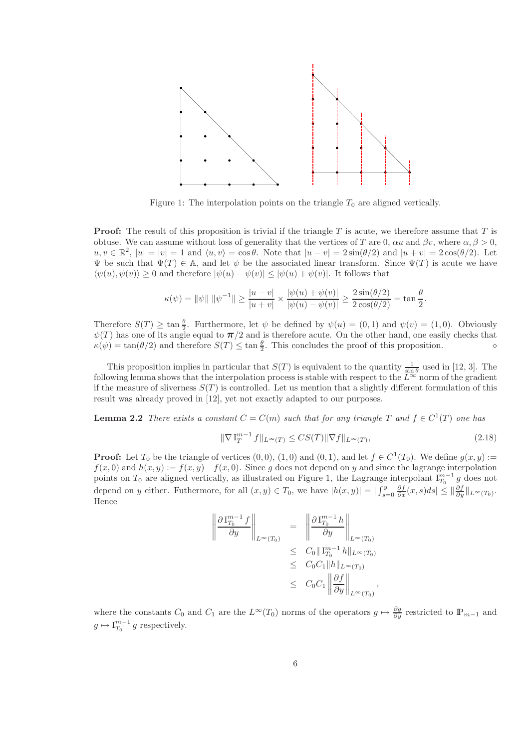Figure 1: The interpolation points on the triangle $T_0$ are aligned vertically.

**Proof:** The result of this proposition is trivial if the triangle $T$ is acute, we therefore assume that $T$ is obtuse. We can assume without loss of generality that the vertices of $T$ are 0, $\alpha u$ and $\beta v$, where $\alpha, \beta > 0$, $u, v \in \mathbb{R}^2$, $|u| = |v| = 1$ and $\langle u, v\rangle = \cos\theta$. Note that $|u - v| = 2\sin(\theta/2)$ and $|u + v| = 2\cos(\theta/2)$. Let $\Psi$ be such that $\Psi(T) \in \mathbb{A}$, and let $\psi$ be the associated linear transform. Since $\Psi(T)$ is acute we have $\langle \psi(u), \psi(v)\rangle \geq 0$ and therefore $|\psi(u) - \psi(v)| \leq |\psi(u) + \psi(v)|$. It follows that

$$\kappa(\psi) = \|\psi\| \, \|\psi^{-1}\| \geq \frac{|u - v|}{|u + v|} \times \frac{|\psi(u) + \psi(v)|}{|\psi(u) - \psi(v)|} \geq \frac{2\sin(\theta/2)}{2\cos(\theta/2)} = \tan\frac{\theta}{2}.$$

Therefore $S(T) \geq \tan\frac{\theta}{2}$. Furthermore, let $\psi$ be defined by $\psi(u) = (0, 1)$ and $\psi(v) = (1, 0)$. Obviously $\psi(T)$ has one of its angle equal to $\boldsymbol{\pi}/2$ and is therefore acute. On the other hand, one easily checks that $\kappa(\psi) = \tan(\theta/2)$ and therefore $S(T) \leq \tan\frac{\theta}{2}$. This concludes the proof of this proposition. $\diamond$

This proposition implies in particular that $S(T)$ is equivalent to the quantity $\frac{1}{\sin\theta}$ used in [12, 3]. The following lemma shows that the interpolation process is stable with respect to the $L^\infty$ norm of the gradient if the measure of sliverness $S(T)$ is controlled. Let us mention that a slightly different formulation of this result was already proved in [12], yet not exactly adapted to our purposes.

**Lemma 2.2** *There exists a constant $C = C(m)$ such that for any triangle $T$ and $f \in C^1(T)$ one has*

$$\|\nabla \mathrm{I}_T^{m-1} f\|_{L^\infty(T)} \leq C S(T) \|\nabla f\|_{L^\infty(T)}, \tag{2.18}$$

**Proof:** Let $T_0$ be the triangle of vertices $(0,0)$, $(1,0)$ and $(0,1)$, and let $f \in C^1(T_0)$. We define $g(x,y) := f(x,0)$ and $h(x,y) := f(x,y) - f(x,0)$. Since $g$ does not depend on $y$ and since the lagrange interpolation points on $T_0$ are aligned vertically, as illustrated on Figure 1, the Lagrange interpolant $\mathrm{I}_{T_0}^{m-1} g$ does not depend on $y$ either. Futhermore, for all $(x,y) \in T_0$, we have $|h(x,y)| = |\int_{s=0}^{y} \frac{\partial f}{\partial x}(x,s)ds| \leq \|\frac{\partial f}{\partial y}\|_{L^\infty(T_0)}$. Hence

$$\begin{aligned}
\left\|\frac{\partial \mathrm{I}_{T_0}^{m-1} f}{\partial y}\right\|_{L^\infty(T_0)} &= \left\|\frac{\partial \mathrm{I}_{T_0}^{m-1} h}{\partial y}\right\|_{L^\infty(T_0)} \\
&\leq C_0 \|\mathrm{I}_{T_0}^{m-1} h\|_{L^\infty(T_0)} \\
&\leq C_0 C_1 \|h\|_{L^\infty(T_0)} \\
&\leq C_0 C_1 \left\|\frac{\partial f}{\partial y}\right\|_{L^\infty(T_0)},
\end{aligned}$$

where the constants $C_0$ and $C_1$ are the $L^\infty(T_0)$ norms of the operators $g \mapsto \frac{\partial g}{\partial y}$ restricted to $\mathbb{P}_{m-1}$ and $g \mapsto \mathrm{I}_{T_0}^{m-1} g$ respectively.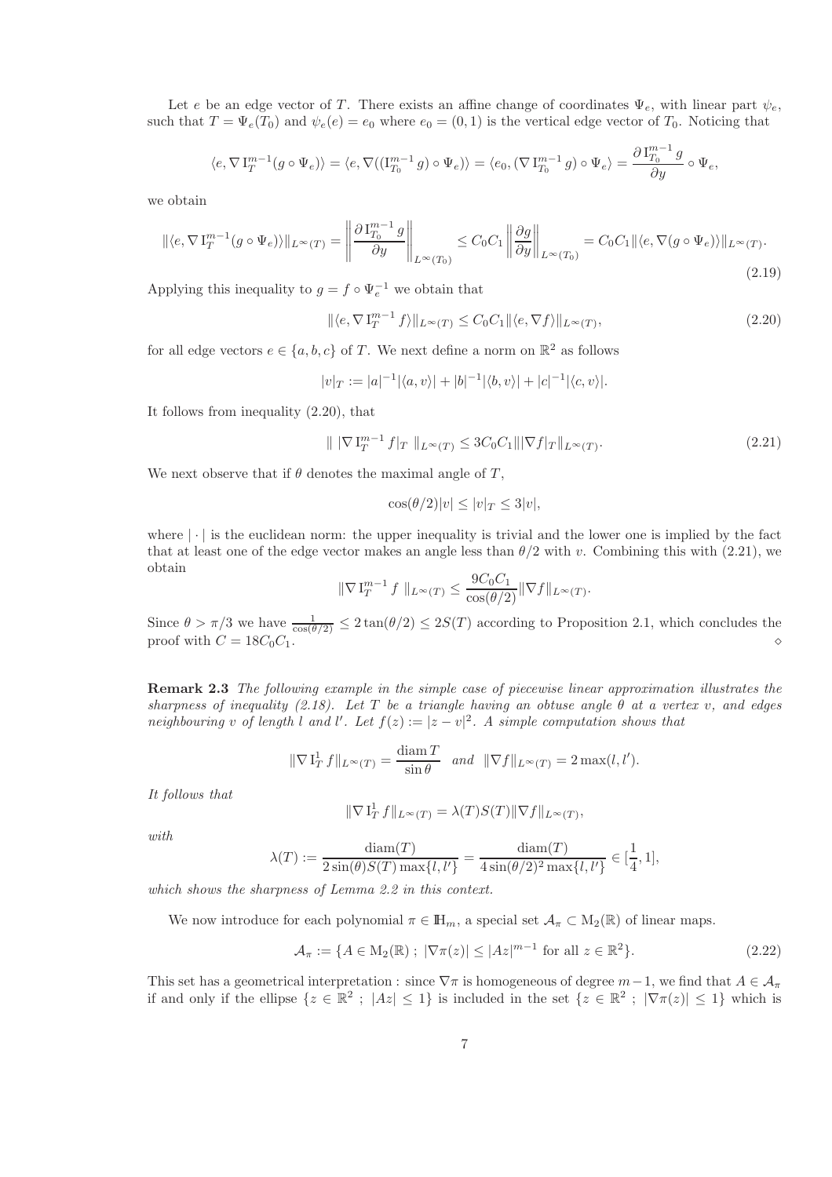Let $e$ be an edge vector of $T$. There exists an affine change of coordinates $\Psi_e$, with linear part $\psi_e$, such that $T = \Psi_e(T_0)$ and $\psi_e(e) = e_0$ where $e_0 = (0,1)$ is the vertical edge vector of $T_0$. Noticing that

$$\langle e, \nabla \mathrm{I}_T^{m-1}(g \circ \Psi_e)\rangle = \langle e, \nabla((\mathrm{I}_{T_0}^{m-1} g) \circ \Psi_e)\rangle = \langle e_0, (\nabla \mathrm{I}_{T_0}^{m-1} g) \circ \Psi_e\rangle = \frac{\partial \, \mathrm{I}_{T_0}^{m-1} g}{\partial y} \circ \Psi_e,$$

we obtain

$$\|\langle e, \nabla \mathrm{I}_T^{m-1}(g \circ \Psi_e)\rangle\|_{L^\infty(T)} = \left\| \frac{\partial \, \mathrm{I}_{T_0}^{m-1} g}{\partial y} \right\|_{L^\infty(T_0)} \leq C_0 C_1 \left\| \frac{\partial g}{\partial y} \right\|_{L^\infty(T_0)} = C_0 C_1 \|\langle e, \nabla (g \circ \Psi_e)\rangle\|_{L^\infty(T)}. \tag{2.19}$$

Applying this inequality to $g = f \circ \Psi_e^{-1}$ we obtain that

$$\|\langle e, \nabla \mathrm{I}_T^{m-1} f\rangle\|_{L^\infty(T)} \leq C_0 C_1 \|\langle e, \nabla f\rangle\|_{L^\infty(T)}, \tag{2.20}$$

for all edge vectors $e \in \{a, b, c\}$ of $T$. We next define a norm on $\mathbb{R}^2$ as follows

$$|v|_T := |a|^{-1}|\langle a, v\rangle| + |b|^{-1}|\langle b, v\rangle| + |c|^{-1}|\langle c, v\rangle|.$$

It follows from inequality (2.20), that

$$\| \, |\nabla \mathrm{I}_T^{m-1} f|_T \, \|_{L^\infty(T)} \leq 3 C_0 C_1 \| |\nabla f|_T \|_{L^\infty(T)}. \tag{2.21}$$

We next observe that if $\theta$ denotes the maximal angle of $T$,

$$\cos(\theta/2)|v| \leq |v|_T \leq 3|v|,$$

where $|\cdot|$ is the euclidean norm: the upper inequality is trivial and the lower one is implied by the fact that at least one of the edge vector makes an angle less than $\theta/2$ with $v$. Combining this with (2.21), we obtain

$$\|\nabla \mathrm{I}_T^{m-1} f \, \|_{L^\infty(T)} \leq \frac{9 C_0 C_1}{\cos(\theta/2)} \|\nabla f\|_{L^\infty(T)}.$$

Since $\theta > \pi/3$ we have $\frac{1}{\cos(\theta/2)} \leq 2\tan(\theta/2) \leq 2S(T)$ according to Proposition 2.1, which concludes the proof with $C = 18 C_0 C_1$. $\diamond$

**Remark 2.3** *The following example in the simple case of piecewise linear approximation illustrates the sharpness of inequality (2.18). Let $T$ be a triangle having an obtuse angle $\theta$ at a vertex $v$, and edges neighbouring $v$ of length $l$ and $l'$. Let $f(z) := |z - v|^2$. A simple computation shows that*

$$\|\nabla \mathrm{I}_T^1 f\|_{L^\infty(T)} = \frac{\operatorname{diam} T}{\sin\theta} \quad \text{and} \quad \|\nabla f\|_{L^\infty(T)} = 2\max(l, l').$$

*It follows that*

$$\|\nabla \mathrm{I}_T^1 f\|_{L^\infty(T)} = \lambda(T) S(T) \|\nabla f\|_{L^\infty(T)},$$

*with*

$$\lambda(T) := \frac{\operatorname{diam}(T)}{2\sin(\theta) S(T) \max\{l, l'\}} = \frac{\operatorname{diam}(T)}{4\sin(\theta/2)^2 \max\{l, l'\}} \in [\frac{1}{4}, 1],$$

*which shows the sharpness of Lemma 2.2 in this context.*

We now introduce for each polynomial $\pi \in \mathbb{H}_m$, a special set $\mathcal{A}_\pi \subset \mathrm{M}_2(\mathbb{R})$ of linear maps.

$$\mathcal{A}_\pi := \{A \in \mathrm{M}_2(\mathbb{R}) \; ; \; |\nabla \pi(z)| \leq |Az|^{m-1} \text{ for all } z \in \mathbb{R}^2\}. \tag{2.22}$$

This set has a geometrical interpretation : since $\nabla \pi$ is homogeneous of degree $m-1$, we find that $A \in \mathcal{A}_\pi$ if and only if the ellipse $\{z \in \mathbb{R}^2 \; ; \; |Az| \leq 1\}$ is included in the set $\{z \in \mathbb{R}^2 \; ; \; |\nabla \pi(z)| \leq 1\}$ which is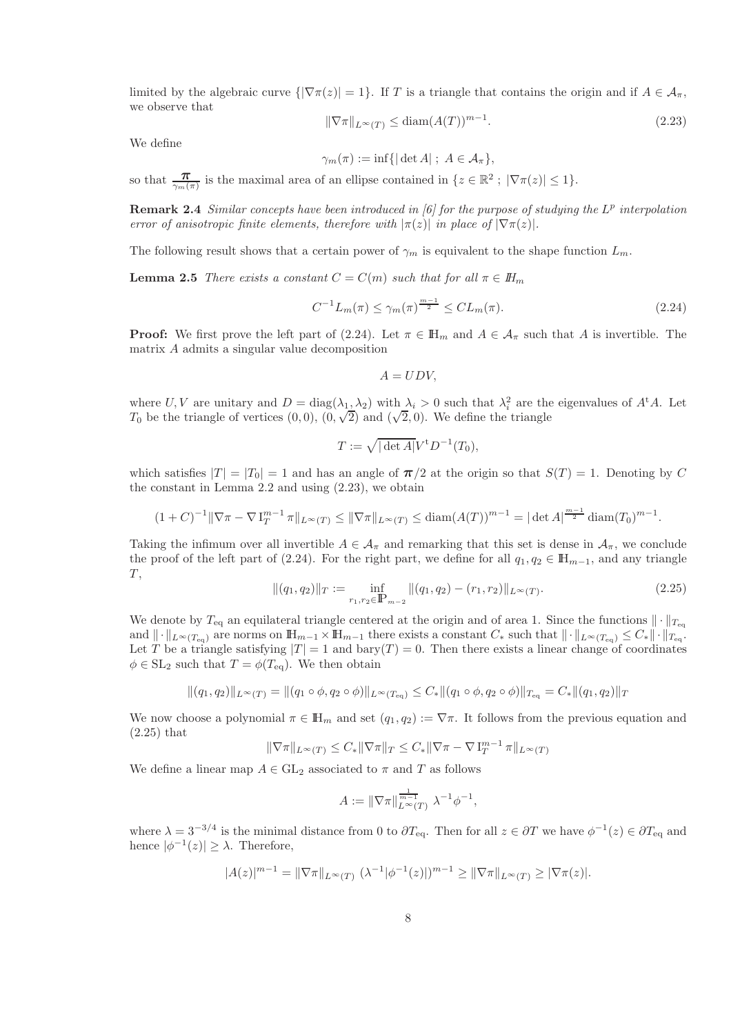limited by the algebraic curve $\{|\nabla\pi(z)| = 1\}$. If $T$ is a triangle that contains the origin and if $A \in \mathcal{A}_\pi$, we observe that

$$\|\nabla\pi\|_{L^\infty(T)} \le \operatorname{diam}(A(T))^{m-1}. \tag{2.23}$$

We define

$$\gamma_m(\pi) := \inf\{|\det A|\ ;\ A \in \mathcal{A}_\pi\},$$

so that $\frac{\boldsymbol{\pi}}{\gamma_m(\pi)}$ is the maximal area of an ellipse contained in $\{z \in \mathbb{R}^2\ ;\ |\nabla\pi(z)| \le 1\}$.

**Remark 2.4** *Similar concepts have been introduced in [6] for the purpose of studying the $L^p$ interpolation error of anisotropic finite elements, therefore with $|\pi(z)|$ in place of $|\nabla\pi(z)|$.*

The following result shows that a certain power of $\gamma_m$ is equivalent to the shape function $L_m$.

**Lemma 2.5** *There exists a constant $C = C(m)$ such that for all $\pi \in \mathbb{H}_m$*

$$C^{-1}L_m(\pi) \le \gamma_m(\pi)^{\frac{m-1}{2}} \le CL_m(\pi). \tag{2.24}$$

**Proof:** We first prove the left part of (2.24). Let $\pi \in \mathbb{H}_m$ and $A \in \mathcal{A}_\pi$ such that $A$ is invertible. The matrix $A$ admits a singular value decomposition

$$A = UDV,$$

where $U, V$ are unitary and $D = \operatorname{diag}(\lambda_1, \lambda_2)$ with $\lambda_i > 0$ such that $\lambda_i^2$ are the eigenvalues of $A^{\mathrm{t}}A$. Let $T_0$ be the triangle of vertices $(0,0)$, $(0,\sqrt{2})$ and $(\sqrt{2},0)$. We define the triangle

$$T := \sqrt{|\det A|}V^{\mathrm{t}}D^{-1}(T_0),$$

which satisfies $|T| = |T_0| = 1$ and has an angle of $\boldsymbol{\pi}/2$ at the origin so that $S(T) = 1$. Denoting by $C$ the constant in Lemma 2.2 and using (2.23), we obtain

$$(1+C)^{-1}\|\nabla\pi - \nabla\,\mathrm{I}_T^{m-1}\pi\|_{L^\infty(T)} \le \|\nabla\pi\|_{L^\infty(T)} \le \operatorname{diam}(A(T))^{m-1} = |\det A|^{\frac{m-1}{2}}\operatorname{diam}(T_0)^{m-1}.$$

Taking the infimum over all invertible $A \in \mathcal{A}_\pi$ and remarking that this set is dense in $\mathcal{A}_\pi$, we conclude the proof of the left part of (2.24). For the right part, we define for all $q_1, q_2 \in \mathbb{H}_{m-1}$, and any triangle $T$,

$$\|(q_1,q_2)\|_T := \inf_{r_1,r_2\in\mathbb{P}_{m-2}} \|(q_1,q_2) - (r_1,r_2)\|_{L^\infty(T)}. \tag{2.25}$$

We denote by $T_{\mathrm{eq}}$ an equilateral triangle centered at the origin and of area 1. Since the functions $\|\cdot\|_{T_{\mathrm{eq}}}$ and $\|\cdot\|_{L^\infty(T_{\mathrm{eq}})}$ are norms on $\mathbb{H}_{m-1}\times\mathbb{H}_{m-1}$ there exists a constant $C_*$ such that $\|\cdot\|_{L^\infty(T_{\mathrm{eq}})} \le C_*\|\cdot\|_{T_{\mathrm{eq}}}$. Let $T$ be a triangle satisfying $|T| = 1$ and $\operatorname{bary}(T) = 0$. Then there exists a linear change of coordinates $\phi \in \mathrm{SL}_2$ such that $T = \phi(T_{\mathrm{eq}})$. We then obtain

$$\|(q_1,q_2)\|_{L^\infty(T)} = \|(q_1\circ\phi, q_2\circ\phi)\|_{L^\infty(T_{\mathrm{eq}})} \le C_*\|(q_1\circ\phi, q_2\circ\phi)\|_{T_{\mathrm{eq}}} = C_*\|(q_1,q_2)\|_T$$

We now choose a polynomial $\pi \in \mathbb{H}_m$ and set $(q_1,q_2) := \nabla\pi$. It follows from the previous equation and (2.25) that

$$\|\nabla\pi\|_{L^\infty(T)} \le C_*\|\nabla\pi\|_T \le C_*\|\nabla\pi - \nabla\,\mathrm{I}_T^{m-1}\pi\|_{L^\infty(T)}$$

We define a linear map $A \in \mathrm{GL}_2$ associated to $\pi$ and $T$ as follows

$$A := \|\nabla\pi\|_{L^\infty(T)}^{\frac{1}{m-1}}\ \lambda^{-1}\phi^{-1},$$

where $\lambda = 3^{-3/4}$ is the minimal distance from 0 to $\partial T_{\mathrm{eq}}$. Then for all $z \in \partial T$ we have $\phi^{-1}(z) \in \partial T_{\mathrm{eq}}$ and hence $|\phi^{-1}(z)| \ge \lambda$. Therefore,

$$|A(z)|^{m-1} = \|\nabla\pi\|_{L^\infty(T)}\ (\lambda^{-1}|\phi^{-1}(z)|)^{m-1} \ge \|\nabla\pi\|_{L^\infty(T)} \ge |\nabla\pi(z)|.$$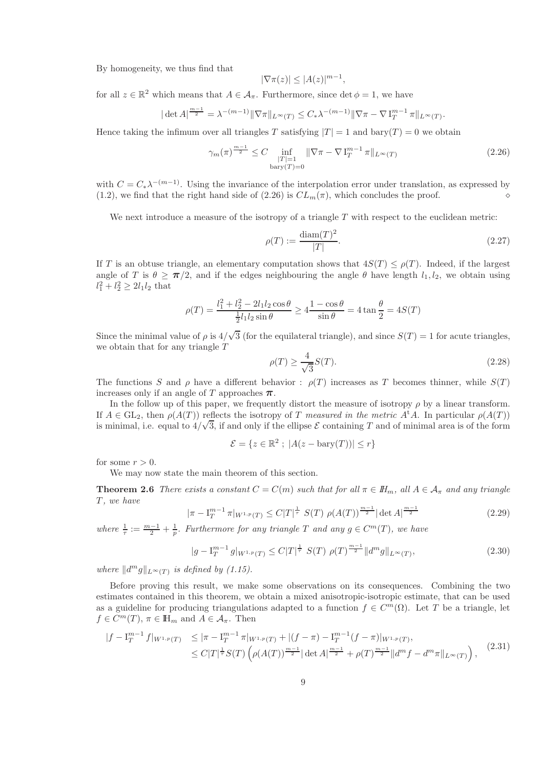By homogeneity, we thus find that

$$|\nabla \pi(z)| \leq |A(z)|^{m-1},$$

for all $z \in \mathbb{R}^2$ which means that $A \in \mathcal{A}_\pi$. Furthermore, since $\det \phi = 1$, we have

$$|\det A|^{\frac{m-1}{2}} = \lambda^{-(m-1)} \|\nabla \pi\|_{L^\infty(T)} \leq C_* \lambda^{-(m-1)} \|\nabla \pi - \nabla \mathrm{I}_T^{m-1} \pi\|_{L^\infty(T)}.$$

Hence taking the infimum over all triangles $T$ satisfying $|T| = 1$ and $\mathrm{bary}(T) = 0$ we obtain

$$\gamma_m(\pi)^{\frac{m-1}{2}} \leq C \inf_{\substack{|T|=1 \\ \mathrm{bary}(T)=0}} \|\nabla \pi - \nabla \mathrm{I}_T^{m-1} \pi\|_{L^\infty(T)} \tag{2.26}$$

with $C = C_* \lambda^{-(m-1)}$. Using the invariance of the interpolation error under translation, as expressed by (1.2), we find that the right hand side of (2.26) is $C L_m(\pi)$, which concludes the proof. $\diamond$

We next introduce a measure of the isotropy of a triangle $T$ with respect to the euclidean metric:

$$\rho(T) := \frac{\mathrm{diam}(T)^2}{|T|}. \tag{2.27}$$

If $T$ is an obtuse triangle, an elementary computation shows that $4S(T) \leq \rho(T)$. Indeed, if the largest angle of $T$ is $\theta \geq \boldsymbol{\pi}/2$, and if the edges neighbouring the angle $\theta$ have length $l_1, l_2$, we obtain using $l_1^2 + l_2^2 \geq 2 l_1 l_2$ that

$$\rho(T) = \frac{l_1^2 + l_2^2 - 2 l_1 l_2 \cos\theta}{\frac{1}{2} l_1 l_2 \sin\theta} \geq 4 \frac{1 - \cos\theta}{\sin\theta} = 4 \tan\frac{\theta}{2} = 4S(T)$$

Since the minimal value of $\rho$ is $4/\sqrt{3}$ (for the equilateral triangle), and since $S(T) = 1$ for acute triangles, we obtain that for any triangle $T$

$$\rho(T) \geq \frac{4}{\sqrt{3}} S(T). \tag{2.28}$$

The functions $S$ and $\rho$ have a different behavior : $\rho(T)$ increases as $T$ becomes thinner, while $S(T)$ increases only if an angle of $T$ approaches $\boldsymbol{\pi}$.

In the follow up of this paper, we frequently distort the measure of isotropy $\rho$ by a linear transform. If $A \in \mathrm{GL}_2$, then $\rho(A(T))$ reflects the isotropy of $T$ *measured in the metric* $A^{\mathrm{t}} A$. In particular $\rho(A(T))$ is minimal, i.e. equal to $4/\sqrt{3}$, if and only if the ellipse $\mathcal{E}$ containing $T$ and of minimal area is of the form

$$\mathcal{E} = \{z \in \mathbb{R}^2 \; ; \; |A(z - \mathrm{bary}(T))| \leq r\}$$

for some $r > 0$.

We may now state the main theorem of this section.

**Theorem 2.6** *There exists a constant $C = C(m)$ such that for all $\pi \in \mathbb{H}_m$, all $A \in \mathcal{A}_\pi$ and any triangle $T$, we have*

$$|\pi - \mathrm{I}_T^{m-1} \pi|_{W^{1,p}(T)} \leq C |T|^{\frac{1}{\tau}} \, S(T) \, \rho(A(T))^{\frac{m-1}{2}} |\det A|^{\frac{m-1}{2}} \tag{2.29}$$

*where $\frac{1}{\tau} := \frac{m-1}{2} + \frac{1}{p}$. Furthermore for any triangle $T$ and any $g \in C^m(T)$, we have*

$$|g - \mathrm{I}_T^{m-1} g|_{W^{1,p}(T)} \leq C |T|^{\frac{1}{\tau}} \, S(T) \, \rho(T)^{\frac{m-1}{2}} \|d^m g\|_{L^\infty(T)}, \tag{2.30}$$

*where $\|d^m g\|_{L^\infty(T)}$ is defined by (1.15).*

Before proving this result, we make some observations on its consequences. Combining the two estimates contained in this theorem, we obtain a mixed anisotropic-isotropic estimate, that can be used as a guideline for producing triangulations adapted to a function $f \in C^m(\Omega)$. Let $T$ be a triangle, let $f \in C^m(T)$, $\pi \in \mathbb{H}_m$ and $A \in \mathcal{A}_\pi$. Then

$$\begin{aligned} |f - \mathrm{I}_T^{m-1} f|_{W^{1,p}(T)} &\leq |\pi - \mathrm{I}_T^{m-1} \pi|_{W^{1,p}(T)} + |(f - \pi) - \mathrm{I}_T^{m-1}(f - \pi)|_{W^{1,p}(T)}, \\ &\leq C |T|^{\frac{1}{\tau}} S(T) \left( \rho(A(T))^{\frac{m-1}{2}} |\det A|^{\frac{m-1}{2}} + \rho(T)^{\frac{m-1}{2}} \|d^m f - d^m \pi\|_{L^\infty(T)} \right), \end{aligned} \tag{2.31}$$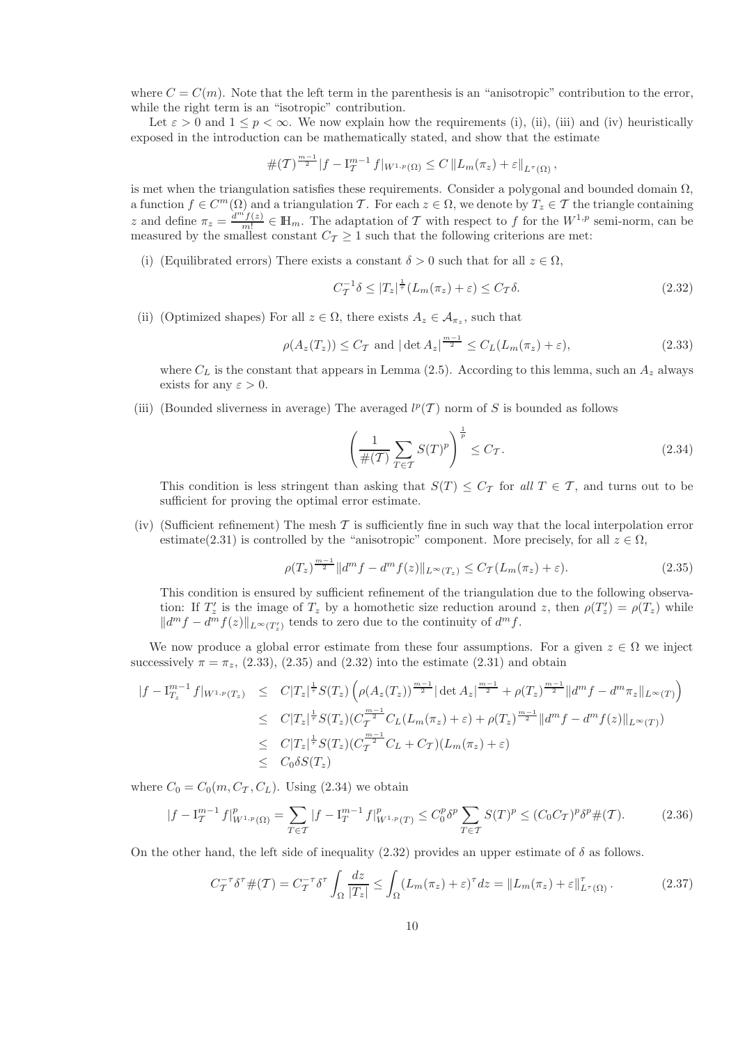where $C = C(m)$. Note that the left term in the parenthesis is an "anisotropic" contribution to the error, while the right term is an "isotropic" contribution.

Let $\varepsilon > 0$ and $1 \leq p < \infty$. We now explain how the requirements (i), (ii), (iii) and (iv) heuristically exposed in the introduction can be mathematically stated, and show that the estimate

$$\#(\mathcal{T})^{\frac{m-1}{2}} |f - \mathrm{I}_{\mathcal{T}}^{m-1} f|_{W^{1,p}(\Omega)} \leq C \left\| L_m(\pi_z) + \varepsilon \right\|_{L^\tau(\Omega)},$$

is met when the triangulation satisfies these requirements. Consider a polygonal and bounded domain $\Omega$, a function $f \in C^m(\Omega)$ and a triangulation $\mathcal{T}$. For each $z \in \Omega$, we denote by $T_z \in \mathcal{T}$ the triangle containing $z$ and define $\pi_z = \frac{d^m f(z)}{m!} \in \mathbb{H}_m$. The adaptation of $\mathcal{T}$ with respect to $f$ for the $W^{1,p}$ semi-norm, can be measured by the smallest constant $C_{\mathcal{T}} \geq 1$ such that the following criterions are met:

(i) (Equilibrated errors) There exists a constant $\delta > 0$ such that for all $z \in \Omega$,

$$C_{\mathcal{T}}^{-1} \delta \leq |T_z|^{\frac{1}{\tau}} (L_m(\pi_z) + \varepsilon) \leq C_{\mathcal{T}} \delta. \tag{2.32}$$

(ii) (Optimized shapes) For all $z \in \Omega$, there exists $A_z \in \mathcal{A}_{\pi_z}$, such that

$$\rho(A_z(T_z)) \leq C_{\mathcal{T}} \text{ and } |\det A_z|^{\frac{m-1}{2}} \leq C_L (L_m(\pi_z) + \varepsilon), \tag{2.33}$$

where $C_L$ is the constant that appears in Lemma (2.5). According to this lemma, such an $A_z$ always exists for any $\varepsilon > 0$.

(iii) (Bounded sliverness in average) The averaged $l^p(\mathcal{T})$ norm of $S$ is bounded as follows

$$\left( \frac{1}{\#(\mathcal{T})} \sum_{T \in \mathcal{T}} S(T)^p \right)^{\frac{1}{p}} \leq C_{\mathcal{T}}. \tag{2.34}$$

This condition is less stringent than asking that $S(T) \leq C_{\mathcal{T}}$ for *all* $T \in \mathcal{T}$, and turns out to be sufficient for proving the optimal error estimate.

(iv) (Sufficient refinement) The mesh $\mathcal{T}$ is sufficiently fine in such way that the local interpolation error estimate(2.31) is controlled by the "anisotropic" component. More precisely, for all $z \in \Omega$,

$$\rho(T_z)^{\frac{m-1}{2}} \|d^m f - d^m f(z)\|_{L^\infty(T_z)} \leq C_{\mathcal{T}} (L_m(\pi_z) + \varepsilon). \tag{2.35}$$

This condition is ensured by sufficient refinement of the triangulation due to the following observation: If $T_z'$ is the image of $T_z$ by a homothetic size reduction around $z$, then $\rho(T_z') = \rho(T_z)$ while $\|d^m f - d^m f(z)\|_{L^\infty(T_z')}$ tends to zero due to the continuity of $d^m f$.

We now produce a global error estimate from these four assumptions. For a given $z \in \Omega$ we inject successively $\pi = \pi_z$, (2.33), (2.35) and (2.32) into the estimate (2.31) and obtain

$$\begin{aligned}
|f - \mathrm{I}_{T_z}^{m-1} f|_{W^{1,p}(T_z)} &\leq C |T_z|^{\frac{1}{\tau}} S(T_z) \left( \rho(A_z(T_z))^{\frac{m-1}{2}} |\det A_z|^{\frac{m-1}{2}} + \rho(T_z)^{\frac{m-1}{2}} \|d^m f - d^m \pi_z\|_{L^\infty(T)} \right) \\
&\leq C |T_z|^{\frac{1}{\tau}} S(T_z) (C_{\mathcal{T}}^{\frac{m-1}{2}} C_L (L_m(\pi_z) + \varepsilon) + \rho(T_z)^{\frac{m-1}{2}} \|d^m f - d^m f(z)\|_{L^\infty(T)}) \\
&\leq C |T_z|^{\frac{1}{\tau}} S(T_z) (C_{\mathcal{T}}^{\frac{m-1}{2}} C_L + C_{\mathcal{T}}) (L_m(\pi_z) + \varepsilon) \\
&\leq C_0 \delta S(T_z)
\end{aligned}$$

where $C_0 = C_0(m, C_{\mathcal{T}}, C_L)$. Using (2.34) we obtain

$$|f - \mathrm{I}_{\mathcal{T}}^{m-1} f|_{W^{1,p}(\Omega)}^p = \sum_{T \in \mathcal{T}} |f - \mathrm{I}_T^{m-1} f|_{W^{1,p}(T)}^p \leq C_0^p \delta^p \sum_{T \in \mathcal{T}} S(T)^p \leq (C_0 C_{\mathcal{T}})^p \delta^p \#(\mathcal{T}). \tag{2.36}$$

On the other hand, the left side of inequality (2.32) provides an upper estimate of $\delta$ as follows.

$$C_{\mathcal{T}}^{-\tau} \delta^\tau \#(\mathcal{T}) = C_{\mathcal{T}}^{-\tau} \delta^\tau \int_\Omega \frac{dz}{|T_z|} \leq \int_\Omega (L_m(\pi_z) + \varepsilon)^\tau dz = \|L_m(\pi_z) + \varepsilon\|_{L^\tau(\Omega)}^\tau. \tag{2.37}$$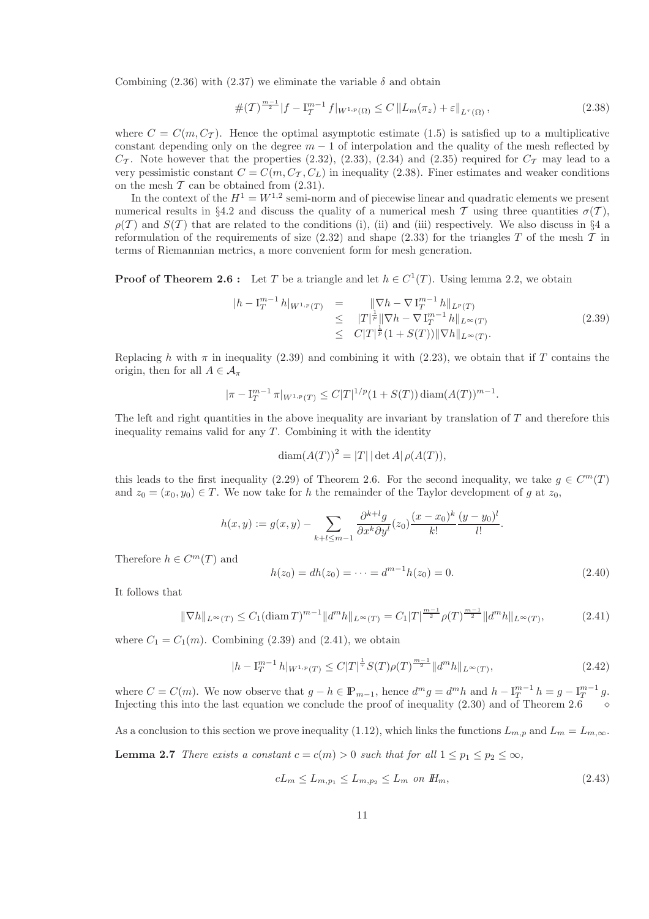Combining (2.36) with (2.37) we eliminate the variable $\delta$ and obtain

$$\#(\mathcal{T})^{\frac{m-1}{2}} |f - \mathrm{I}_{\mathcal{T}}^{m-1} f|_{W^{1,p}(\Omega)} \leq C \, \|L_m(\pi_z) + \varepsilon\|_{L^\tau(\Omega)}, \tag{2.38}$$

where $C = C(m, C_{\mathcal{T}})$. Hence the optimal asymptotic estimate (1.5) is satisfied up to a multiplicative constant depending only on the degree $m-1$ of interpolation and the quality of the mesh reflected by $C_{\mathcal{T}}$. Note however that the properties (2.32), (2.33), (2.34) and (2.35) required for $C_{\mathcal{T}}$ may lead to a very pessimistic constant $C = C(m, C_{\mathcal{T}}, C_L)$ in inequality (2.38). Finer estimates and weaker conditions on the mesh $\mathcal{T}$ can be obtained from (2.31).

In the context of the $H^1 = W^{1,2}$ semi-norm and of piecewise linear and quadratic elements we present numerical results in §4.2 and discuss the quality of a numerical mesh $\mathcal{T}$ using three quantities $\sigma(\mathcal{T})$, $\rho(\mathcal{T})$ and $S(\mathcal{T})$ that are related to the conditions (i), (ii) and (iii) respectively. We also discuss in §4 a reformulation of the requirements of size (2.32) and shape (2.33) for the triangles $T$ of the mesh $\mathcal{T}$ in terms of Riemannian metrics, a more convenient form for mesh generation.

**Proof of Theorem 2.6 :** Let $T$ be a triangle and let $h \in C^1(T)$. Using lemma 2.2, we obtain

$$\begin{aligned} |h - \mathrm{I}_T^{m-1} h|_{W^{1,p}(T)} &= \|\nabla h - \nabla \mathrm{I}_T^{m-1} h\|_{L^p(T)} \\ &\leq |T|^{\frac{1}{p}} \|\nabla h - \nabla \mathrm{I}_T^{m-1} h\|_{L^\infty(T)} \\ &\leq C|T|^{\frac{1}{p}}(1 + S(T))\|\nabla h\|_{L^\infty(T)}. \end{aligned} \tag{2.39}$$

Replacing $h$ with $\pi$ in inequality (2.39) and combining it with (2.23), we obtain that if $T$ contains the origin, then for all $A \in \mathcal{A}_\pi$

$$|\pi - \mathrm{I}_T^{m-1} \pi|_{W^{1,p}(T)} \leq C|T|^{1/p}(1 + S(T)) \operatorname{diam}(A(T))^{m-1}.$$

The left and right quantities in the above inequality are invariant by translation of $T$ and therefore this inequality remains valid for any $T$. Combining it with the identity

$$\operatorname{diam}(A(T))^2 = |T| \, |\det A| \, \rho(A(T)),$$

this leads to the first inequality (2.29) of Theorem 2.6. For the second inequality, we take $g \in C^m(T)$ and $z_0 = (x_0, y_0) \in T$. We now take for $h$ the remainder of the Taylor development of $g$ at $z_0$,

$$h(x,y) := g(x,y) - \sum_{k+l \leq m-1} \frac{\partial^{k+l} g}{\partial x^k \partial y^l}(z_0) \frac{(x-x_0)^k}{k!} \frac{(y-y_0)^l}{l!}.$$

Therefore $h \in C^m(T)$ and

$$h(z_0) = dh(z_0) = \cdots = d^{m-1}h(z_0) = 0. \tag{2.40}$$

It follows that

$$\|\nabla h\|_{L^\infty(T)} \leq C_1 (\operatorname{diam} T)^{m-1} \|d^m h\|_{L^\infty(T)} = C_1 |T|^{\frac{m-1}{2}} \rho(T)^{\frac{m-1}{2}} \|d^m h\|_{L^\infty(T)}, \tag{2.41}$$

where $C_1 = C_1(m)$. Combining (2.39) and (2.41), we obtain

$$|h - \mathrm{I}_T^{m-1} h|_{W^{1,p}(T)} \leq C|T|^{\frac{1}{\tau}} S(T) \rho(T)^{\frac{m-1}{2}} \|d^m h\|_{L^\infty(T)}, \tag{2.42}$$

where $C = C(m)$. We now observe that $g - h \in \mathbb{P}_{m-1}$, hence $d^m g = d^m h$ and $h - \mathrm{I}_T^{m-1} h = g - \mathrm{I}_T^{m-1} g$. Injecting this into the last equation we conclude the proof of inequality (2.30) and of Theorem 2.6 $\diamond$

As a conclusion to this section we prove inequality (1.12), which links the functions $L_{m,p}$ and $L_m = L_{m,\infty}$.

**Lemma 2.7** *There exists a constant $c = c(m) > 0$ such that for all $1 \leq p_1 \leq p_2 \leq \infty$,*

$$cL_m \leq L_{m,p_1} \leq L_{m,p_2} \leq L_m \text{ on } \mathbb{H}_m, \tag{2.43}$$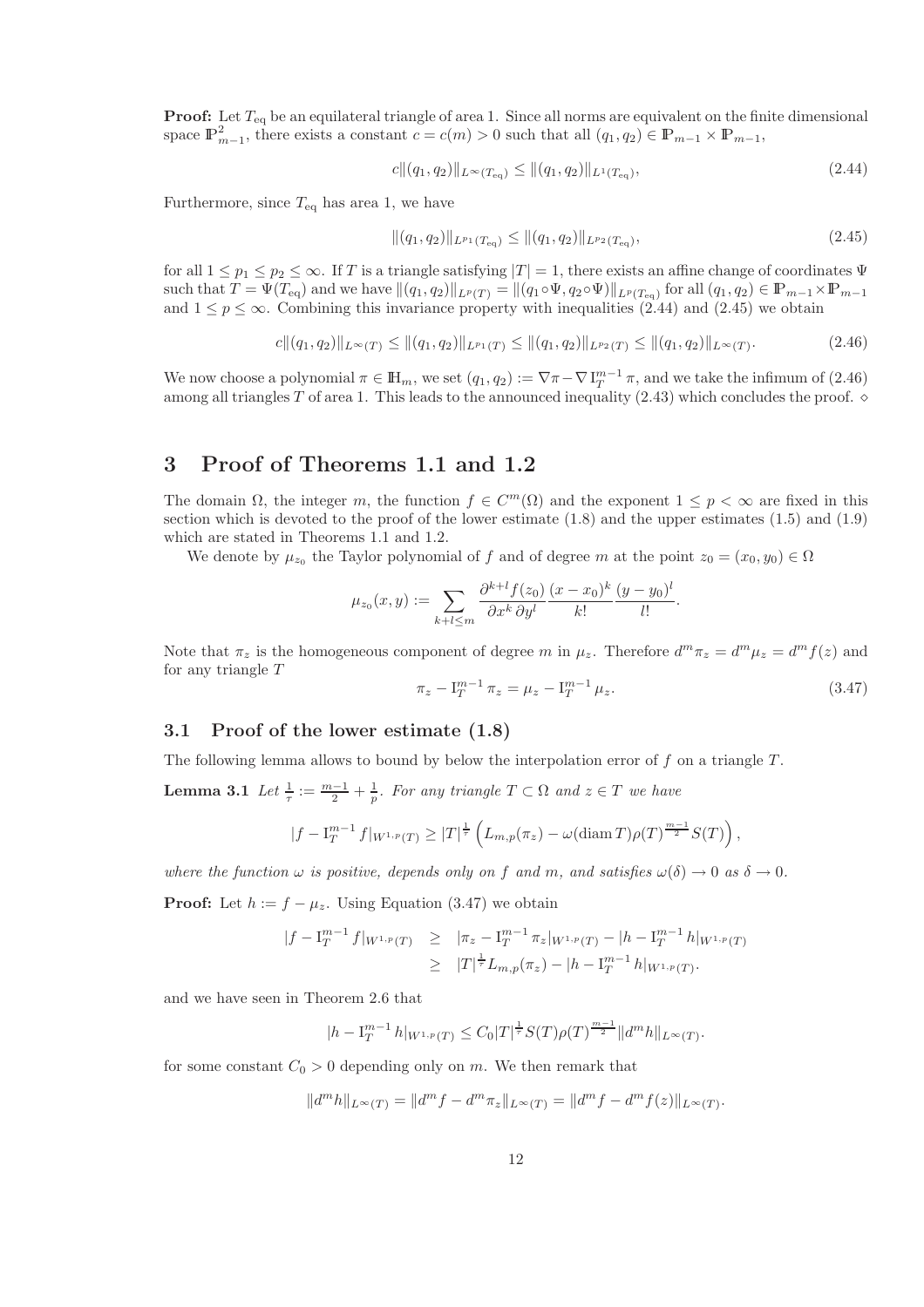**Proof:** Let $T_{\rm eq}$ be an equilateral triangle of area 1. Since all norms are equivalent on the finite dimensional space $\mathbb{P}_{m-1}^2$, there exists a constant $c = c(m) > 0$ such that all $(q_1, q_2) \in \mathbb{P}_{m-1} \times \mathbb{P}_{m-1}$,

$$c\|(q_1, q_2)\|_{L^\infty(T_{\rm eq})} \leq \|(q_1, q_2)\|_{L^1(T_{\rm eq})}, \tag{2.44}$$

Furthermore, since $T_{\rm eq}$ has area 1, we have

$$\|(q_1, q_2)\|_{L^{p_1}(T_{\rm eq})} \leq \|(q_1, q_2)\|_{L^{p_2}(T_{\rm eq})}, \tag{2.45}$$

for all $1 \leq p_1 \leq p_2 \leq \infty$. If $T$ is a triangle satisfying $|T| = 1$, there exists an affine change of coordinates $\Psi$ such that $T = \Psi(T_{\rm eq})$ and we have $\|(q_1, q_2)\|_{L^p(T)} = \|(q_1 \circ \Psi, q_2 \circ \Psi)\|_{L^p(T_{\rm eq})}$ for all $(q_1, q_2) \in \mathbb{P}_{m-1} \times \mathbb{P}_{m-1}$ and $1 \leq p \leq \infty$. Combining this invariance property with inequalities (2.44) and (2.45) we obtain

$$c\|(q_1, q_2)\|_{L^\infty(T)} \leq \|(q_1, q_2)\|_{L^{p_1}(T)} \leq \|(q_1, q_2)\|_{L^{p_2}(T)} \leq \|(q_1, q_2)\|_{L^\infty(T)}. \tag{2.46}$$

We now choose a polynomial $\pi \in \mathbb{H}_m$, we set $(q_1, q_2) := \nabla\pi - \nabla\, \mathrm{I}_T^{m-1} \pi$, and we take the infimum of (2.46) among all triangles $T$ of area 1. This leads to the announced inequality (2.43) which concludes the proof. $\diamond$

# 3 Proof of Theorems 1.1 and 1.2

The domain $\Omega$, the integer $m$, the function $f \in C^m(\Omega)$ and the exponent $1 \leq p < \infty$ are fixed in this section which is devoted to the proof of the lower estimate (1.8) and the upper estimates (1.5) and (1.9) which are stated in Theorems 1.1 and 1.2.

We denote by $\mu_{z_0}$ the Taylor polynomial of $f$ and of degree $m$ at the point $z_0 = (x_0, y_0) \in \Omega$

$$\mu_{z_0}(x, y) := \sum_{k+l \leq m} \frac{\partial^{k+l} f(z_0)}{\partial x^k\, \partial y^l} \frac{(x - x_0)^k}{k!} \frac{(y - y_0)^l}{l!}.$$

Note that $\pi_z$ is the homogeneous component of degree $m$ in $\mu_z$. Therefore $d^m \pi_z = d^m \mu_z = d^m f(z)$ and for any triangle $T$

$$\pi_z - \mathrm{I}_T^{m-1} \pi_z = \mu_z - \mathrm{I}_T^{m-1} \mu_z. \tag{3.47}$$

## 3.1 Proof of the lower estimate (1.8)

The following lemma allows to bound by below the interpolation error of $f$ on a triangle $T$.

**Lemma 3.1** *Let $\frac{1}{\tau} := \frac{m-1}{2} + \frac{1}{p}$. For any triangle $T \subset \Omega$ and $z \in T$ we have*

$$|f - \mathrm{I}_T^{m-1} f|_{W^{1,p}(T)} \geq |T|^{\frac{1}{\tau}} \left( L_{m,p}(\pi_z) - \omega(\operatorname{diam} T) \rho(T)^{\frac{m-1}{2}} S(T) \right),$$

*where the function $\omega$ is positive, depends only on $f$ and $m$, and satisfies $\omega(\delta) \to 0$ as $\delta \to 0$.*

**Proof:** Let $h := f - \mu_z$. Using Equation (3.47) we obtain

$$\begin{aligned}
|f - \mathrm{I}_T^{m-1} f|_{W^{1,p}(T)} &\geq |\pi_z - \mathrm{I}_T^{m-1} \pi_z|_{W^{1,p}(T)} - |h - \mathrm{I}_T^{m-1} h|_{W^{1,p}(T)} \\
&\geq |T|^{\frac{1}{\tau}} L_{m,p}(\pi_z) - |h - \mathrm{I}_T^{m-1} h|_{W^{1,p}(T)}.
\end{aligned}$$

and we have seen in Theorem 2.6 that

$$|h - \mathrm{I}_T^{m-1} h|_{W^{1,p}(T)} \leq C_0 |T|^{\frac{1}{\tau}} S(T) \rho(T)^{\frac{m-1}{2}} \|d^m h\|_{L^\infty(T)}.$$

for some constant $C_0 > 0$ depending only on $m$. We then remark that

$$\|d^m h\|_{L^\infty(T)} = \|d^m f - d^m \pi_z\|_{L^\infty(T)} = \|d^m f - d^m f(z)\|_{L^\infty(T)}.$$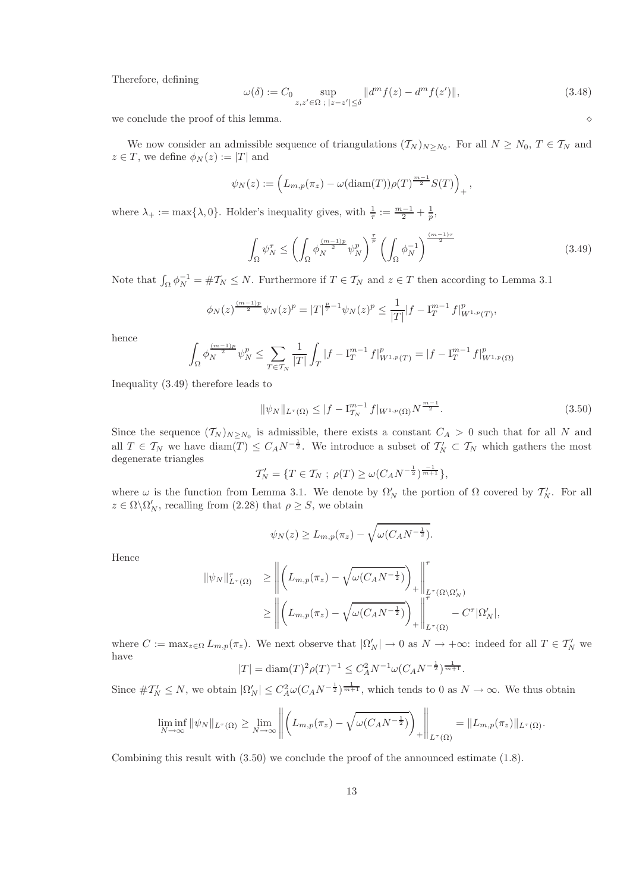Therefore, defining

$$\omega(\delta) := C_0 \sup_{z,z' \in \Omega \,;\, |z-z'| \leq \delta} \|d^m f(z) - d^m f(z')\|, \tag{3.48}$$

we conclude the proof of this lemma. $\diamond$

We now consider an admissible sequence of triangulations $(\mathcal{T}_N)_{N \geq N_0}$. For all $N \geq N_0$, $T \in \mathcal{T}_N$ and $z \in T$, we define $\phi_N(z) := |T|$ and

$$\psi_N(z) := \left( L_{m,p}(\pi_z) - \omega(\mathrm{diam}(T)) \rho(T)^{\frac{m-1}{2}} S(T) \right)_+,$$

where $\lambda_+ := \max\{\lambda, 0\}$. Holder's inequality gives, with $\frac{1}{\tau} := \frac{m-1}{2} + \frac{1}{p}$,

$$\int_\Omega \psi_N^\tau \leq \left( \int_\Omega \phi_N^{\frac{(m-1)p}{2}} \psi_N^p \right)^{\frac{\tau}{p}} \left( \int_\Omega \phi_N^{-1} \right)^{\frac{(m-1)\tau}{2}} \tag{3.49}$$

Note that $\int_\Omega \phi_N^{-1} = \# \mathcal{T}_N \leq N$. Furthermore if $T \in \mathcal{T}_N$ and $z \in T$ then according to Lemma 3.1

$$\phi_N(z)^{\frac{(m-1)p}{2}} \psi_N(z)^p = |T|^{\frac{p}{\tau}-1} \psi_N(z)^p \leq \frac{1}{|T|} |f - \mathrm{I}_T^{m-1} f|_{W^{1,p}(T)}^p,$$

hence

$$\int_\Omega \phi_N^{\frac{(m-1)p}{2}} \psi_N^p \leq \sum_{T \in \mathcal{T}_N} \frac{1}{|T|} \int_T |f - \mathrm{I}_T^{m-1} f|_{W^{1,p}(T)}^p = |f - \mathrm{I}_T^{m-1} f|_{W^{1,p}(\Omega)}^p$$

Inequality (3.49) therefore leads to

$$\|\psi_N\|_{L^\tau(\Omega)} \leq |f - \mathrm{I}_{\mathcal{T}_N}^{m-1} f|_{W^{1,p}(\Omega)} N^{\frac{m-1}{2}}. \tag{3.50}$$

Since the sequence $(\mathcal{T}_N)_{N \geq N_0}$ is admissible, there exists a constant $C_A > 0$ such that for all $N$ and all $T \in \mathcal{T}_N$ we have $\mathrm{diam}(T) \leq C_A N^{-\frac{1}{2}}$. We introduce a subset of $\mathcal{T}'_N \subset \mathcal{T}_N$ which gathers the most degenerate triangles

$$\mathcal{T}'_N = \{T \in \mathcal{T}_N \,;\, \rho(T) \geq \omega(C_A N^{-\frac{1}{2}})^{\frac{-1}{m+1}}\},$$

where $\omega$ is the function from Lemma 3.1. We denote by $\Omega'_N$ the portion of $\Omega$ covered by $\mathcal{T}'_N$. For all $z \in \Omega \backslash \Omega'_N$, recalling from (2.28) that $\rho \geq S$, we obtain

$$\psi_N(z) \geq L_{m,p}(\pi_z) - \sqrt{\omega(C_A N^{-\frac{1}{2}})}.$$

Hence

$$\begin{aligned}
\|\psi_N\|_{L^\tau(\Omega)}^\tau &\geq \left\| \left( L_{m,p}(\pi_z) - \sqrt{\omega(C_A N^{-\frac{1}{2}})} \right)_+ \right\|_{L^\tau(\Omega \backslash \Omega'_N)}^\tau \\
&\geq \left\| \left( L_{m,p}(\pi_z) - \sqrt{\omega(C_A N^{-\frac{1}{2}})} \right)_+ \right\|_{L^\tau(\Omega)}^\tau - C^\tau |\Omega'_N|,
\end{aligned}$$

where $C := \max_{z \in \Omega} L_{m,p}(\pi_z)$. We next observe that $|\Omega'_N| \to 0$ as $N \to +\infty$: indeed for all $T \in \mathcal{T}'_N$ we have

$$|T| = \mathrm{diam}(T)^2 \rho(T)^{-1} \leq C_A^2 N^{-1} \omega(C_A N^{-\frac{1}{2}})^{\frac{1}{m+1}}.$$

Since $\# \mathcal{T}'_N \leq N$, we obtain $|\Omega'_N| \leq C_A^2 \omega(C_A N^{-\frac{1}{2}})^{\frac{1}{m+1}}$, which tends to 0 as $N \to \infty$. We thus obtain

$$\liminf_{N \to \infty} \|\psi_N\|_{L^\tau(\Omega)} \geq \lim_{N \to \infty} \left\| \left( L_{m,p}(\pi_z) - \sqrt{\omega(C_A N^{-\frac{1}{2}})} \right)_+ \right\|_{L^\tau(\Omega)} = \|L_{m,p}(\pi_z)\|_{L^\tau(\Omega)}.$$

Combining this result with (3.50) we conclude the proof of the announced estimate (1.8).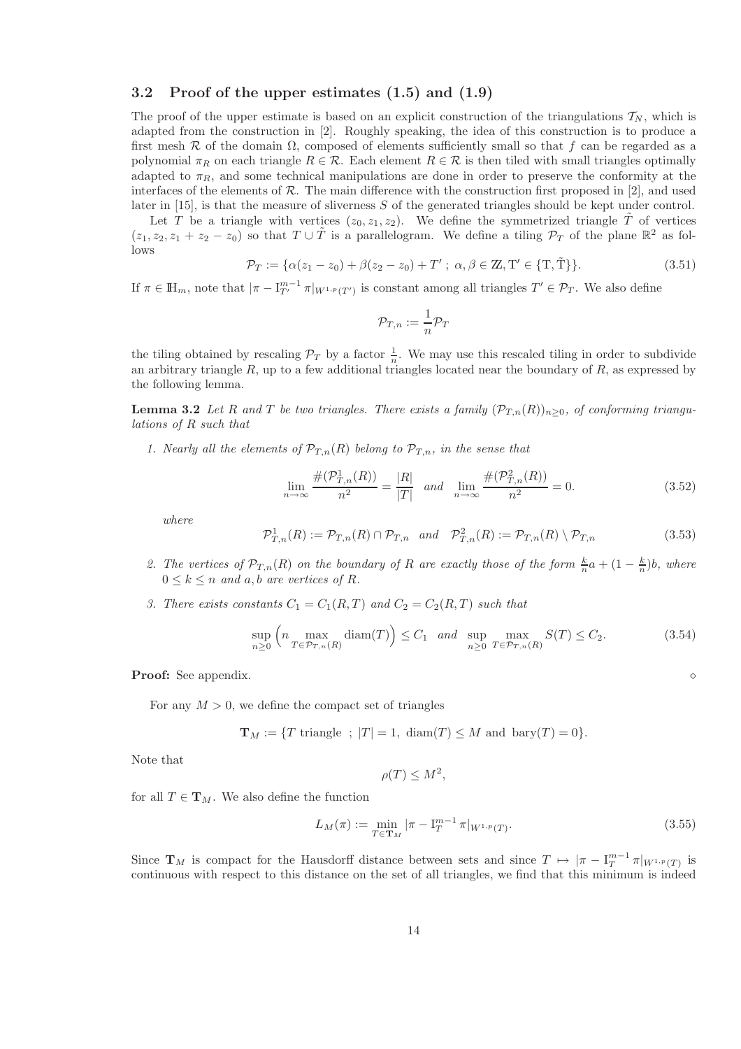### 3.2 Proof of the upper estimates (1.5) and (1.9)

The proof of the upper estimate is based on an explicit construction of the triangulations $\mathcal{T}_N$, which is adapted from the construction in [2]. Roughly speaking, the idea of this construction is to produce a first mesh $\mathcal{R}$ of the domain $\Omega$, composed of elements sufficiently small so that $f$ can be regarded as a polynomial $\pi_R$ on each triangle $R \in \mathcal{R}$. Each element $R \in \mathcal{R}$ is then tiled with small triangles optimally adapted to $\pi_R$, and some technical manipulations are done in order to preserve the conformity at the interfaces of the elements of $\mathcal{R}$. The main difference with the construction first proposed in [2], and used later in [15], is that the measure of sliverness $S$ of the generated triangles should be kept under control.

Let $T$ be a triangle with vertices $(z_0, z_1, z_2)$. We define the symmetrized triangle $\tilde{T}$ of vertices $(z_1, z_2, z_1 + z_2 - z_0)$ so that $T \cup \tilde{T}$ is a parallelogram. We define a tiling $\mathcal{P}_T$ of the plane $\mathbb{R}^2$ as follows

$$\mathcal{P}_T := \{\alpha(z_1 - z_0) + \beta(z_2 - z_0) + T' \; ; \; \alpha, \beta \in \mathbb{Z}, \mathrm{T}' \in \{\mathrm{T}, \tilde{\mathrm{T}}\}\}. \tag{3.51}$$

If $\pi \in \mathbb{H}_m$, note that $|\pi - \mathrm{I}_{T'}^{m-1} \pi|_{W^{1,p}(T')}$ is constant among all triangles $T' \in \mathcal{P}_T$. We also define

$$\mathcal{P}_{T,n} := \frac{1}{n} \mathcal{P}_T$$

the tiling obtained by rescaling $\mathcal{P}_T$ by a factor $\frac{1}{n}$. We may use this rescaled tiling in order to subdivide an arbitrary triangle $R$, up to a few additional triangles located near the boundary of $R$, as expressed by the following lemma.

**Lemma 3.2** *Let $R$ and $T$ be two triangles. There exists a family $(\mathcal{P}_{T,n}(R))_{n \geq 0}$, of conforming triangulations of $R$ such that*

1. *Nearly all the elements of $\mathcal{P}_{T,n}(R)$ belong to $\mathcal{P}_{T,n}$, in the sense that*

$$\lim_{n \to \infty} \frac{\#(\mathcal{P}_{T,n}^1(R))}{n^2} = \frac{|R|}{|T|} \quad \textit{and} \quad \lim_{n \to \infty} \frac{\#(\mathcal{P}_{T,n}^2(R))}{n^2} = 0. \tag{3.52}$$

*where*

$$\mathcal{P}_{T,n}^1(R) := \mathcal{P}_{T,n}(R) \cap \mathcal{P}_{T,n} \quad \textit{and} \quad \mathcal{P}_{T,n}^2(R) := \mathcal{P}_{T,n}(R) \setminus \mathcal{P}_{T,n} \tag{3.53}$$

2. *The vertices of $\mathcal{P}_{T,n}(R)$ on the boundary of $R$ are exactly those of the form $\frac{k}{n} a + (1 - \frac{k}{n}) b$, where $0 \leq k \leq n$ and $a, b$ are vertices of $R$.*

3. *There exists constants $C_1 = C_1(R, T)$ and $C_2 = C_2(R, T)$ such that*

$$\sup_{n \geq 0} \left( n \max_{T \in \mathcal{P}_{T,n}(R)} \operatorname{diam}(T) \right) \leq C_1 \quad \textit{and} \quad \sup_{n \geq 0} \max_{T \in \mathcal{P}_{T,n}(R)} S(T) \leq C_2. \tag{3.54}$$

**Proof:** See appendix. $\diamond$

For any $M > 0$, we define the compact set of triangles

$$\mathbf{T}_M := \{T \text{ triangle } \; ; \; |T| = 1, \; \operatorname{diam}(T) \leq M \text{ and } \operatorname{bary}(T) = 0\}.$$

Note that

$$\rho(T) \leq M^2,$$

for all $T \in \mathbf{T}_M$. We also define the function

$$L_M(\pi) := \min_{T \in \mathbf{T}_M} |\pi - \mathrm{I}_T^{m-1} \pi|_{W^{1,p}(T)}. \tag{3.55}$$

Since $\mathbf{T}_M$ is compact for the Hausdorff distance between sets and since $T \mapsto |\pi - \mathrm{I}_T^{m-1} \pi|_{W^{1,p}(T)}$ is continuous with respect to this distance on the set of all triangles, we find that this minimum is indeed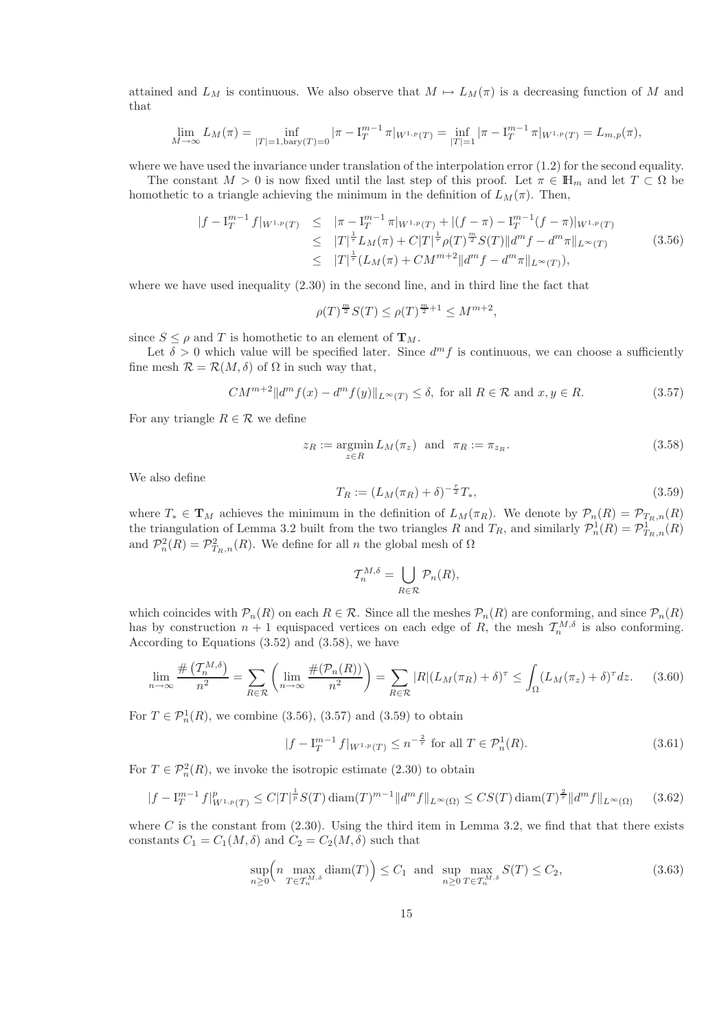attained and $L_M$ is continuous. We also observe that $M \mapsto L_M(\pi)$ is a decreasing function of $M$ and that

$$\lim_{M\to\infty} L_M(\pi) = \inf_{|T|=1, \mathrm{bary}(T)=0} |\pi - \mathrm{I}_T^{m-1}\pi|_{W^{1,p}(T)} = \inf_{|T|=1} |\pi - \mathrm{I}_T^{m-1}\pi|_{W^{1,p}(T)} = L_{m,p}(\pi),$$

where we have used the invariance under translation of the interpolation error (1.2) for the second equality.

The constant $M > 0$ is now fixed until the last step of this proof. Let $\pi \in \mathbb{H}_m$ and let $T \subset \Omega$ be homothetic to a triangle achieving the minimum in the definition of $L_M(\pi)$. Then,

$$\begin{aligned}
|f - \mathrm{I}_T^{m-1} f|_{W^{1,p}(T)} &\leq |\pi - \mathrm{I}_T^{m-1}\pi|_{W^{1,p}(T)} + |(f-\pi) - \mathrm{I}_T^{m-1}(f-\pi)|_{W^{1,p}(T)} \\
&\leq |T|^{\frac{1}{\tau}} L_M(\pi) + C|T|^{\frac{1}{\tau}} \rho(T)^{\frac{m}{2}} S(T) \|d^m f - d^m \pi\|_{L^\infty(T)} \\
&\leq |T|^{\frac{1}{\tau}} (L_M(\pi) + CM^{m+2}\|d^m f - d^m\pi\|_{L^\infty(T)}),
\end{aligned} \tag{3.56}$$

where we have used inequality (2.30) in the second line, and in third line the fact that

$$\rho(T)^{\frac{m}{2}} S(T) \leq \rho(T)^{\frac{m}{2}+1} \leq M^{m+2},$$

since $S \leq \rho$ and $T$ is homothetic to an element of $\mathbf{T}_M$.

Let $\delta > 0$ which value will be specified later. Since $d^m f$ is continuous, we can choose a sufficiently fine mesh $\mathcal{R} = \mathcal{R}(M, \delta)$ of $\Omega$ in such way that,

$$CM^{m+2} \|d^m f(x) - d^m f(y)\|_{L^\infty(T)} \leq \delta, \text{ for all } R \in \mathcal{R} \text{ and } x, y \in R. \tag{3.57}$$

For any triangle $R \in \mathcal{R}$ we define

$$z_R := \operatorname*{argmin}_{z \in R} L_M(\pi_z) \quad \text{and} \quad \pi_R := \pi_{z_R}. \tag{3.58}$$

We also define

$$T_R := (L_M(\pi_R) + \delta)^{-\frac{\tau}{2}} T_*, \tag{3.59}$$

where $T_* \in \mathbf{T}_M$ achieves the minimum in the definition of $L_M(\pi_R)$. We denote by $\mathcal{P}_n(R) = \mathcal{P}_{T_R,n}(R)$ the triangulation of Lemma 3.2 built from the two triangles $R$ and $T_R$, and similarly $\mathcal{P}_n^1(R) = \mathcal{P}_{T_R,n}^1(R)$ and $\mathcal{P}_n^2(R) = \mathcal{P}_{T_R,n}^2(R)$. We define for all $n$ the global mesh of $\Omega$

$$\mathcal{T}_n^{M,\delta} = \bigcup_{R \in \mathcal{R}} \mathcal{P}_n(R),$$

which coincides with $\mathcal{P}_n(R)$ on each $R \in \mathcal{R}$. Since all the meshes $\mathcal{P}_n(R)$ are conforming, and since $\mathcal{P}_n(R)$ has by construction $n+1$ equispaced vertices on each edge of $R$, the mesh $\mathcal{T}_n^{M,\delta}$ is also conforming. According to Equations (3.52) and (3.58), we have

$$\lim_{n\to\infty} \frac{\#\left(\mathcal{T}_n^{M,\delta}\right)}{n^2} = \sum_{R \in \mathcal{R}} \left( \lim_{n\to\infty} \frac{\#(\mathcal{P}_n(R))}{n^2} \right) = \sum_{R \in \mathcal{R}} |R| (L_M(\pi_R) + \delta)^\tau \leq \int_\Omega (L_M(\pi_z) + \delta)^\tau dz. \tag{3.60}$$

For $T \in \mathcal{P}_n^1(R)$, we combine (3.56), (3.57) and (3.59) to obtain

$$|f - \mathrm{I}_T^{m-1} f|_{W^{1,p}(T)} \leq n^{-\frac{2}{\tau}} \text{ for all } T \in \mathcal{P}_n^1(R). \tag{3.61}$$

For $T \in \mathcal{P}_n^2(R)$, we invoke the isotropic estimate (2.30) to obtain

$$|f - \mathrm{I}_T^{m-1} f|_{W^{1,p}(T)}^p \leq C|T|^{\frac{1}{p}} S(T) \operatorname{diam}(T)^{m-1} \|d^m f\|_{L^\infty(\Omega)} \leq CS(T) \operatorname{diam}(T)^{\frac{2}{\tau}} \|d^m f\|_{L^\infty(\Omega)} \tag{3.62}$$

where $C$ is the constant from (2.30). Using the third item in Lemma 3.2, we find that that there exists constants $C_1 = C_1(M,\delta)$ and $C_2 = C_2(M,\delta)$ such that

$$\sup_{n \geq 0} \Big( n \max_{T \in \mathcal{T}_n^{M,\delta}} \operatorname{diam}(T) \Big) \leq C_1 \text{ and } \sup_{n \geq 0} \max_{T \in \mathcal{T}_n^{M,\delta}} S(T) \leq C_2, \tag{3.63}$$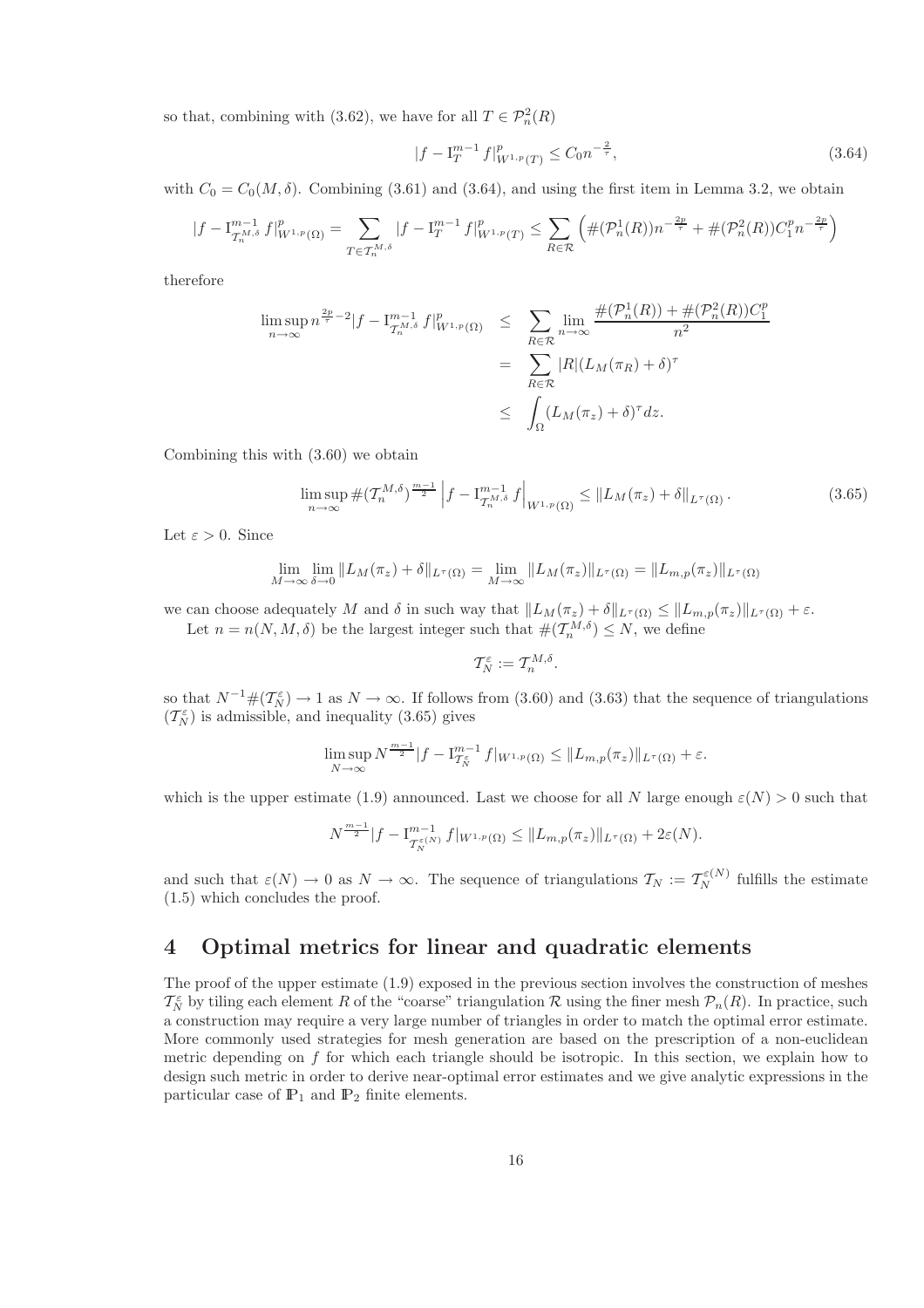so that, combining with (3.62), we have for all $T \in \mathcal{P}_n^2(R)$

$$|f - \mathrm{I}_T^{m-1} f|_{W^{1,p}(T)}^p \leq C_0 n^{-\frac{2}{\tau}}, \tag{3.64}$$

with $C_0 = C_0(M, \delta)$. Combining (3.61) and (3.64), and using the first item in Lemma 3.2, we obtain

$$|f - \mathrm{I}_{\mathcal{T}_n^{M,\delta}}^{m-1} f|_{W^{1,p}(\Omega)}^p = \sum_{T \in \mathcal{T}_n^{M,\delta}} |f - \mathrm{I}_T^{m-1} f|_{W^{1,p}(T)}^p \leq \sum_{R \in \mathcal{R}} \left( \#(\mathcal{P}_n^1(R)) n^{-\frac{2p}{\tau}} + \#(\mathcal{P}_n^2(R)) C_1^p n^{-\frac{2p}{\tau}} \right)$$

therefore

$$\begin{aligned}
\limsup_{n \to \infty} n^{\frac{2p}{\tau} - 2} |f - \mathrm{I}_{\mathcal{T}_n^{M,\delta}}^{m-1} f|_{W^{1,p}(\Omega)}^p &\leq \sum_{R \in \mathcal{R}} \lim_{n \to \infty} \frac{\#(\mathcal{P}_n^1(R)) + \#(\mathcal{P}_n^2(R)) C_1^p}{n^2} \\
&= \sum_{R \in \mathcal{R}} |R| (L_M(\pi_R) + \delta)^\tau \\
&\leq \int_\Omega (L_M(\pi_z) + \delta)^\tau dz.
\end{aligned}$$

Combining this with (3.60) we obtain

$$\limsup_{n \to \infty} \#(\mathcal{T}_n^{M,\delta})^{\frac{m-1}{2}} \left| f - \mathrm{I}_{\mathcal{T}_n^{M,\delta}}^{m-1} f \right|_{W^{1,p}(\Omega)} \leq \| L_M(\pi_z) + \delta \|_{L^\tau(\Omega)}. \tag{3.65}$$

Let $\varepsilon > 0$. Since

$$\lim_{M \to \infty} \lim_{\delta \to 0} \| L_M(\pi_z) + \delta \|_{L^\tau(\Omega)} = \lim_{M \to \infty} \| L_M(\pi_z) \|_{L^\tau(\Omega)} = \| L_{m,p}(\pi_z) \|_{L^\tau(\Omega)}$$

we can choose adequately $M$ and $\delta$ in such way that $\| L_M(\pi_z) + \delta \|_{L^\tau(\Omega)} \leq \| L_{m,p}(\pi_z) \|_{L^\tau(\Omega)} + \varepsilon$.

Let $n = n(N, M, \delta)$ be the largest integer such that $\#(\mathcal{T}_n^{M,\delta}) \leq N$, we define

$$\mathcal{T}_N^\varepsilon := \mathcal{T}_n^{M,\delta}.$$

so that $N^{-1} \#(\mathcal{T}_N^\varepsilon) \to 1$ as $N \to \infty$. If follows from (3.60) and (3.63) that the sequence of triangulations $(\mathcal{T}_N^\varepsilon)$ is admissible, and inequality (3.65) gives

$$\limsup_{N \to \infty} N^{\frac{m-1}{2}} |f - \mathrm{I}_{\mathcal{T}_N^\varepsilon}^{m-1} f|_{W^{1,p}(\Omega)} \leq \| L_{m,p}(\pi_z) \|_{L^\tau(\Omega)} + \varepsilon.$$

which is the upper estimate (1.9) announced. Last we choose for all $N$ large enough $\varepsilon(N) > 0$ such that

$$N^{\frac{m-1}{2}} |f - \mathrm{I}_{\mathcal{T}_N^{\varepsilon(N)}}^{m-1} f|_{W^{1,p}(\Omega)} \leq \| L_{m,p}(\pi_z) \|_{L^\tau(\Omega)} + 2\varepsilon(N).$$

and such that $\varepsilon(N) \to 0$ as $N \to \infty$. The sequence of triangulations $\mathcal{T}_N := \mathcal{T}_N^{\varepsilon(N)}$ fulfills the estimate (1.5) which concludes the proof.

# 4 Optimal metrics for linear and quadratic elements

The proof of the upper estimate (1.9) exposed in the previous section involves the construction of meshes $\mathcal{T}_N^\varepsilon$ by tiling each element $R$ of the "coarse" triangulation $\mathcal{R}$ using the finer mesh $\mathcal{P}_n(R)$. In practice, such a construction may require a very large number of triangles in order to match the optimal error estimate. More commonly used strategies for mesh generation are based on the prescription of a non-euclidean metric depending on $f$ for which each triangle should be isotropic. In this section, we explain how to design such metric in order to derive near-optimal error estimates and we give analytic expressions in the particular case of $\mathbb{P}_1$ and $\mathbb{P}_2$ finite elements.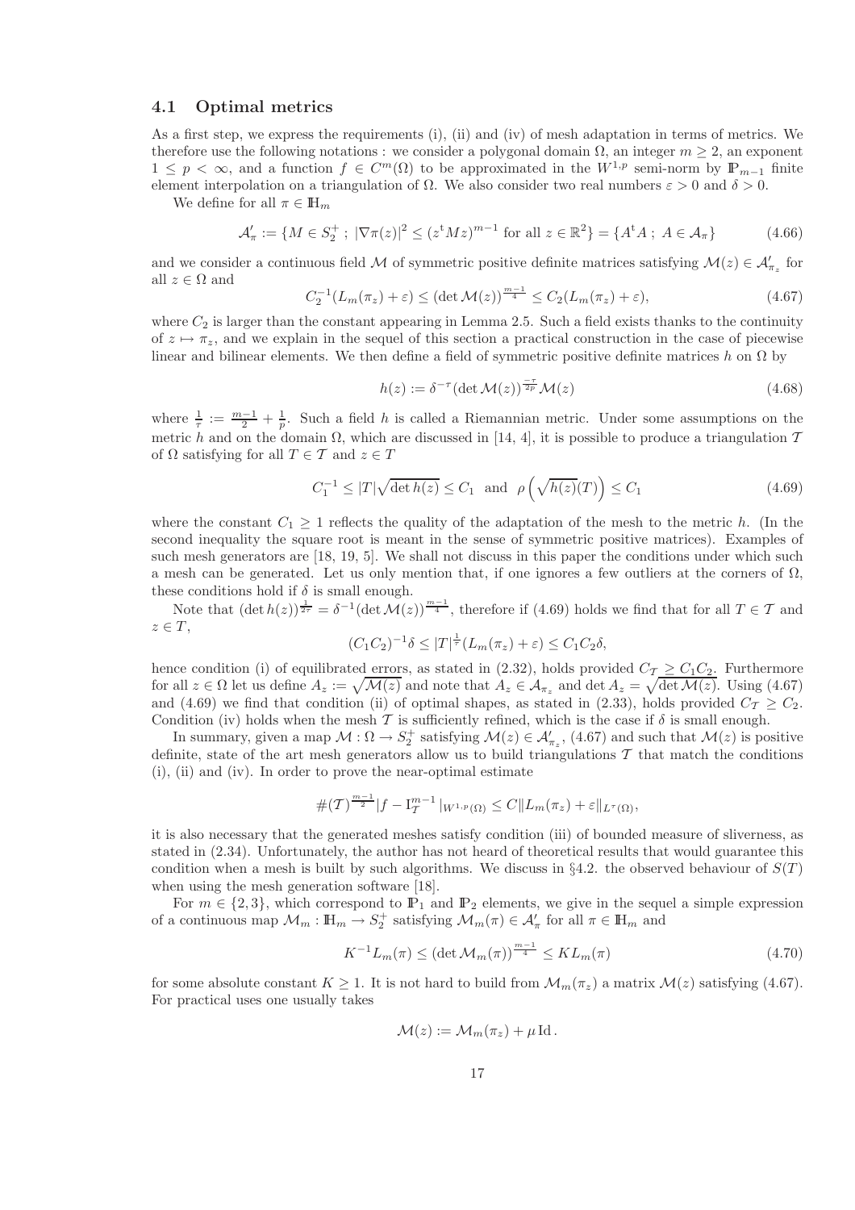### 4.1 Optimal metrics

As a first step, we express the requirements (i), (ii) and (iv) of mesh adaptation in terms of metrics. We therefore use the following notations : we consider a polygonal domain $\Omega$, an integer $m \geq 2$, an exponent $1 \leq p < \infty$, and a function $f \in C^m(\Omega)$ to be approximated in the $W^{1,p}$ semi-norm by $\mathbb{P}_{m-1}$ finite element interpolation on a triangulation of $\Omega$. We also consider two real numbers $\varepsilon > 0$ and $\delta > 0$.

We define for all $\pi \in \mathbb{H}_m$

$$\mathcal{A}'_\pi := \{M \in S_2^+ \; ; \; |\nabla \pi(z)|^2 \leq (z^{\mathrm{t}} M z)^{m-1} \text{ for all } z \in \mathbb{R}^2\} = \{A^{\mathrm{t}} A \; ; \; A \in \mathcal{A}_\pi\} \tag{4.66}$$

and we consider a continuous field $\mathcal{M}$ of symmetric positive definite matrices satisfying $\mathcal{M}(z) \in \mathcal{A}'_{\pi_z}$ for all $z \in \Omega$ and

$$C_2^{-1}(L_m(\pi_z) + \varepsilon) \leq (\det \mathcal{M}(z))^{\frac{m-1}{4}} \leq C_2(L_m(\pi_z) + \varepsilon), \tag{4.67}$$

where $C_2$ is larger than the constant appearing in Lemma 2.5. Such a field exists thanks to the continuity of $z \mapsto \pi_z$, and we explain in the sequel of this section a practical construction in the case of piecewise linear and bilinear elements. We then define a field of symmetric positive definite matrices $h$ on $\Omega$ by

$$h(z) := \delta^{-\tau}(\det \mathcal{M}(z))^{\frac{-\tau}{2p}} \mathcal{M}(z) \tag{4.68}$$

where $\frac{1}{\tau} := \frac{m-1}{2} + \frac{1}{p}$. Such a field $h$ is called a Riemannian metric. Under some assumptions on the metric $h$ and on the domain $\Omega$, which are discussed in [14, 4], it is possible to produce a triangulation $\mathcal{T}$ of $\Omega$ satisfying for all $T \in \mathcal{T}$ and $z \in T$

$$C_1^{-1} \leq |T|\sqrt{\det h(z)} \leq C_1 \quad \text{and} \quad \rho\left(\sqrt{h(z)}(T)\right) \leq C_1 \tag{4.69}$$

where the constant $C_1 \geq 1$ reflects the quality of the adaptation of the mesh to the metric $h$. (In the second inequality the square root is meant in the sense of symmetric positive matrices). Examples of such mesh generators are [18, 19, 5]. We shall not discuss in this paper the conditions under which such a mesh can be generated. Let us only mention that, if one ignores a few outliers at the corners of $\Omega$, these conditions hold if $\delta$ is small enough.

Note that $(\det h(z))^{\frac{1}{2\tau}} = \delta^{-1}(\det \mathcal{M}(z))^{\frac{m-1}{4}}$, therefore if (4.69) holds we find that for all $T \in \mathcal{T}$ and $z \in T$,

$$(C_1 C_2)^{-1}\delta \leq |T|^{\frac{1}{\tau}}(L_m(\pi_z) + \varepsilon) \leq C_1 C_2 \delta,$$

hence condition (i) of equilibrated errors, as stated in (2.32), holds provided $C_{\mathcal{T}} \geq C_1 C_2$. Furthermore for all $z \in \Omega$ let us define $A_z := \sqrt{\mathcal{M}(z)}$ and note that $A_z \in \mathcal{A}_{\pi_z}$ and $\det A_z = \sqrt{\det \mathcal{M}(z)}$. Using (4.67) and (4.69) we find that condition (ii) of optimal shapes, as stated in (2.33), holds provided $C_{\mathcal{T}} \geq C_2$. Condition (iv) holds when the mesh $\mathcal{T}$ is sufficiently refined, which is the case if $\delta$ is small enough.

In summary, given a map $\mathcal{M} : \Omega \to S_2^+$ satisfying $\mathcal{M}(z) \in \mathcal{A}'_{\pi_z}$, (4.67) and such that $\mathcal{M}(z)$ is positive definite, state of the art mesh generators allow us to build triangulations $\mathcal{T}$ that match the conditions (i), (ii) and (iv). In order to prove the near-optimal estimate

$$\#(\mathcal{T})^{\frac{m-1}{2}} |f - \mathrm{I}_{\mathcal{T}}^{m-1}|_{W^{1,p}(\Omega)} \leq C \|L_m(\pi_z) + \varepsilon\|_{L^\tau(\Omega)},$$

it is also necessary that the generated meshes satisfy condition (iii) of bounded measure of sliverness, as stated in (2.34). Unfortunately, the author has not heard of theoretical results that would guarantee this condition when a mesh is built by such algorithms. We discuss in §4.2. the observed behaviour of $S(T)$ when using the mesh generation software [18].

For $m \in \{2, 3\}$, which correspond to $\mathbb{P}_1$ and $\mathbb{P}_2$ elements, we give in the sequel a simple expression of a continuous map $\mathcal{M}_m : \mathbb{H}_m \to S_2^+$ satisfying $\mathcal{M}_m(\pi) \in \mathcal{A}'_\pi$ for all $\pi \in \mathbb{H}_m$ and

$$K^{-1} L_m(\pi) \leq (\det \mathcal{M}_m(\pi))^{\frac{m-1}{4}} \leq K L_m(\pi) \tag{4.70}$$

for some absolute constant $K \geq 1$. It is not hard to build from $\mathcal{M}_m(\pi_z)$ a matrix $\mathcal{M}(z)$ satisfying (4.67). For practical uses one usually takes

$$\mathcal{M}(z) := \mathcal{M}_m(\pi_z) + \mu \, \mathrm{Id}\,.$$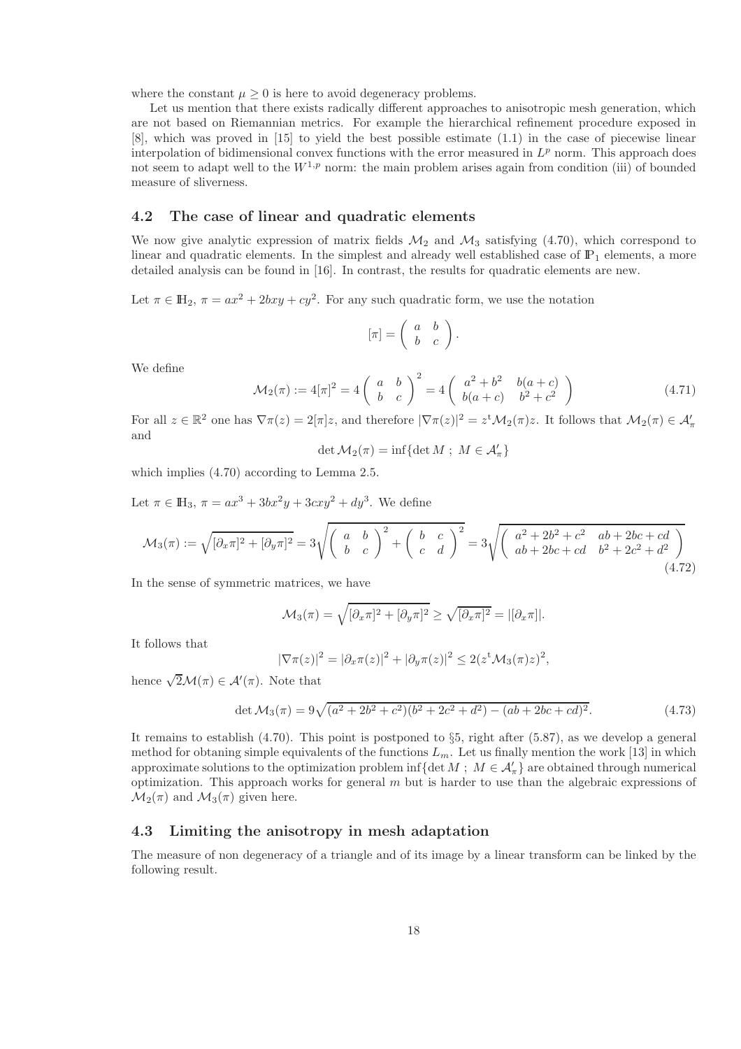where the constant $\mu \geq 0$ is here to avoid degeneracy problems.

Let us mention that there exists radically different approaches to anisotropic mesh generation, which are not based on Riemannian metrics. For example the hierarchical refinement procedure exposed in [8], which was proved in [15] to yield the best possible estimate (1.1) in the case of piecewise linear interpolation of bidimensional convex functions with the error measured in $L^p$ norm. This approach does not seem to adapt well to the $W^{1,p}$ norm: the main problem arises again from condition (iii) of bounded measure of sliverness.

## 4.2 The case of linear and quadratic elements

We now give analytic expression of matrix fields $\mathcal{M}_2$ and $\mathcal{M}_3$ satisfying (4.70), which correspond to linear and quadratic elements. In the simplest and already well established case of $\mathbb{P}_1$ elements, a more detailed analysis can be found in [16]. In contrast, the results for quadratic elements are new.

Let $\pi \in \mathbb{H}_2$, $\pi = ax^2 + 2bxy + cy^2$. For any such quadratic form, we use the notation

$$[\pi] = \begin{pmatrix} a & b \\ b & c \end{pmatrix}.$$

We define

$$\mathcal{M}_2(\pi) := 4[\pi]^2 = 4\begin{pmatrix} a & b \\ b & c \end{pmatrix}^2 = 4\begin{pmatrix} a^2+b^2 & b(a+c) \\ b(a+c) & b^2+c^2 \end{pmatrix} \tag{4.71}$$

For all $z \in \mathbb{R}^2$ one has $\nabla\pi(z) = 2[\pi]z$, and therefore $|\nabla\pi(z)|^2 = z^{\mathrm{t}}\mathcal{M}_2(\pi)z$. It follows that $\mathcal{M}_2(\pi) \in \mathcal{A}'_\pi$ and

$$\det \mathcal{M}_2(\pi) = \inf\{\det M \; ; \; M \in \mathcal{A}'_\pi\}$$

which implies (4.70) according to Lemma 2.5.

Let $\pi \in \mathbb{H}_3$, $\pi = ax^3 + 3bx^2y + 3cxy^2 + dy^3$. We define

$$\mathcal{M}_3(\pi) := \sqrt{[\partial_x\pi]^2 + [\partial_y\pi]^2} = 3\sqrt{\begin{pmatrix} a & b \\ b & c \end{pmatrix}^2 + \begin{pmatrix} b & c \\ c & d \end{pmatrix}^2} = 3\sqrt{\begin{pmatrix} a^2+2b^2+c^2 & ab+2bc+cd \\ ab+2bc+cd & b^2+2c^2+d^2 \end{pmatrix}} \tag{4.72}$$

In the sense of symmetric matrices, we have

$$\mathcal{M}_3(\pi) = \sqrt{[\partial_x\pi]^2 + [\partial_y\pi]^2} \geq \sqrt{[\partial_x\pi]^2} = |[\partial_x\pi]|.$$

It follows that

$$|\nabla\pi(z)|^2 = |\partial_x\pi(z)|^2 + |\partial_y\pi(z)|^2 \leq 2(z^{\mathrm{t}}\mathcal{M}_3(\pi)z)^2,$$

hence $\sqrt{2}\mathcal{M}(\pi) \in \mathcal{A}'(\pi)$. Note that

$$\det \mathcal{M}_3(\pi) = 9\sqrt{(a^2+2b^2+c^2)(b^2+2c^2+d^2) - (ab+2bc+cd)^2}. \tag{4.73}$$

It remains to establish (4.70). This point is postponed to §5, right after (5.87), as we develop a general method for obtaning simple equivalents of the functions $L_m$. Let us finally mention the work [13] in which approximate solutions to the optimization problem $\inf\{\det M \; ; \; M \in \mathcal{A}'_\pi\}$ are obtained through numerical optimization. This approach works for general $m$ but is harder to use than the algebraic expressions of $\mathcal{M}_2(\pi)$ and $\mathcal{M}_3(\pi)$ given here.

## 4.3 Limiting the anisotropy in mesh adaptation

The measure of non degeneracy of a triangle and of its image by a linear transform can be linked by the following result.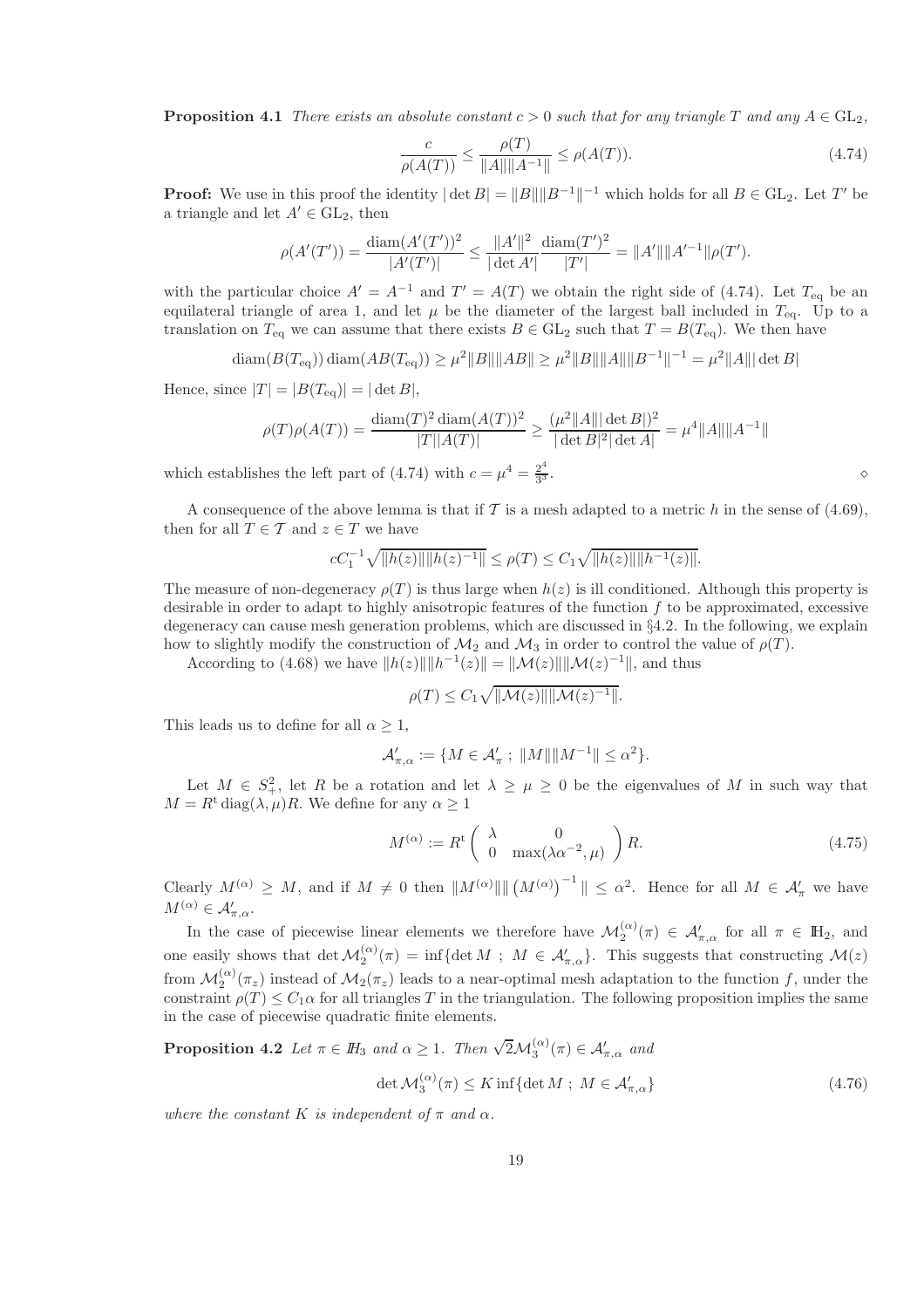**Proposition 4.1** *There exists an absolute constant $c > 0$ such that for any triangle $T$ and any $A \in \mathrm{GL}_2$,*

$$\frac{c}{\rho(A(T))} \leq \frac{\rho(T)}{\|A\|\|A^{-1}\|} \leq \rho(A(T)). \tag{4.74}$$

**Proof:** We use in this proof the identity $|\det B| = \|B\|\|B^{-1}\|^{-1}$ which holds for all $B \in \mathrm{GL}_2$. Let $T'$ be a triangle and let $A' \in \mathrm{GL}_2$, then

$$\rho(A'(T')) = \frac{\mathrm{diam}(A'(T'))^2}{|A'(T')|} \leq \frac{\|A'\|^2}{|\det A'|} \frac{\mathrm{diam}(T')^2}{|T'|} = \|A'\|\|A'^{-1}\|\rho(T').$$

with the particular choice $A' = A^{-1}$ and $T' = A(T)$ we obtain the right side of (4.74). Let $T_{\mathrm{eq}}$ be an equilateral triangle of area 1, and let $\mu$ be the diameter of the largest ball included in $T_{\mathrm{eq}}$. Up to a translation on $T_{\mathrm{eq}}$ we can assume that there exists $B \in \mathrm{GL}_2$ such that $T = B(T_{\mathrm{eq}})$. We then have

$$\mathrm{diam}(B(T_{\mathrm{eq}}))\,\mathrm{diam}(AB(T_{\mathrm{eq}})) \geq \mu^2\|B\|\|AB\| \geq \mu^2\|B\|\|A\|\|B^{-1}\|^{-1} = \mu^2\|A\||\det B|$$

Hence, since $|T| = |B(T_{\mathrm{eq}})| = |\det B|$,

$$\rho(T)\rho(A(T)) = \frac{\mathrm{diam}(T)^2\,\mathrm{diam}(A(T))^2}{|T||A(T)|} \geq \frac{(\mu^2\|A\||\det B|)^2}{|\det B|^2|\det A|} = \mu^4\|A\|\|A^{-1}\|$$

which establishes the left part of (4.74) with $c = \mu^4 = \frac{2^4}{3^3}$. $\diamond$

A consequence of the above lemma is that if $\mathcal{T}$ is a mesh adapted to a metric $h$ in the sense of (4.69), then for all $T \in \mathcal{T}$ and $z \in T$ we have

$$cC_1^{-1}\sqrt{\|h(z)\|\|h(z)^{-1}\|} \leq \rho(T) \leq C_1\sqrt{\|h(z)\|\|h^{-1}(z)\|}.$$

The measure of non-degeneracy $\rho(T)$ is thus large when $h(z)$ is ill conditioned. Although this property is desirable in order to adapt to highly anisotropic features of the function $f$ to be approximated, excessive degeneracy can cause mesh generation problems, which are discussed in §4.2. In the following, we explain how to slightly modify the construction of $\mathcal{M}_2$ and $\mathcal{M}_3$ in order to control the value of $\rho(T)$.

According to (4.68) we have $\|h(z)\|\|h^{-1}(z)\| = \|\mathcal{M}(z)\|\|\mathcal{M}(z)^{-1}\|$, and thus

$$\rho(T) \leq C_1\sqrt{\|\mathcal{M}(z)\|\|\mathcal{M}(z)^{-1}\|}.$$

This leads us to define for all $\alpha \geq 1$,

$$\mathcal{A}'_{\pi,\alpha} := \{M \in \mathcal{A}'_\pi \; ; \; \|M\|\|M^{-1}\| \leq \alpha^2\}.$$

Let $M \in S_+^2$, let $R$ be a rotation and let $\lambda \geq \mu \geq 0$ be the eigenvalues of $M$ in such way that $M = R^{\mathrm{t}}\,\mathrm{diag}(\lambda, \mu)R$. We define for any $\alpha \geq 1$

$$M^{(\alpha)} := R^{\mathrm{t}} \begin{pmatrix} \lambda & 0 \\ 0 & \max(\lambda\alpha^{-2}, \mu) \end{pmatrix} R. \tag{4.75}$$

Clearly $M^{(\alpha)} \geq M$, and if $M \neq 0$ then $\|M^{(\alpha)}\|\|\left(M^{(\alpha)}\right)^{-1}\| \leq \alpha^2$. Hence for all $M \in \mathcal{A}'_\pi$ we have $M^{(\alpha)} \in \mathcal{A}'_{\pi,\alpha}$.

In the case of piecewise linear elements we therefore have $\mathcal{M}_2^{(\alpha)}(\pi) \in \mathcal{A}'_{\pi,\alpha}$ for all $\pi \in \mathbb{H}_2$, and one easily shows that $\det \mathcal{M}_2^{(\alpha)}(\pi) = \inf\{\det M \; ; \; M \in \mathcal{A}'_{\pi,\alpha}\}$. This suggests that constructing $\mathcal{M}(z)$ from $\mathcal{M}_2^{(\alpha)}(\pi_z)$ instead of $\mathcal{M}_2(\pi_z)$ leads to a near-optimal mesh adaptation to the function $f$, under the constraint $\rho(T) \leq C_1\alpha$ for all triangles $T$ in the triangulation. The following proposition implies the same in the case of piecewise quadratic finite elements.

**Proposition 4.2** *Let $\pi \in \mathbb{H}_3$ and $\alpha \geq 1$. Then $\sqrt{2}\mathcal{M}_3^{(\alpha)}(\pi) \in \mathcal{A}'_{\pi,\alpha}$ and*

$$\det \mathcal{M}_3^{(\alpha)}(\pi) \leq K \inf\{\det M \; ; \; M \in \mathcal{A}'_{\pi,\alpha}\} \tag{4.76}$$

*where the constant $K$ is independent of $\pi$ and $\alpha$.*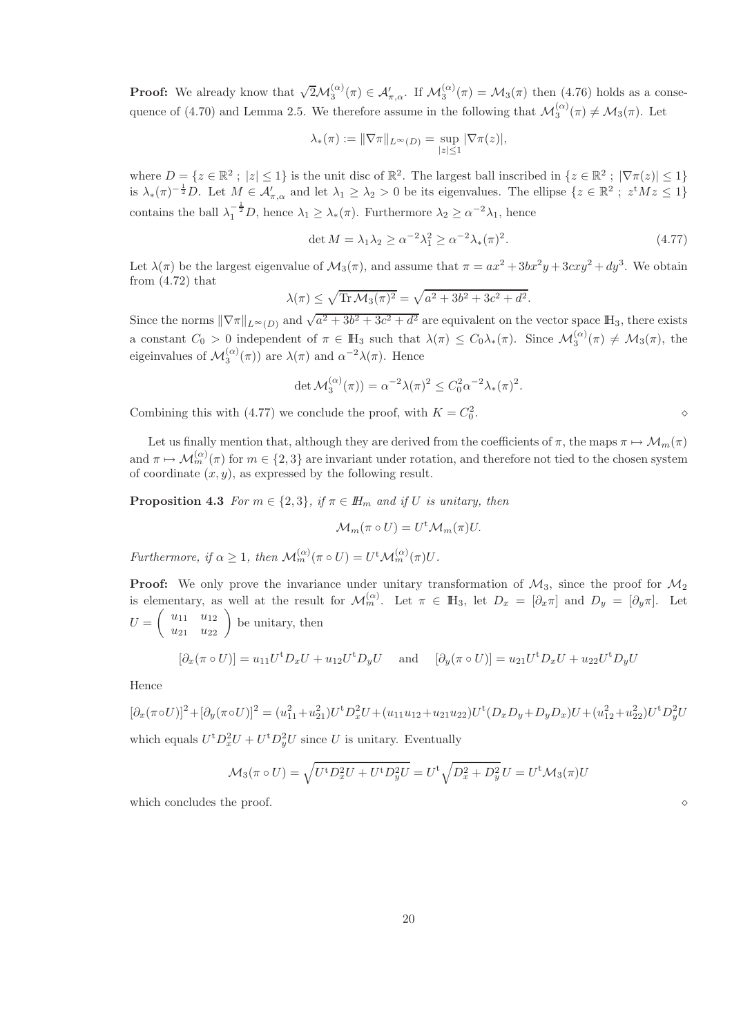**Proof:** We already know that $\sqrt{2}\mathcal{M}_3^{(\alpha)}(\pi) \in \mathcal{A}'_{\pi,\alpha}$. If $\mathcal{M}_3^{(\alpha)}(\pi) = \mathcal{M}_3(\pi)$ then (4.76) holds as a consequence of (4.70) and Lemma 2.5. We therefore assume in the following that $\mathcal{M}_3^{(\alpha)}(\pi) \neq \mathcal{M}_3(\pi)$. Let

$$\lambda_*(\pi) := \|\nabla\pi\|_{L^\infty(D)} = \sup_{|z|\leq 1} |\nabla\pi(z)|,$$

where $D = \{z \in \mathbb{R}^2 \; ; \; |z| \leq 1\}$ is the unit disc of $\mathbb{R}^2$. The largest ball inscribed in $\{z \in \mathbb{R}^2 \; ; \; |\nabla\pi(z)| \leq 1\}$ is $\lambda_*(\pi)^{-\frac{1}{2}}D$. Let $M \in \mathcal{A}'_{\pi,\alpha}$ and let $\lambda_1 \geq \lambda_2 > 0$ be its eigenvalues. The ellipse $\{z \in \mathbb{R}^2 \; ; \; z^{\mathrm{t}}Mz \leq 1\}$ contains the ball $\lambda_1^{-\frac{1}{2}}D$, hence $\lambda_1 \geq \lambda_*(\pi)$. Furthermore $\lambda_2 \geq \alpha^{-2}\lambda_1$, hence

$$\det M = \lambda_1\lambda_2 \geq \alpha^{-2}\lambda_1^2 \geq \alpha^{-2}\lambda_*(\pi)^2. \tag{4.77}$$

Let $\lambda(\pi)$ be the largest eigenvalue of $\mathcal{M}_3(\pi)$, and assume that $\pi = ax^2 + 3bx^2y + 3cxy^2 + dy^3$. We obtain from (4.72) that

$$\lambda(\pi) \leq \sqrt{\operatorname{Tr}\mathcal{M}_3(\pi)^2} = \sqrt{a^2 + 3b^2 + 3c^2 + d^2}.$$

Since the norms $\|\nabla\pi\|_{L^\infty(D)}$ and $\sqrt{a^2 + 3b^2 + 3c^2 + d^2}$ are equivalent on the vector space $\mathbb{H}_3$, there exists a constant $C_0 > 0$ independent of $\pi \in \mathbb{H}_3$ such that $\lambda(\pi) \leq C_0\lambda_*(\pi)$. Since $\mathcal{M}_3^{(\alpha)}(\pi) \neq \mathcal{M}_3(\pi)$, the eigeinvalues of $\mathcal{M}_3^{(\alpha)}(\pi))$ are $\lambda(\pi)$ and $\alpha^{-2}\lambda(\pi)$. Hence

$$\det \mathcal{M}_3^{(\alpha)}(\pi)) = \alpha^{-2}\lambda(\pi)^2 \leq C_0^2\alpha^{-2}\lambda_*(\pi)^2.$$

Combining this with (4.77) we conclude the proof, with $K = C_0^2$. $\diamond$

Let us finally mention that, although they are derived from the coefficients of $\pi$, the maps $\pi \mapsto \mathcal{M}_m(\pi)$ and $\pi \mapsto \mathcal{M}_m^{(\alpha)}(\pi)$ for $m \in \{2,3\}$ are invariant under rotation, and therefore not tied to the chosen system of coordinate $(x,y)$, as expressed by the following result.

**Proposition 4.3** *For $m \in \{2,3\}$, if $\pi \in \mathbb{H}_m$ and if $U$ is unitary, then*

$$\mathcal{M}_m(\pi \circ U) = U^{\mathrm{t}}\mathcal{M}_m(\pi)U.$$

*Furthermore, if $\alpha \geq 1$, then $\mathcal{M}_m^{(\alpha)}(\pi \circ U) = U^{\mathrm{t}}\mathcal{M}_m^{(\alpha)}(\pi)U$.*

**Proof:** We only prove the invariance under unitary transformation of $\mathcal{M}_3$, since the proof for $\mathcal{M}_2$ is elementary, as well at the result for $\mathcal{M}_m^{(\alpha)}$. Let $\pi \in \mathbb{H}_3$, let $D_x = [\partial_x\pi]$ and $D_y = [\partial_y\pi]$. Let $U = \begin{pmatrix} u_{11} & u_{12} \\ u_{21} & u_{22} \end{pmatrix}$ be unitary, then

$$[\partial_x(\pi \circ U)] = u_{11}U^{\mathrm{t}}D_xU + u_{12}U^{\mathrm{t}}D_yU \quad \text{and} \quad [\partial_y(\pi \circ U)] = u_{21}U^{\mathrm{t}}D_xU + u_{22}U^{\mathrm{t}}D_yU$$

Hence

$$[\partial_x(\pi\circ U)]^2 + [\partial_y(\pi\circ U)]^2 = (u_{11}^2 + u_{21}^2)U^{\mathrm{t}}D_x^2U + (u_{11}u_{12} + u_{21}u_{22})U^{\mathrm{t}}(D_xD_y + D_yD_x)U + (u_{12}^2 + u_{22}^2)U^{\mathrm{t}}D_y^2U$$

which equals $U^{\mathrm{t}}D_x^2U + U^{\mathrm{t}}D_y^2U$ since $U$ is unitary. Eventually

$$\mathcal{M}_3(\pi \circ U) = \sqrt{U^{\mathrm{t}}D_x^2U + U^{\mathrm{t}}D_y^2U} = U^{\mathrm{t}}\sqrt{D_x^2 + D_y^2}\,U = U^{\mathrm{t}}\mathcal{M}_3(\pi)U$$

which concludes the proof. $\diamond$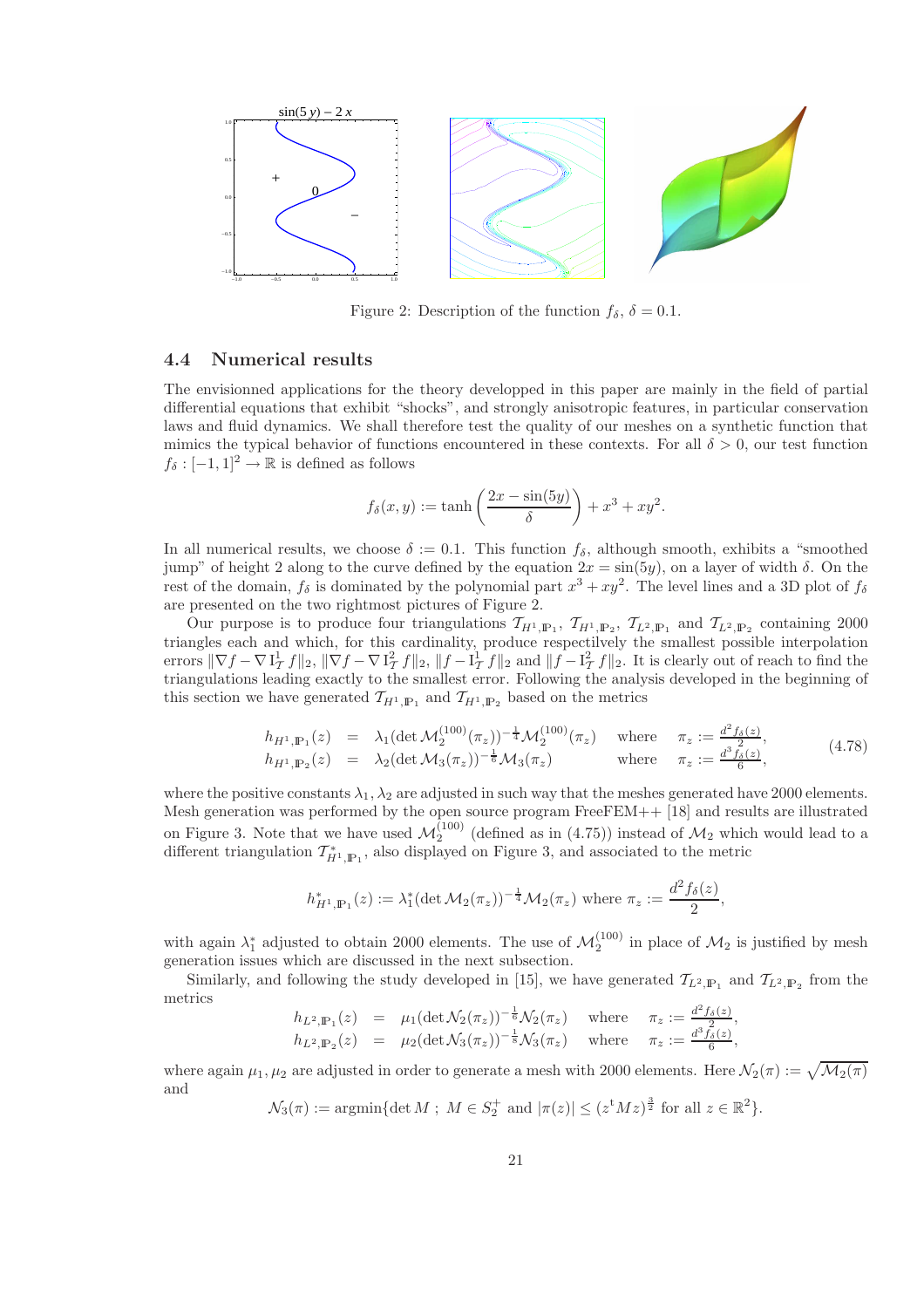Figure 2: Description of the function $f_\delta$, $\delta = 0.1$.

### 4.4 Numerical results

The envisionned applications for the theory developped in this paper are mainly in the field of partial differential equations that exhibit "shocks", and strongly anisotropic features, in particular conservation laws and fluid dynamics. We shall therefore test the quality of our meshes on a synthetic function that mimics the typical behavior of functions encountered in these contexts. For all $\delta > 0$, our test function $f_\delta : [-1,1]^2 \to \mathbb{R}$ is defined as follows

$$f_\delta(x,y) := \tanh\left(\frac{2x - \sin(5y)}{\delta}\right) + x^3 + xy^2.$$

In all numerical results, we choose $\delta := 0.1$. This function $f_\delta$, although smooth, exhibits a "smoothed jump" of height 2 along to the curve defined by the equation $2x = \sin(5y)$, on a layer of width $\delta$. On the rest of the domain, $f_\delta$ is dominated by the polynomial part $x^3 + xy^2$. The level lines and a 3D plot of $f_\delta$ are presented on the two rightmost pictures of Figure 2.

Our purpose is to produce four triangulations $\mathcal{T}_{H^1,\mathbb{P}_1}$, $\mathcal{T}_{H^1,\mathbb{P}_2}$, $\mathcal{T}_{L^2,\mathbb{P}_1}$ and $\mathcal{T}_{L^2,\mathbb{P}_2}$ containing 2000 triangles each and which, for this cardinality, produce respectively the smallest possible interpolation errors $\|\nabla f - \nabla \mathrm{I}_\mathcal{T}^1 f\|_2$, $\|\nabla f - \nabla \mathrm{I}_\mathcal{T}^2 f\|_2$, $\|f - \mathrm{I}_\mathcal{T}^1 f\|_2$ and $\|f - \mathrm{I}_\mathcal{T}^2 f\|_2$. It is clearly out of reach to find the triangulations leading exactly to the smallest error. Following the analysis developed in the beginning of this section we have generated $\mathcal{T}_{H^1,\mathbb{P}_1}$ and $\mathcal{T}_{H^1,\mathbb{P}_2}$ based on the metrics

$$\begin{aligned}
h_{H^1,\mathbb{P}_1}(z) &= \lambda_1(\det \mathcal{M}_2^{(100)}(\pi_z))^{-\frac{1}{4}}\mathcal{M}_2^{(100)}(\pi_z) \quad \text{where} \quad \pi_z := \tfrac{d^2 f_\delta(z)}{2},\\
h_{H^1,\mathbb{P}_2}(z) &= \lambda_2(\det \mathcal{M}_3(\pi_z))^{-\frac{1}{6}}\mathcal{M}_3(\pi_z) \quad \text{where} \quad \pi_z := \tfrac{d^3 f_\delta(z)}{6},
\end{aligned} \tag{4.78}$$

where the positive constants $\lambda_1, \lambda_2$ are adjusted in such way that the meshes generated have 2000 elements. Mesh generation was performed by the open source program FreeFEM++ [18] and results are illustrated on Figure 3. Note that we have used $\mathcal{M}_2^{(100)}$ (defined as in (4.75)) instead of $\mathcal{M}_2$ which would lead to a different triangulation $\mathcal{T}^*_{H^1,\mathbb{P}_1}$, also displayed on Figure 3, and associated to the metric

$$h^*_{H^1,\mathbb{P}_1}(z) := \lambda_1^*(\det \mathcal{M}_2(\pi_z))^{-\frac{1}{4}}\mathcal{M}_2(\pi_z) \text{ where } \pi_z := \frac{d^2 f_\delta(z)}{2},$$

with again $\lambda_1^*$ adjusted to obtain 2000 elements. The use of $\mathcal{M}_2^{(100)}$ in place of $\mathcal{M}_2$ is justified by mesh generation issues which are discussed in the next subsection.

Similarly, and following the study developed in [15], we have generated $\mathcal{T}_{L^2,\mathbb{P}_1}$ and $\mathcal{T}_{L^2,\mathbb{P}_2}$ from the metrics

$$\begin{aligned}
h_{L^2,\mathbb{P}_1}(z) &= \mu_1(\det \mathcal{N}_2(\pi_z))^{-\frac{1}{6}}\mathcal{N}_2(\pi_z) \quad \text{where} \quad \pi_z := \tfrac{d^2 f_\delta(z)}{2},\\
h_{L^2,\mathbb{P}_2}(z) &= \mu_2(\det \mathcal{N}_3(\pi_z))^{-\frac{1}{8}}\mathcal{N}_3(\pi_z) \quad \text{where} \quad \pi_z := \tfrac{d^3 f_\delta(z)}{6},
\end{aligned}$$

where again $\mu_1, \mu_2$ are adjusted in order to generate a mesh with 2000 elements. Here $\mathcal{N}_2(\pi) := \sqrt{\mathcal{M}_2(\pi)}$ and

$$\mathcal{N}_3(\pi) := \operatorname{argmin}\{\det M \ ;\ M \in S_2^+ \text{ and } |\pi(z)| \leq (z^{\mathrm{t}} M z)^{\frac{3}{2}} \text{ for all } z \in \mathbb{R}^2\}.$$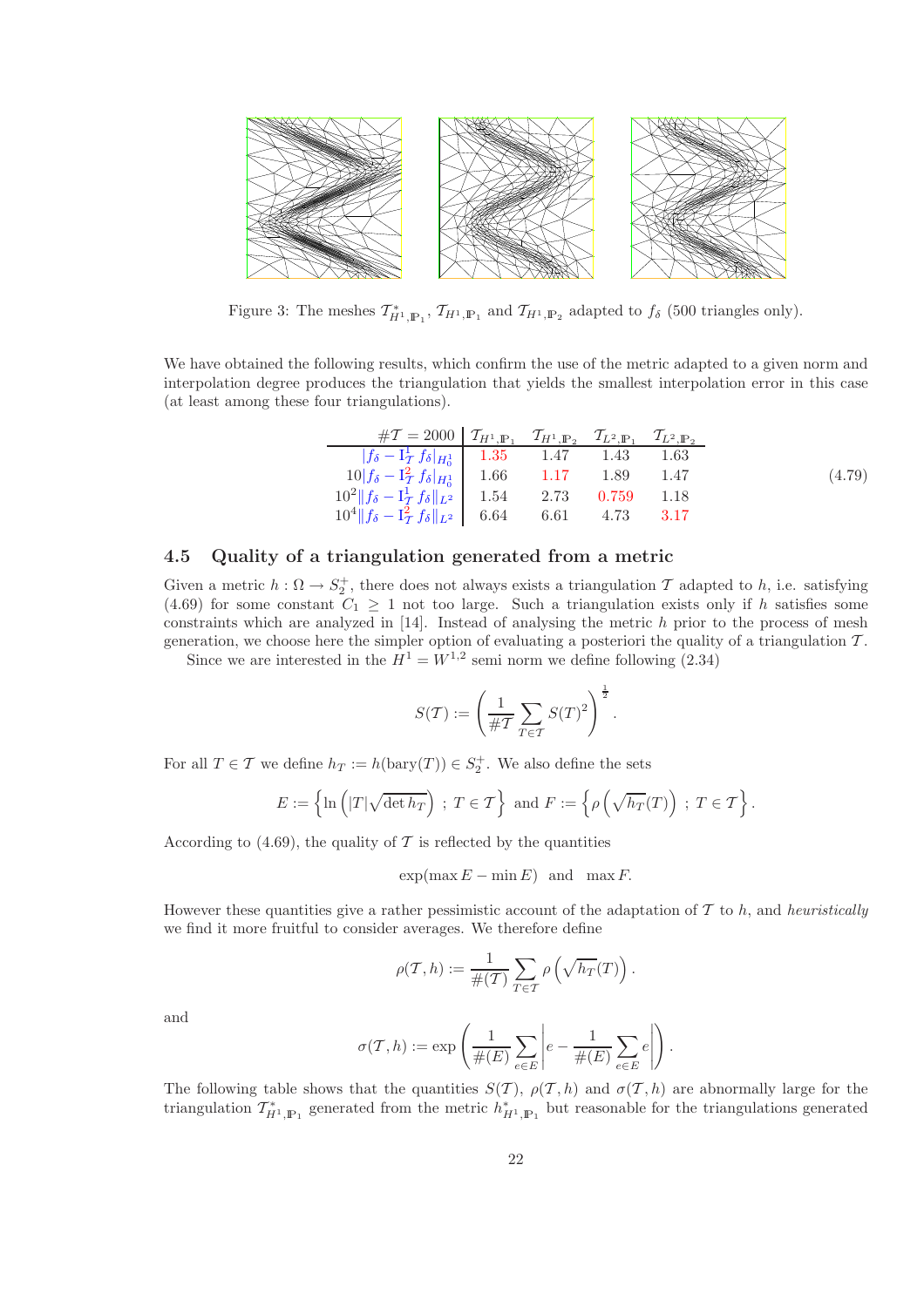Figure 3: The meshes $\mathcal{T}^*_{H^1,\mathbb{P}_1}$, $\mathcal{T}_{H^1,\mathbb{P}_1}$ and $\mathcal{T}_{H^1,\mathbb{P}_2}$ adapted to $f_\delta$ (500 triangles only).

We have obtained the following results, which confirm the use of the metric adapted to a given norm and interpolation degree produces the triangulation that yields the smallest interpolation error in this case (at least among these four triangulations).

| $\#\mathcal{T} = 2000$ | $\mathcal{T}_{H^1,\mathbb{P}_1}$ | $\mathcal{T}_{H^1,\mathbb{P}_2}$ | $\mathcal{T}_{L^2,\mathbb{P}_1}$ | $\mathcal{T}_{L^2,\mathbb{P}_2}$ |
|---|---|---|---|---|
| $\lvert f_\delta - \mathrm{I}^1_{\mathcal{T}} f_\delta\rvert_{H^1_0}$ | 1.35 | 1.47 | 1.43 | 1.63 |
| $10\lvert f_\delta - \mathrm{I}^2_{\mathcal{T}} f_\delta\rvert_{H^1_0}$ | 1.66 | 1.17 | 1.89 | 1.47 |
| $10^2\lVert f_\delta - \mathrm{I}^1_{\mathcal{T}} f_\delta\rVert_{L^2}$ | 1.54 | 2.73 | 0.759 | 1.18 |
| $10^4\lVert f_\delta - \mathrm{I}^2_{\mathcal{T}} f_\delta\rVert_{L^2}$ | 6.64 | 6.61 | 4.73 | 3.17 |

(4.79)

## 4.5 Quality of a triangulation generated from a metric

Given a metric $h : \Omega \to S_2^+$, there does not always exists a triangulation $\mathcal{T}$ adapted to $h$, i.e. satisfying (4.69) for some constant $C_1 \geq 1$ not too large. Such a triangulation exists only if $h$ satisfies some constraints which are analyzed in [14]. Instead of analysing the metric $h$ prior to the process of mesh generation, we choose here the simpler option of evaluating a posteriori the quality of a triangulation $\mathcal{T}$.

Since we are interested in the $H^1 = W^{1,2}$ semi norm we define following (2.34)

$$S(\mathcal{T}) := \left(\frac{1}{\#\mathcal{T}} \sum_{T\in\mathcal{T}} S(T)^2\right)^{\frac{1}{2}}.$$

For all $T \in \mathcal{T}$ we define $h_T := h(\mathrm{bary}(T)) \in S_2^+$. We also define the sets

$$E := \left\{\ln\left(|T|\sqrt{\det h_T}\right) \ ; \ T \in \mathcal{T}\right\} \text{ and } F := \left\{\rho\left(\sqrt{h_T}(T)\right) \ ; \ T \in \mathcal{T}\right\}.$$

According to (4.69), the quality of $\mathcal{T}$ is reflected by the quantities

$$\exp(\max E - \min E) \quad \text{and} \quad \max F.$$

However these quantities give a rather pessimistic account of the adaptation of $\mathcal{T}$ to $h$, and *heuristically* we find it more fruitful to consider averages. We therefore define

$$\rho(\mathcal{T}, h) := \frac{1}{\#(\mathcal{T})} \sum_{T\in\mathcal{T}} \rho\left(\sqrt{h_T}(T)\right).$$

and

$$\sigma(\mathcal{T}, h) := \exp\left(\frac{1}{\#(E)} \sum_{e\in E} \left| e - \frac{1}{\#(E)} \sum_{e\in E} e\right|\right).$$

The following table shows that the quantities $S(\mathcal{T})$, $\rho(\mathcal{T}, h)$ and $\sigma(\mathcal{T}, h)$ are abnormally large for the triangulation $\mathcal{T}^*_{H^1,\mathbb{P}_1}$ generated from the metric $h^*_{H^1,\mathbb{P}_1}$ but reasonable for the triangulations generated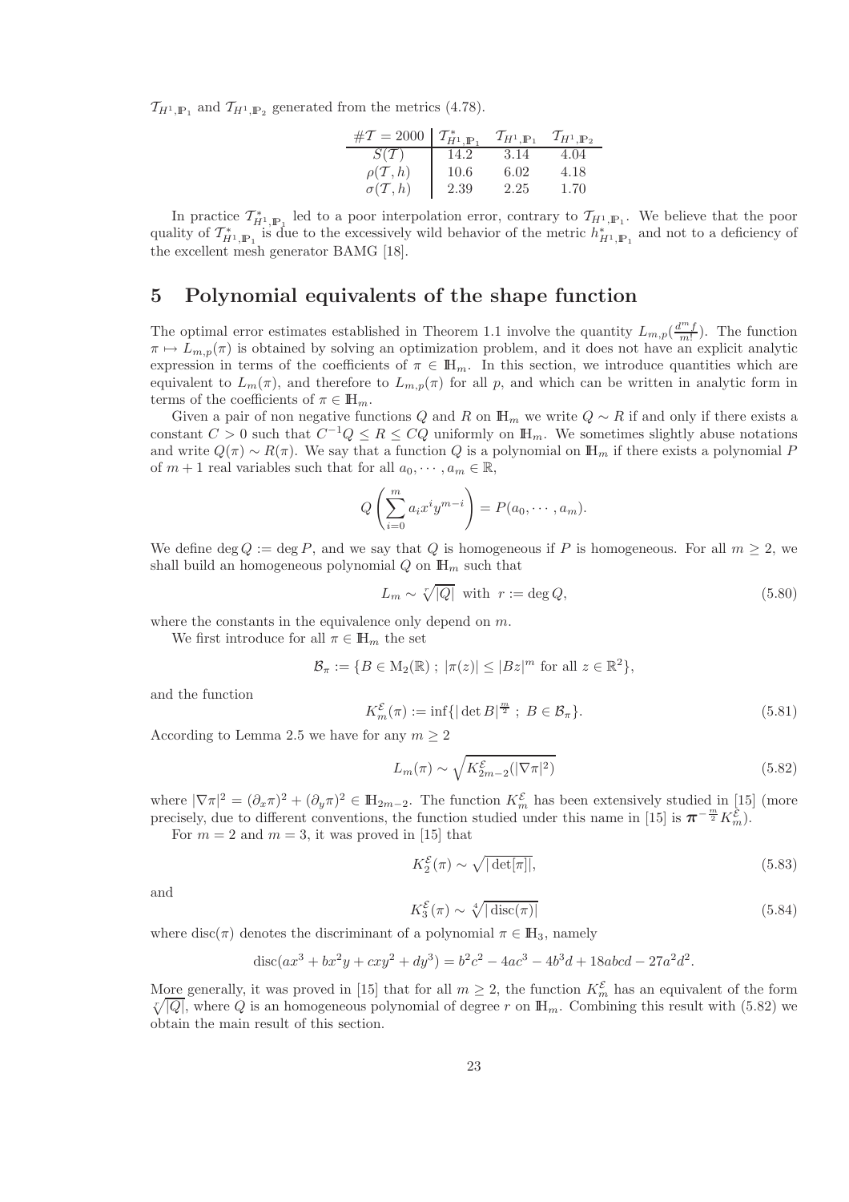$\mathcal{T}_{H^1,\mathbb{P}_1}$ and $\mathcal{T}_{H^1,\mathbb{P}_2}$ generated from the metrics (4.78).

| $\#\mathcal{T} = 2000$ | $\mathcal{T}^*_{H^1,\mathbb{P}_1}$ | $\mathcal{T}_{H^1,\mathbb{P}_1}$ | $\mathcal{T}_{H^1,\mathbb{P}_2}$ |
|---|---|---|---|
| $S(\mathcal{T})$ | 14.2 | 3.14 | 4.04 |
| $\rho(\mathcal{T}, h)$ | 10.6 | 6.02 | 4.18 |
| $\sigma(\mathcal{T}, h)$ | 2.39 | 2.25 | 1.70 |

In practice $\mathcal{T}^*_{H^1,\mathbb{P}_1}$ led to a poor interpolation error, contrary to $\mathcal{T}_{H^1,\mathbb{P}_1}$. We believe that the poor quality of $\mathcal{T}^*_{H^1,\mathbb{P}_1}$ is due to the excessively wild behavior of the metric $h^*_{H^1,\mathbb{P}_1}$ and not to a deficiency of the excellent mesh generator BAMG [18].

# 5 Polynomial equivalents of the shape function

The optimal error estimates established in Theorem 1.1 involve the quantity $L_{m,p}(\frac{d^m f}{m!})$. The function $\pi \mapsto L_{m,p}(\pi)$ is obtained by solving an optimization problem, and it does not have an explicit analytic expression in terms of the coefficients of $\pi \in \mathbb{H}_m$. In this section, we introduce quantities which are equivalent to $L_m(\pi)$, and therefore to $L_{m,p}(\pi)$ for all $p$, and which can be written in analytic form in terms of the coefficients of $\pi \in \mathbb{H}_m$.

Given a pair of non negative functions $Q$ and $R$ on $\mathbb{H}_m$ we write $Q \sim R$ if and only if there exists a constant $C > 0$ such that $C^{-1}Q \le R \le CQ$ uniformly on $\mathbb{H}_m$. We sometimes slightly abuse notations and write $Q(\pi) \sim R(\pi)$. We say that a function $Q$ is a polynomial on $\mathbb{H}_m$ if there exists a polynomial $P$ of $m+1$ real variables such that for all $a_0, \cdots, a_m \in \mathbb{R}$,

$$Q\left(\sum_{i=0}^{m} a_i x^i y^{m-i}\right) = P(a_0, \cdots, a_m).$$

We define $\deg Q := \deg P$, and we say that $Q$ is homogeneous if $P$ is homogeneous. For all $m \ge 2$, we shall build an homogeneous polynomial $Q$ on $\mathbb{H}_m$ such that

$$L_m \sim \sqrt[r]{|Q|} \;\text{ with }\; r := \deg Q, \tag{5.80}$$

where the constants in the equivalence only depend on $m$.

We first introduce for all $\pi \in \mathbb{H}_m$ the set

$$\mathcal{B}_\pi := \{B \in \mathrm{M}_2(\mathbb{R}) \;;\; |\pi(z)| \le |Bz|^m \text{ for all } z \in \mathbb{R}^2\},$$

and the function

$$K_m^{\mathcal{E}}(\pi) := \inf\{|\det B|^{\frac{m}{2}} \;;\; B \in \mathcal{B}_\pi\}. \tag{5.81}$$

According to Lemma 2.5 we have for any $m \ge 2$

$$L_m(\pi) \sim \sqrt{K_{2m-2}^{\mathcal{E}}(|\nabla\pi|^2)} \tag{5.82}$$

where $|\nabla\pi|^2 = (\partial_x\pi)^2 + (\partial_y\pi)^2 \in \mathbb{H}_{2m-2}$. The function $K_m^{\mathcal{E}}$ has been extensively studied in [15] (more precisely, due to different conventions, the function studied under this name in [15] is $\boldsymbol{\pi}^{-\frac{m}{2}} K_m^{\mathcal{E}}$).

For $m = 2$ and $m = 3$, it was proved in [15] that

$$K_2^{\mathcal{E}}(\pi) \sim \sqrt{|\det[\pi]|}, \tag{5.83}$$

and

$$K_3^{\mathcal{E}}(\pi) \sim \sqrt[4]{|\operatorname{disc}(\pi)|} \tag{5.84}$$

where $\operatorname{disc}(\pi)$ denotes the discriminant of a polynomial $\pi \in \mathbb{H}_3$, namely

$$\operatorname{disc}(ax^3 + bx^2y + cxy^2 + dy^3) = b^2c^2 - 4ac^3 - 4b^3d + 18abcd - 27a^2d^2.$$

More generally, it was proved in [15] that for all $m \ge 2$, the function $K_m^{\mathcal{E}}$ has an equivalent of the form $\sqrt[r]{|Q|}$, where $Q$ is an homogeneous polynomial of degree $r$ on $\mathbb{H}_m$. Combining this result with (5.82) we obtain the main result of this section.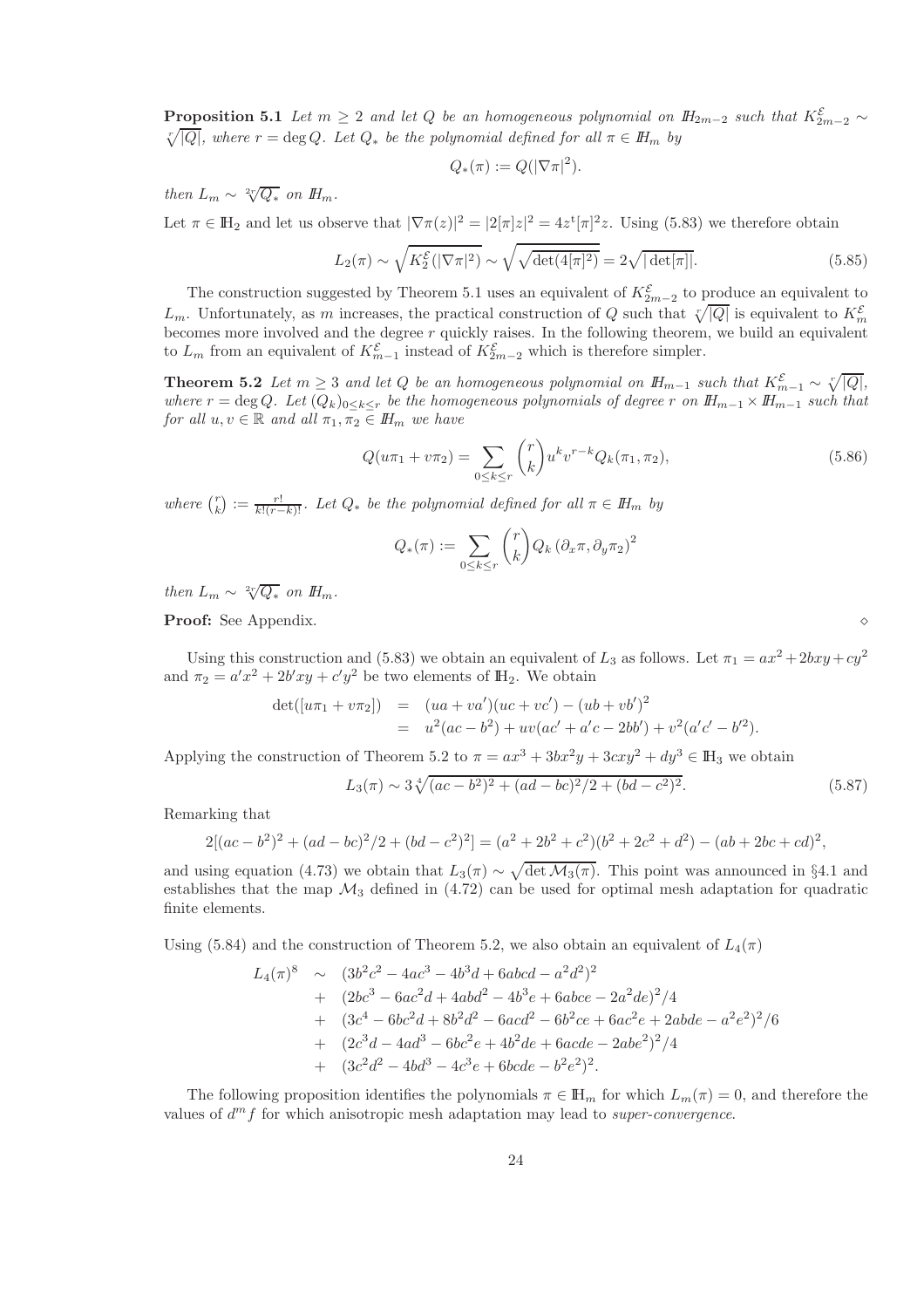**Proposition 5.1** *Let $m \geq 2$ and let $Q$ be an homogeneous polynomial on $\mathbb{H}_{2m-2}$ such that $K^{\mathcal{E}}_{2m-2} \sim \sqrt[r]{|Q|}$, where $r = \deg Q$. Let $Q_*$ be the polynomial defined for all $\pi \in \mathbb{H}_m$ by*

$$Q_*(\pi) := Q(|\nabla \pi|^2).$$

*then $L_m \sim \sqrt[2r]{Q_*}$ on $\mathbb{H}_m$.*

Let $\pi \in \mathbb{H}_2$ and let us observe that $|\nabla \pi(z)|^2 = |2[\pi]z|^2 = 4z^{\mathrm{t}}[\pi]^2 z$. Using (5.83) we therefore obtain

$$L_2(\pi) \sim \sqrt{K^{\mathcal{E}}_2(|\nabla \pi|^2)} \sim \sqrt{\sqrt{\det(4[\pi]^2)}} = 2\sqrt{|\det[\pi]|}. \tag{5.85}$$

The construction suggested by Theorem 5.1 uses an equivalent of $K^{\mathcal{E}}_{2m-2}$ to produce an equivalent to $L_m$. Unfortunately, as $m$ increases, the practical construction of $Q$ such that $\sqrt[r]{|Q|}$ is equivalent to $K^{\mathcal{E}}_m$ becomes more involved and the degree $r$ quickly raises. In the following theorem, we build an equivalent to $L_m$ from an equivalent of $K^{\mathcal{E}}_{m-1}$ instead of $K^{\mathcal{E}}_{2m-2}$ which is therefore simpler.

**Theorem 5.2** *Let $m \geq 3$ and let $Q$ be an homogeneous polynomial on $\mathbb{H}_{m-1}$ such that $K^{\mathcal{E}}_{m-1} \sim \sqrt[r]{|Q|}$, where $r = \deg Q$. Let $(Q_k)_{0\leq k\leq r}$ be the homogeneous polynomials of degree $r$ on $\mathbb{H}_{m-1} \times \mathbb{H}_{m-1}$ such that for all $u, v \in \mathbb{R}$ and all $\pi_1, \pi_2 \in \mathbb{H}_m$ we have*

$$Q(u\pi_1 + v\pi_2) = \sum_{0\leq k\leq r} \binom{r}{k} u^k v^{r-k} Q_k(\pi_1, \pi_2), \tag{5.86}$$

*where $\binom{r}{k} := \frac{r!}{k!(r-k)!}$. Let $Q_*$ be the polynomial defined for all $\pi \in \mathbb{H}_m$ by*

$$Q_*(\pi) := \sum_{0\leq k\leq r} \binom{r}{k} Q_k\left(\partial_x \pi, \partial_y \pi_2\right)^2$$

*then $L_m \sim \sqrt[2r]{Q_*}$ on $\mathbb{H}_m$.*

**Proof:** See Appendix. $\diamond$

Using this construction and (5.83) we obtain an equivalent of $L_3$ as follows. Let $\pi_1 = ax^2 + 2bxy + cy^2$ and $\pi_2 = a'x^2 + 2b'xy + c'y^2$ be two elements of $\mathbb{H}_2$. We obtain

$$\begin{aligned}\det([u\pi_1 + v\pi_2]) &= (ua + va')(uc + vc') - (ub + vb')^2 \\ &= u^2(ac - b^2) + uv(ac' + a'c - 2bb') + v^2(a'c' - b'^2).\end{aligned}$$

Applying the construction of Theorem 5.2 to $\pi = ax^3 + 3bx^2y + 3cxy^2 + dy^3 \in \mathbb{H}_3$ we obtain

$$L_3(\pi) \sim 3\sqrt[4]{(ac - b^2)^2 + (ad - bc)^2/2 + (bd - c^2)^2}. \tag{5.87}$$

Remarking that

$$2[(ac - b^2)^2 + (ad - bc)^2/2 + (bd - c^2)^2] = (a^2 + 2b^2 + c^2)(b^2 + 2c^2 + d^2) - (ab + 2bc + cd)^2,$$

and using equation (4.73) we obtain that $L_3(\pi) \sim \sqrt{\det \mathcal{M}_3(\pi)}$. This point was announced in §4.1 and establishes that the map $\mathcal{M}_3$ defined in (4.72) can be used for optimal mesh adaptation for quadratic finite elements.

Using (5.84) and the construction of Theorem 5.2, we also obtain an equivalent of $L_4(\pi)$

$$\begin{aligned}L_4(\pi)^8 \;\sim\;& (3b^2c^2 - 4ac^3 - 4b^3d + 6abcd - a^2d^2)^2 \\ +\;& (2bc^3 - 6ac^2d + 4abd^2 - 4b^3e + 6abce - 2a^2de)^2/4 \\ +\;& (3c^4 - 6bc^2d + 8b^2d^2 - 6acd^2 - 6b^2ce + 6ac^2e + 2abde - a^2e^2)^2/6 \\ +\;& (2c^3d - 4ad^3 - 6bc^2e + 4b^2de + 6acde - 2abe^2)^2/4 \\ +\;& (3c^2d^2 - 4bd^3 - 4c^3e + 6bcde - b^2e^2)^2.\end{aligned}$$

The following proposition identifies the polynomials $\pi \in \mathbb{H}_m$ for which $L_m(\pi) = 0$, and therefore the values of $d^m f$ for which anisotropic mesh adaptation may lead to *super-convergence*.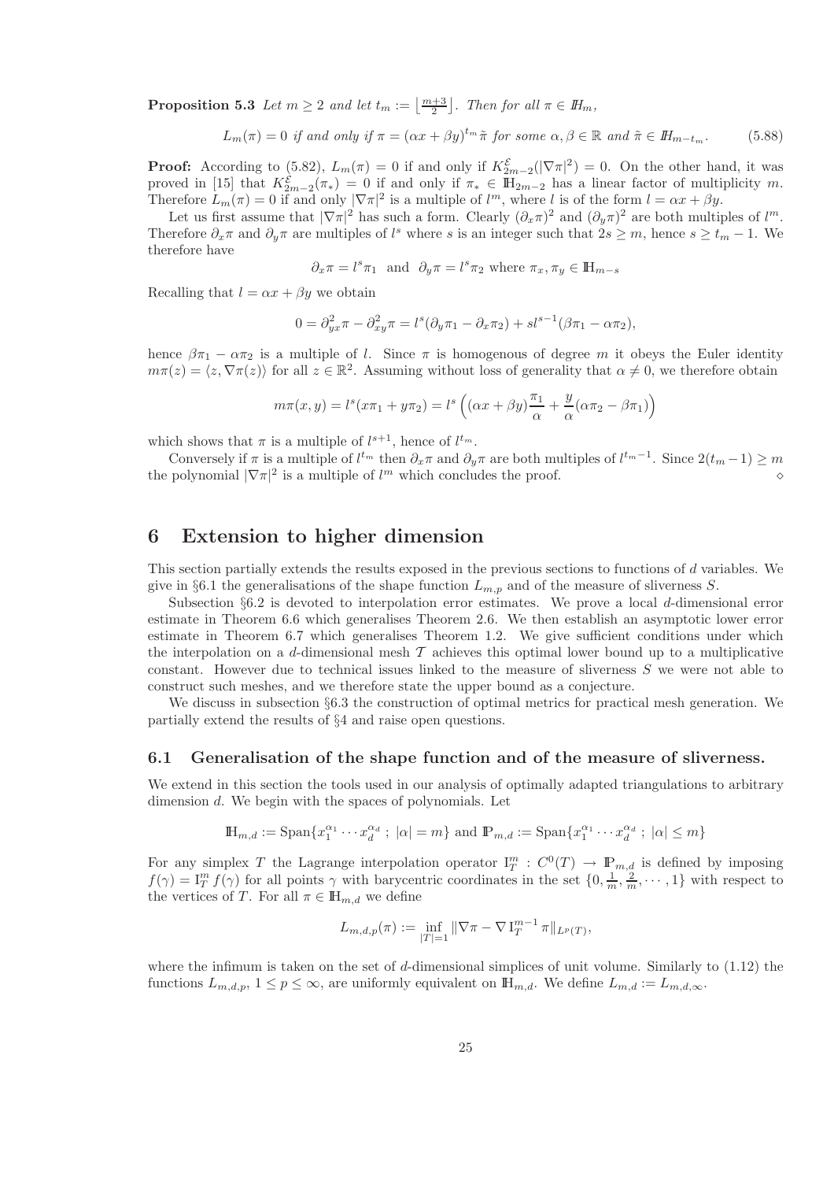**Proposition 5.3** *Let $m \geq 2$ and let $t_m := \left\lfloor \frac{m+3}{2} \right\rfloor$. Then for all $\pi \in \mathbb{H}_m$,*

$$L_m(\pi) = 0 \text{ if and only if } \pi = (\alpha x + \beta y)^{t_m} \tilde{\pi} \text{ for some } \alpha, \beta \in \mathbb{R} \text{ and } \tilde{\pi} \in \mathbb{H}_{m-t_m}. \tag{5.88}$$

**Proof:** According to (5.82), $L_m(\pi) = 0$ if and only if $K^{\mathcal{E}}_{2m-2}(|\nabla \pi|^2) = 0$. On the other hand, it was proved in [15] that $K^{\mathcal{E}}_{2m-2}(\pi_*) = 0$ if and only if $\pi_* \in \mathbb{H}_{2m-2}$ has a linear factor of multiplicity $m$. Therefore $L_m(\pi) = 0$ if and only $|\nabla \pi|^2$ is a multiple of $l^m$, where $l$ is of the form $l = \alpha x + \beta y$.

Let us first assume that $|\nabla \pi|^2$ has such a form. Clearly $(\partial_x \pi)^2$ and $(\partial_y \pi)^2$ are both multiples of $l^m$. Therefore $\partial_x \pi$ and $\partial_y \pi$ are multiples of $l^s$ where $s$ is an integer such that $2s \geq m$, hence $s \geq t_m - 1$. We therefore have

$$\partial_x \pi = l^s \pi_1 \text{ and } \partial_y \pi = l^s \pi_2 \text{ where } \pi_x, \pi_y \in \mathbb{H}_{m-s}$$

Recalling that $l = \alpha x + \beta y$ we obtain

$$0 = \partial^2_{yx} \pi - \partial^2_{xy} \pi = l^s(\partial_y \pi_1 - \partial_x \pi_2) + s l^{s-1}(\beta \pi_1 - \alpha \pi_2),$$

hence $\beta \pi_1 - \alpha \pi_2$ is a multiple of $l$. Since $\pi$ is homogenous of degree $m$ it obeys the Euler identity $m\pi(z) = \langle z, \nabla \pi(z) \rangle$ for all $z \in \mathbb{R}^2$. Assuming without loss of generality that $\alpha \neq 0$, we therefore obtain

$$m\pi(x, y) = l^s(x\pi_1 + y\pi_2) = l^s \left( (\alpha x + \beta y)\frac{\pi_1}{\alpha} + \frac{y}{\alpha}(\alpha \pi_2 - \beta \pi_1) \right)$$

which shows that $\pi$ is a multiple of $l^{s+1}$, hence of $l^{t_m}$.

Conversely if $\pi$ is a multiple of $l^{t_m}$ then $\partial_x \pi$ and $\partial_y \pi$ are both multiples of $l^{t_m - 1}$. Since $2(t_m - 1) \geq m$ the polynomial $|\nabla \pi|^2$ is a multiple of $l^m$ which concludes the proof. $\diamond$

# 6 Extension to higher dimension

This section partially extends the results exposed in the previous sections to functions of $d$ variables. We give in §6.1 the generalisations of the shape function $L_{m,p}$ and of the measure of sliverness $S$.

Subsection §6.2 is devoted to interpolation error estimates. We prove a local $d$-dimensional error estimate in Theorem 6.6 which generalises Theorem 2.6. We then establish an asymptotic lower error estimate in Theorem 6.7 which generalises Theorem 1.2. We give sufficient conditions under which the interpolation on a $d$-dimensional mesh $\mathcal{T}$ achieves this optimal lower bound up to a multiplicative constant. However due to technical issues linked to the measure of sliverness $S$ we were not able to construct such meshes, and we therefore state the upper bound as a conjecture.

We discuss in subsection §6.3 the construction of optimal metrics for practical mesh generation. We partially extend the results of §4 and raise open questions.

## 6.1 Generalisation of the shape function and of the measure of sliverness.

We extend in this section the tools used in our analysis of optimally adapted triangulations to arbitrary dimension $d$. We begin with the spaces of polynomials. Let

$$\mathbb{H}_{m,d} := \text{Span}\{x_1^{\alpha_1} \cdots x_d^{\alpha_d} \ ; \ |\alpha| = m\} \text{ and } \mathbb{P}_{m,d} := \text{Span}\{x_1^{\alpha_1} \cdots x_d^{\alpha_d} \ ; \ |\alpha| \leq m\}$$

For any simplex $T$ the Lagrange interpolation operator $\mathrm{I}^m_T : C^0(T) \to \mathbb{P}_{m,d}$ is defined by imposing $f(\gamma) = \mathrm{I}^m_T f(\gamma)$ for all points $\gamma$ with barycentric coordinates in the set $\{0, \frac{1}{m}, \frac{2}{m}, \cdots, 1\}$ with respect to the vertices of $T$. For all $\pi \in \mathbb{H}_{m,d}$ we define

$$L_{m,d,p}(\pi) := \inf_{|T|=1} \|\nabla \pi - \nabla \, \mathrm{I}^{m-1}_T \pi\|_{L^p(T)},$$

where the infimum is taken on the set of $d$-dimensional simplices of unit volume. Similarly to (1.12) the functions $L_{m,d,p}$, $1 \leq p \leq \infty$, are uniformly equivalent on $\mathbb{H}_{m,d}$. We define $L_{m,d} := L_{m,d,\infty}$.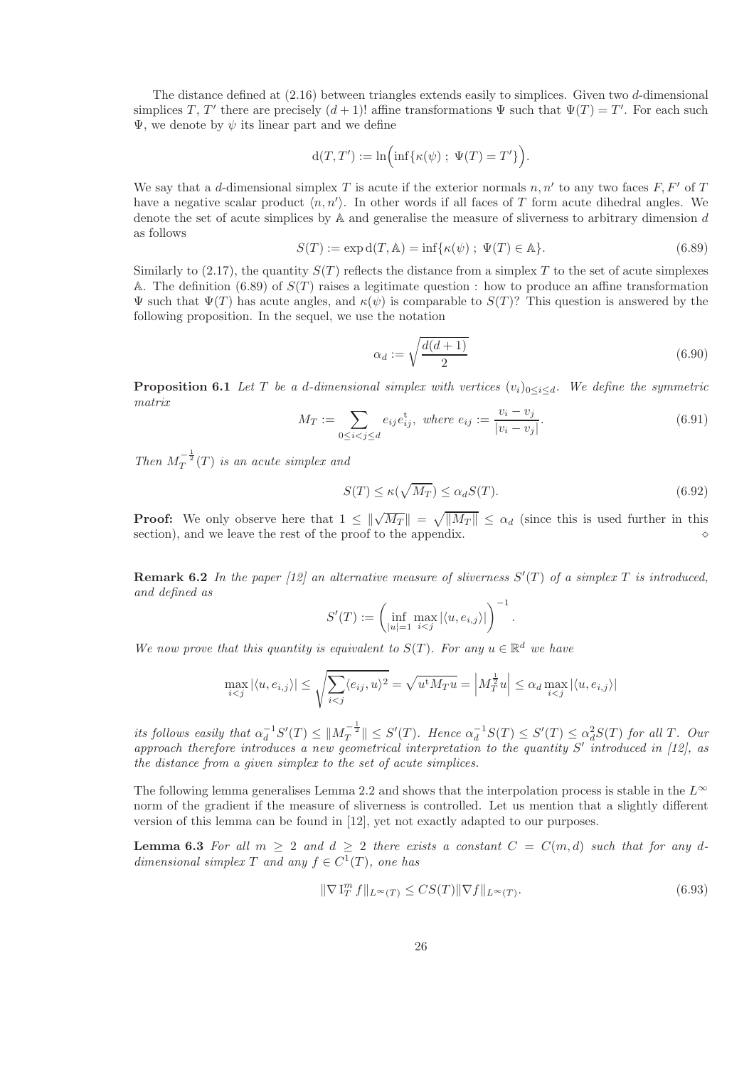The distance defined at (2.16) between triangles extends easily to simplices. Given two $d$-dimensional simplices $T$, $T'$ there are precisely $(d+1)!$ affine transformations $\Psi$ such that $\Psi(T) = T'$. For each such $\Psi$, we denote by $\psi$ its linear part and we define

$$\mathrm{d}(T, T') := \ln\Big(\inf\{\kappa(\psi) \; ; \; \Psi(T) = T'\}\Big).$$

We say that a $d$-dimensional simplex $T$ is acute if the exterior normals $n, n'$ to any two faces $F, F'$ of $T$ have a negative scalar product $\langle n, n' \rangle$. In other words if all faces of $T$ form acute dihedral angles. We denote the set of acute simplices by $\mathbb{A}$ and generalise the measure of sliverness to arbitrary dimension $d$ as follows

$$S(T) := \exp \mathrm{d}(T, \mathbb{A}) = \inf\{\kappa(\psi) \; ; \; \Psi(T) \in \mathbb{A}\}. \tag{6.89}$$

Similarly to (2.17), the quantity $S(T)$ reflects the distance from a simplex $T$ to the set of acute simplexes $\mathbb{A}$. The definition (6.89) of $S(T)$ raises a legitimate question : how to produce an affine transformation $\Psi$ such that $\Psi(T)$ has acute angles, and $\kappa(\psi)$ is comparable to $S(T)$? This question is answered by the following proposition. In the sequel, we use the notation

$$\alpha_d := \sqrt{\frac{d(d+1)}{2}} \tag{6.90}$$

**Proposition 6.1** *Let $T$ be a $d$-dimensional simplex with vertices $(v_i)_{0 \le i \le d}$. We define the symmetric matrix*

$$M_T := \sum_{0 \le i < j \le d} e_{ij} e_{ij}^{\mathrm{t}}, \text{ where } e_{ij} := \frac{v_i - v_j}{|v_i - v_j|}. \tag{6.91}$$

*Then $M_T^{-\frac{1}{2}}(T)$ is an acute simplex and*

$$S(T) \le \kappa(\sqrt{M_T}) \le \alpha_d S(T). \tag{6.92}$$

**Proof:** We only observe here that $1 \le \|\sqrt{M_T}\| = \sqrt{\|M_T\|} \le \alpha_d$ (since this is used further in this section), and we leave the rest of the proof to the appendix. $\diamond$

**Remark 6.2** *In the paper [12] an alternative measure of sliverness $S'(T)$ of a simplex $T$ is introduced, and defined as*

$$S'(T) := \left( \inf_{|u|=1} \max_{i<j} |\langle u, e_{i,j} \rangle| \right)^{-1}.$$

*We now prove that this quantity is equivalent to $S(T)$. For any $u \in \mathbb{R}^d$ we have*

$$\max_{i<j} |\langle u, e_{i,j} \rangle| \le \sqrt{\sum_{i<j} \langle e_{ij}, u \rangle^2} = \sqrt{u^{\mathrm{t}} M_T u} = \left| M_T^{\frac{1}{2}} u \right| \le \alpha_d \max_{i<j} |\langle u, e_{i,j} \rangle|$$

*its follows easily that $\alpha_d^{-1} S'(T) \le \|M_T^{-\frac{1}{2}}\| \le S'(T)$. Hence $\alpha_d^{-1} S(T) \le S'(T) \le \alpha_d^2 S(T)$ for all $T$. Our approach therefore introduces a new geometrical interpretation to the quantity $S'$ introduced in [12], as the distance from a given simplex to the set of acute simplices.*

The following lemma generalises Lemma 2.2 and shows that the interpolation process is stable in the $L^\infty$ norm of the gradient if the measure of sliverness is controlled. Let us mention that a slightly different version of this lemma can be found in [12], yet not exactly adapted to our purposes.

**Lemma 6.3** *For all $m \ge 2$ and $d \ge 2$ there exists a constant $C = C(m, d)$ such that for any $d$-dimensional simplex $T$ and any $f \in C^1(T)$, one has*

$$\|\nabla \mathrm{I}_T^m f\|_{L^\infty(T)} \le C S(T) \|\nabla f\|_{L^\infty(T)}. \tag{6.93}$$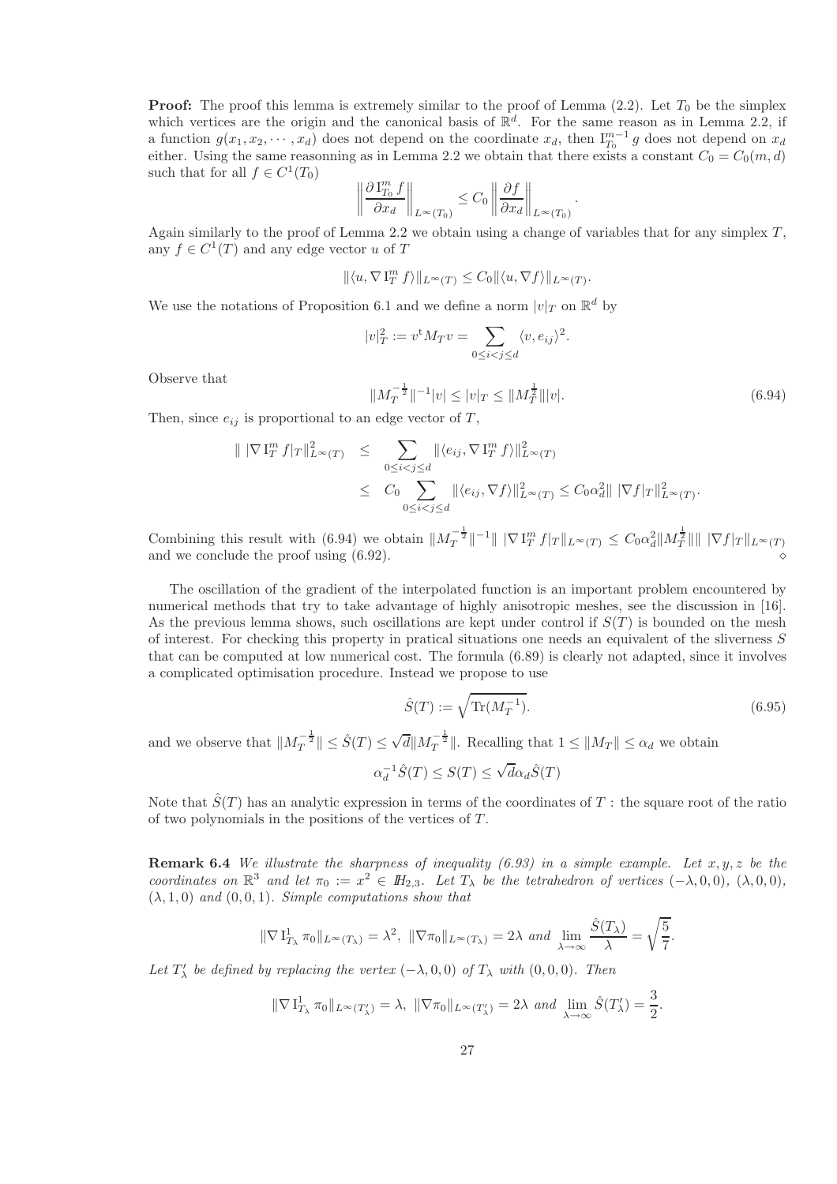**Proof:** The proof this lemma is extremely similar to the proof of Lemma (2.2). Let $T_0$ be the simplex which vertices are the origin and the canonical basis of $\mathbb{R}^d$. For the same reason as in Lemma 2.2, if a function $g(x_1, x_2, \cdots, x_d)$ does not depend on the coordinate $x_d$, then $\mathrm{I}_{T_0}^{m-1} g$ does not depend on $x_d$ either. Using the same reasonning as in Lemma 2.2 we obtain that there exists a constant $C_0 = C_0(m, d)$ such that for all $f \in C^1(T_0)$

$$\left\| \frac{\partial \, \mathrm{I}_{T_0}^m f}{\partial x_d} \right\|_{L^\infty(T_0)} \leq C_0 \left\| \frac{\partial f}{\partial x_d} \right\|_{L^\infty(T_0)}.$$

Again similarly to the proof of Lemma 2.2 we obtain using a change of variables that for any simplex $T$, any $f \in C^1(T)$ and any edge vector $u$ of $T$

$$\|\langle u, \nabla \, \mathrm{I}_T^m f \rangle\|_{L^\infty(T)} \leq C_0 \|\langle u, \nabla f \rangle\|_{L^\infty(T)}.$$

We use the notations of Proposition 6.1 and we define a norm $|v|_T$ on $\mathbb{R}^d$ by

$$|v|_T^2 := v^{\mathrm{t}} M_T v = \sum_{0 \leq i < j \leq d} \langle v, e_{ij} \rangle^2.$$

Observe that

$$\|M_T^{-\frac{1}{2}}\|^{-1} |v| \leq |v|_T \leq \|M_T^{\frac{1}{2}}\| |v|. \tag{6.94}$$

Then, since $e_{ij}$ is proportional to an edge vector of $T$,

$$\begin{aligned}
\| \, |\nabla \, \mathrm{I}_T^m f|_T \|_{L^\infty(T)}^2 &\leq \sum_{0 \leq i < j \leq d} \|\langle e_{ij}, \nabla \, \mathrm{I}_T^m f \rangle\|_{L^\infty(T)}^2 \\
&\leq C_0 \sum_{0 \leq i < j \leq d} \|\langle e_{ij}, \nabla f \rangle\|_{L^\infty(T)}^2 \leq C_0 \alpha_d^2 \| \, |\nabla f|_T \|_{L^\infty(T)}^2.
\end{aligned}$$

Combining this result with (6.94) we obtain $\|M_T^{-\frac{1}{2}}\|^{-1} \| \, |\nabla \, \mathrm{I}_T^m f|_T \|_{L^\infty(T)} \leq C_0 \alpha_d^2 \|M_T^{\frac{1}{2}}\| \| \, |\nabla f|_T \|_{L^\infty(T)}$ and we conclude the proof using (6.92). $\diamond$

The oscillation of the gradient of the interpolated function is an important problem encountered by numerical methods that try to take advantage of highly anisotropic meshes, see the discussion in [16]. As the previous lemma shows, such oscillations are kept under control if $S(T)$ is bounded on the mesh of interest. For checking this property in pratical situations one needs an equivalent of the sliverness $S$ that can be computed at low numerical cost. The formula (6.89) is clearly not adapted, since it involves a complicated optimisation procedure. Instead we propose to use

$$\hat{S}(T) := \sqrt{\mathrm{Tr}(M_T^{-1})}. \tag{6.95}$$

and we observe that $\|M_T^{-\frac{1}{2}}\| \leq \hat{S}(T) \leq \sqrt{d} \|M_T^{-\frac{1}{2}}\|$. Recalling that $1 \leq \|M_T\| \leq \alpha_d$ we obtain

$$\alpha_d^{-1} \hat{S}(T) \leq S(T) \leq \sqrt{d} \alpha_d \hat{S}(T)$$

Note that $\hat{S}(T)$ has an analytic expression in terms of the coordinates of $T$ : the square root of the ratio of two polynomials in the positions of the vertices of $T$.

**Remark 6.4** *We illustrate the sharpness of inequality (6.93) in a simple example. Let $x, y, z$ be the coordinates on $\mathbb{R}^3$ and let $\pi_0 := x^2 \in \mathbb{H}_{2,3}$. Let $T_\lambda$ be the tetrahedron of vertices $(-\lambda, 0, 0)$, $(\lambda, 0, 0)$, $(\lambda, 1, 0)$ and $(0, 0, 1)$. Simple computations show that*

$$\|\nabla \, \mathrm{I}_{T_\lambda}^1 \pi_0\|_{L^\infty(T_\lambda)} = \lambda^2, \ \|\nabla \pi_0\|_{L^\infty(T_\lambda)} = 2\lambda \text{ and } \lim_{\lambda \to \infty} \frac{\hat{S}(T_\lambda)}{\lambda} = \sqrt{\frac{5}{7}}.$$

*Let $T'_\lambda$ be defined by replacing the vertex $(-\lambda, 0, 0)$ of $T_\lambda$ with $(0, 0, 0)$. Then*

$$\|\nabla \, \mathrm{I}_{T_\lambda}^1 \pi_0\|_{L^\infty(T'_\lambda)} = \lambda, \ \|\nabla \pi_0\|_{L^\infty(T'_\lambda)} = 2\lambda \text{ and } \lim_{\lambda \to \infty} \hat{S}(T'_\lambda) = \frac{3}{2}.$$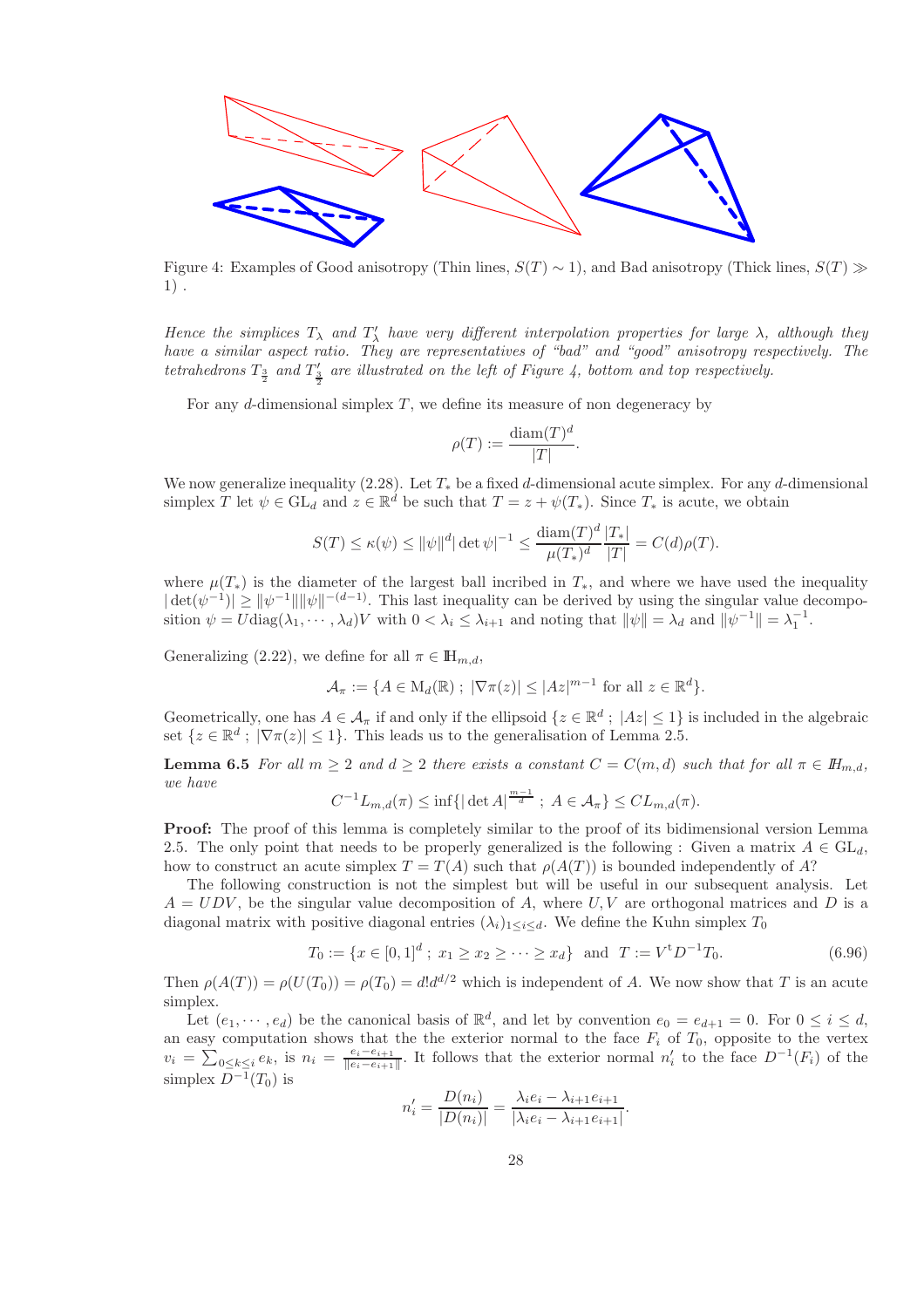Figure 4: Examples of Good anisotropy (Thin lines, $S(T) \sim 1$), and Bad anisotropy (Thick lines, $S(T) \gg 1$) .

*Hence the simplices $T_\lambda$ and $T'_\lambda$ have very different interpolation properties for large $\lambda$, although they have a similar aspect ratio. They are representatives of "bad" and "good" anisotropy respectively. The tetrahedrons $T_{\frac{3}{2}}$ and $T'_{\frac{3}{2}}$ are illustrated on the left of Figure 4, bottom and top respectively.*

For any $d$-dimensional simplex $T$, we define its measure of non degeneracy by

$$\rho(T) := \frac{\operatorname{diam}(T)^d}{|T|}.$$

We now generalize inequality (2.28). Let $T_*$ be a fixed $d$-dimensional acute simplex. For any $d$-dimensional simplex $T$ let $\psi \in \mathrm{GL}_d$ and $z \in \mathbb{R}^d$ be such that $T = z + \psi(T_*)$. Since $T_*$ is acute, we obtain

$$S(T) \le \kappa(\psi) \le \|\psi\|^d |\det \psi|^{-1} \le \frac{\operatorname{diam}(T)^d}{\mu(T_*)^d} \frac{|T_*|}{|T|} = C(d)\rho(T).$$

where $\mu(T_*)$ is the diameter of the largest ball incribed in $T_*$, and where we have used the inequality $|\det(\psi^{-1})| \ge \|\psi^{-1}\| \|\psi\|^{-(d-1)}$. This last inequality can be derived by using the singular value decomposition $\psi = U \operatorname{diag}(\lambda_1, \cdots, \lambda_d) V$ with $0 < \lambda_i \le \lambda_{i+1}$ and noting that $\|\psi\| = \lambda_d$ and $\|\psi^{-1}\| = \lambda_1^{-1}$.

Generalizing (2.22), we define for all $\pi \in \mathbb{H}_{m,d}$,

$$\mathcal{A}_\pi := \{A \in \mathrm{M}_d(\mathbb{R}) \ ; \ |\nabla\pi(z)| \le |Az|^{m-1} \text{ for all } z \in \mathbb{R}^d\}.$$

Geometrically, one has $A \in \mathcal{A}_\pi$ if and only if the ellipsoid $\{z \in \mathbb{R}^d \ ; \ |Az| \le 1\}$ is included in the algebraic set $\{z \in \mathbb{R}^d \ ; \ |\nabla\pi(z)| \le 1\}$. This leads us to the generalisation of Lemma 2.5.

**Lemma 6.5** *For all $m \ge 2$ and $d \ge 2$ there exists a constant $C = C(m,d)$ such that for all $\pi \in \mathbb{H}_{m,d}$, we have*

$$C^{-1} L_{m,d}(\pi) \le \inf\{|\det A|^{\frac{m-1}{d}} \ ; \ A \in \mathcal{A}_\pi\} \le C L_{m,d}(\pi).$$

**Proof:** The proof of this lemma is completely similar to the proof of its bidimensional version Lemma 2.5. The only point that needs to be properly generalized is the following : Given a matrix $A \in \mathrm{GL}_d$, how to construct an acute simplex $T = T(A)$ such that $\rho(A(T))$ is bounded independently of $A$?

The following construction is not the simplest but will be useful in our subsequent analysis. Let $A = UDV$, be the singular value decomposition of $A$, where $U, V$ are orthogonal matrices and $D$ is a diagonal matrix with positive diagonal entries $(\lambda_i)_{1 \le i \le d}$. We define the Kuhn simplex $T_0$

$$T_0 := \{x \in [0,1]^d \ ; \ x_1 \ge x_2 \ge \cdots \ge x_d\} \ \text{ and } \ T := V^{\mathrm{t}} D^{-1} T_0. \tag{6.96}$$

Then $\rho(A(T)) = \rho(U(T_0)) = \rho(T_0) = d! d^{d/2}$ which is independent of $A$. We now show that $T$ is an acute simplex.

Let $(e_1, \cdots, e_d)$ be the canonical basis of $\mathbb{R}^d$, and let by convention $e_0 = e_{d+1} = 0$. For $0 \le i \le d$, an easy computation shows that the the exterior normal to the face $F_i$ of $T_0$, opposite to the vertex $v_i = \sum_{0 \le k \le i} e_k$, is $n_i = \frac{e_i - e_{i+1}}{\|e_i - e_{i+1}\|}$. It follows that the exterior normal $n'_i$ to the face $D^{-1}(F_i)$ of the simplex $D^{-1}(T_0)$ is

$$n'_i = \frac{D(n_i)}{|D(n_i)|} = \frac{\lambda_i e_i - \lambda_{i+1} e_{i+1}}{|\lambda_i e_i - \lambda_{i+1} e_{i+1}|}.$$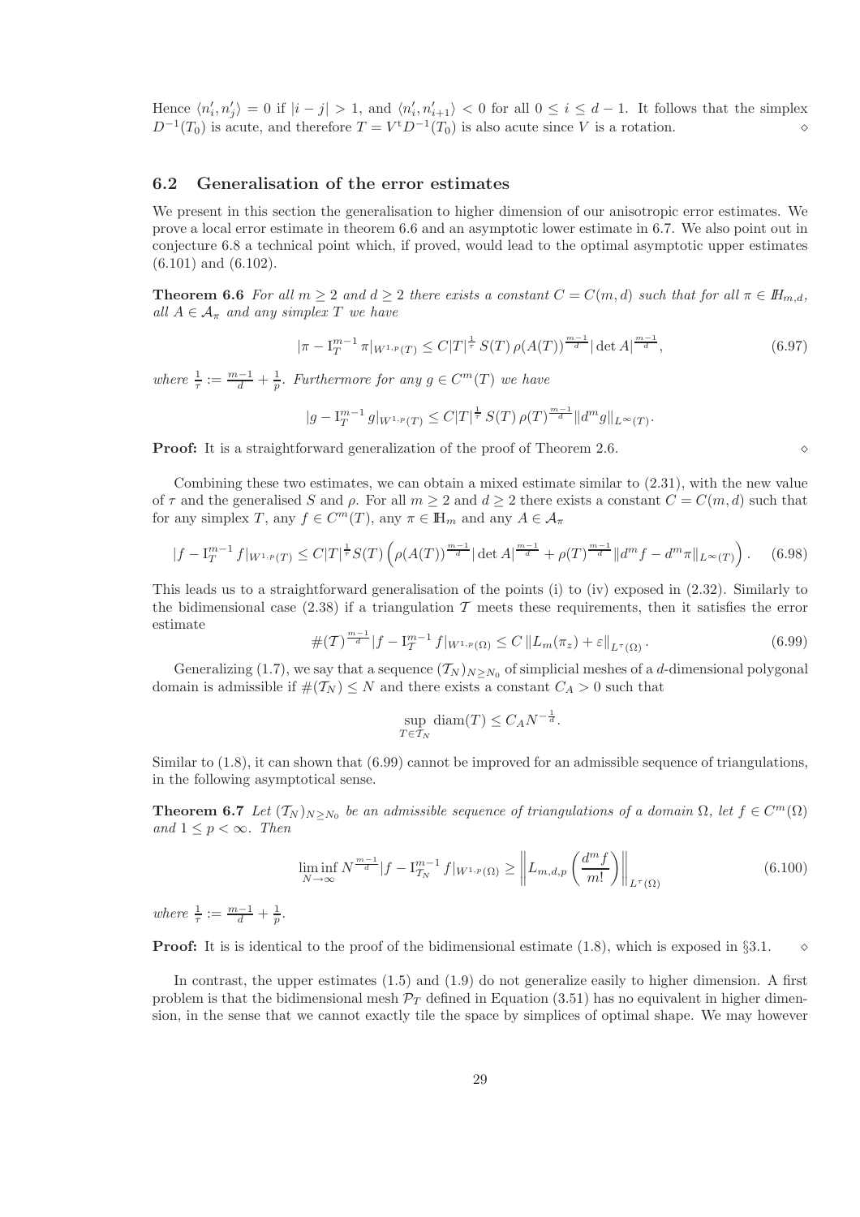Hence $\langle n'_i, n'_j \rangle = 0$ if $|i-j| > 1$, and $\langle n'_i, n'_{i+1} \rangle < 0$ for all $0 \le i \le d-1$. It follows that the simplex $D^{-1}(T_0)$ is acute, and therefore $T = V^{\mathrm{t}} D^{-1}(T_0)$ is also acute since $V$ is a rotation. $\diamond$

### 6.2 Generalisation of the error estimates

We present in this section the generalisation to higher dimension of our anisotropic error estimates. We prove a local error estimate in theorem 6.6 and an asymptotic lower estimate in 6.7. We also point out in conjecture 6.8 a technical point which, if proved, would lead to the optimal asymptotic upper estimates (6.101) and (6.102).

**Theorem 6.6** *For all $m \ge 2$ and $d \ge 2$ there exists a constant $C = C(m,d)$ such that for all $\pi \in \mathbb{H}_{m,d}$, all $A \in \mathcal{A}_\pi$ and any simplex $T$ we have*

$$|\pi - \mathrm{I}_T^{m-1} \pi|_{W^{1,p}(T)} \le C |T|^{\frac{1}{\tau}} S(T)\, \rho(A(T))^{\frac{m-1}{d}} |\det A|^{\frac{m-1}{d}}, \tag{6.97}$$

*where $\frac{1}{\tau} := \frac{m-1}{d} + \frac{1}{p}$. Furthermore for any $g \in C^m(T)$ we have*

$$|g - \mathrm{I}_T^{m-1} g|_{W^{1,p}(T)} \le C |T|^{\frac{1}{\tau}} S(T)\, \rho(T)^{\frac{m-1}{d}} \|d^m g\|_{L^\infty(T)}.$$

**Proof:** It is a straightforward generalization of the proof of Theorem 2.6. $\diamond$

Combining these two estimates, we can obtain a mixed estimate similar to (2.31), with the new value of $\tau$ and the generalised $S$ and $\rho$. For all $m \ge 2$ and $d \ge 2$ there exists a constant $C = C(m,d)$ such that for any simplex $T$, any $f \in C^m(T)$, any $\pi \in \mathbb{H}_m$ and any $A \in \mathcal{A}_\pi$

$$|f - \mathrm{I}_T^{m-1} f|_{W^{1,p}(T)} \le C |T|^{\frac{1}{\tau}} S(T) \left( \rho(A(T))^{\frac{m-1}{d}} |\det A|^{\frac{m-1}{d}} + \rho(T)^{\frac{m-1}{d}} \|d^m f - d^m \pi\|_{L^\infty(T)} \right). \tag{6.98}$$

This leads us to a straightforward generalisation of the points (i) to (iv) exposed in (2.32). Similarly to the bidimensional case (2.38) if a triangulation $\mathcal{T}$ meets these requirements, then it satisfies the error estimate

$$\#(\mathcal{T})^{\frac{m-1}{d}} |f - \mathrm{I}_{\mathcal{T}}^{m-1} f|_{W^{1,p}(\Omega)} \le C \left\| L_m(\pi_z) + \varepsilon \right\|_{L^\tau(\Omega)}. \tag{6.99}$$

Generalizing (1.7), we say that a sequence $(\mathcal{T}_N)_{N \ge N_0}$ of simplicial meshes of a $d$-dimensional polygonal domain is admissible if $\#(\mathcal{T}_N) \le N$ and there exists a constant $C_A > 0$ such that

$$\sup_{T \in \mathcal{T}_N} \operatorname{diam}(T) \le C_A N^{-\frac{1}{d}}.$$

Similar to (1.8), it can shown that (6.99) cannot be improved for an admissible sequence of triangulations, in the following asymptotical sense.

**Theorem 6.7** *Let $(\mathcal{T}_N)_{N \ge N_0}$ be an admissible sequence of triangulations of a domain $\Omega$, let $f \in C^m(\Omega)$ and $1 \le p < \infty$. Then*

$$\liminf_{N \to \infty} N^{\frac{m-1}{d}} |f - \mathrm{I}_{\mathcal{T}_N}^{m-1} f|_{W^{1,p}(\Omega)} \ge \left\| L_{m,d,p}\left( \frac{d^m f}{m!} \right) \right\|_{L^\tau(\Omega)} \tag{6.100}$$

*where $\frac{1}{\tau} := \frac{m-1}{d} + \frac{1}{p}$.*

**Proof:** It is is identical to the proof of the bidimensional estimate (1.8), which is exposed in §3.1. $\diamond$

In contrast, the upper estimates (1.5) and (1.9) do not generalize easily to higher dimension. A first problem is that the bidimensional mesh $\mathcal{P}_T$ defined in Equation (3.51) has no equivalent in higher dimension, in the sense that we cannot exactly tile the space by simplices of optimal shape. We may however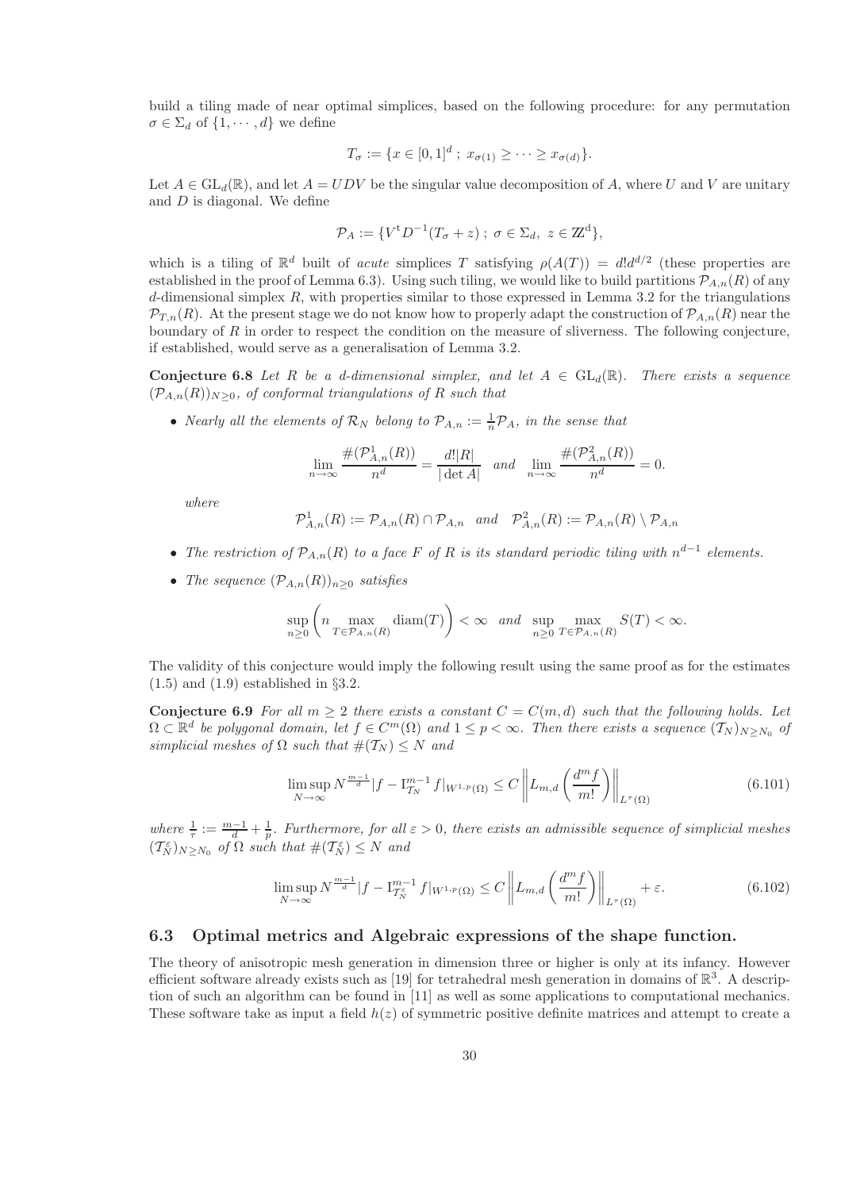build a tiling made of near optimal simplices, based on the following procedure: for any permutation $\sigma \in \Sigma_d$ of $\{1, \cdots, d\}$ we define

$$T_\sigma := \{x \in [0,1]^d \; ; \; x_{\sigma(1)} \geq \cdots \geq x_{\sigma(d)}\}.$$

Let $A \in \mathrm{GL}_d(\mathbb{R})$, and let $A = UDV$ be the singular value decomposition of $A$, where $U$ and $V$ are unitary and $D$ is diagonal. We define

$$\mathcal{P}_A := \{V^{\mathrm{t}} D^{-1}(T_\sigma + z) \; ; \; \sigma \in \Sigma_d, \; z \in \mathbb{Z}^{\mathrm{d}}\},$$

which is a tiling of $\mathbb{R}^d$ built of *acute* simplices $T$ satisfying $\rho(A(T)) = d! d^{d/2}$ (these properties are established in the proof of Lemma 6.3). Using such tiling, we would like to build partitions $\mathcal{P}_{A,n}(R)$ of any $d$-dimensional simplex $R$, with properties similar to those expressed in Lemma 3.2 for the triangulations $\mathcal{P}_{T,n}(R)$. At the present stage we do not know how to properly adapt the construction of $\mathcal{P}_{A,n}(R)$ near the boundary of $R$ in order to respect the condition on the measure of sliverness. The following conjecture, if established, would serve as a generalisation of Lemma 3.2.

**Conjecture 6.8** *Let $R$ be a $d$-dimensional simplex, and let $A \in \mathrm{GL}_d(\mathbb{R})$. There exists a sequence $(\mathcal{P}_{A,n}(R))_{N \geq 0}$, of conformal triangulations of $R$ such that*

- *Nearly all the elements of $\mathcal{R}_N$ belong to $\mathcal{P}_{A,n} := \frac{1}{n}\mathcal{P}_A$, in the sense that*

$$\lim_{n\to\infty} \frac{\#(\mathcal{P}^1_{A,n}(R))}{n^d} = \frac{d!|R|}{|\det A|} \quad \text{and} \quad \lim_{n\to\infty} \frac{\#(\mathcal{P}^2_{A,n}(R))}{n^d} = 0.$$

  *where*

$$\mathcal{P}^1_{A,n}(R) := \mathcal{P}_{A,n}(R) \cap \mathcal{P}_{A,n} \quad \text{and} \quad \mathcal{P}^2_{A,n}(R) := \mathcal{P}_{A,n}(R) \setminus \mathcal{P}_{A,n}$$

- *The restriction of $\mathcal{P}_{A,n}(R)$ to a face $F$ of $R$ is its standard periodic tiling with $n^{d-1}$ elements.*

- *The sequence $(\mathcal{P}_{A,n}(R))_{n \geq 0}$ satisfies*

$$\sup_{n\geq 0}\left( n \max_{T \in \mathcal{P}_{A,n}(R)} \mathrm{diam}(T)\right) < \infty \quad \text{and} \quad \sup_{n\geq 0} \max_{T \in \mathcal{P}_{A,n}(R)} S(T) < \infty.$$

The validity of this conjecture would imply the following result using the same proof as for the estimates (1.5) and (1.9) established in §3.2.

**Conjecture 6.9** *For all $m \geq 2$ there exists a constant $C = C(m,d)$ such that the following holds. Let $\Omega \subset \mathbb{R}^d$ be polygonal domain, let $f \in C^m(\Omega)$ and $1 \leq p < \infty$. Then there exists a sequence $(\mathcal{T}_N)_{N \geq N_0}$ of simplicial meshes of $\Omega$ such that $\#(\mathcal{T}_N) \leq N$ and*

$$\limsup_{N\to\infty} N^{\frac{m-1}{d}} |f - \mathrm{I}^{m-1}_{\mathcal{T}_N} f|_{W^{1,p}(\Omega)} \leq C \left\| L_{m,d}\left(\frac{d^m f}{m!}\right)\right\|_{L^\tau(\Omega)} \tag{6.101}$$

*where $\frac{1}{\tau} := \frac{m-1}{d} + \frac{1}{p}$. Furthermore, for all $\varepsilon > 0$, there exists an admissible sequence of simplicial meshes $(\mathcal{T}^\varepsilon_N)_{N\geq N_0}$ of $\Omega$ such that $\#(\mathcal{T}^\varepsilon_N) \leq N$ and*

$$\limsup_{N\to\infty} N^{\frac{m-1}{d}} |f - \mathrm{I}^{m-1}_{\mathcal{T}^\varepsilon_N} f|_{W^{1,p}(\Omega)} \leq C \left\| L_{m,d}\left(\frac{d^m f}{m!}\right)\right\|_{L^\tau(\Omega)} + \varepsilon. \tag{6.102}$$

## 6.3 Optimal metrics and Algebraic expressions of the shape function.

The theory of anisotropic mesh generation in dimension three or higher is only at its infancy. However efficient software already exists such as [19] for tetrahedral mesh generation in domains of $\mathbb{R}^3$. A description of such an algorithm can be found in [11] as well as some applications to computational mechanics. These software take as input a field $h(z)$ of symmetric positive definite matrices and attempt to create a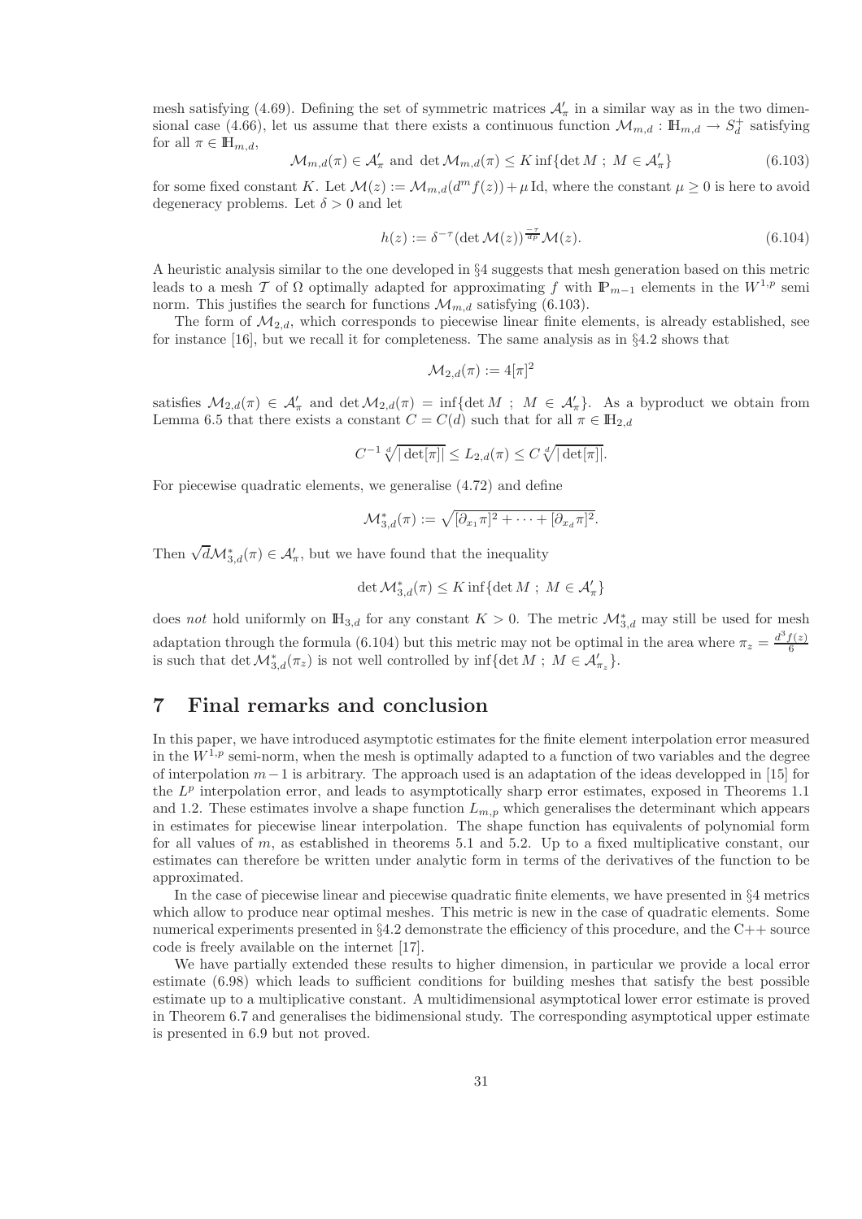mesh satisfying (4.69). Defining the set of symmetric matrices $\mathcal{A}'_\pi$ in a similar way as in the two dimensional case (4.66), let us assume that there exists a continuous function $\mathcal{M}_{m,d} : \mathbb{H}_{m,d} \to S_d^+$ satisfying for all $\pi \in \mathbb{H}_{m,d}$,

$$\mathcal{M}_{m,d}(\pi) \in \mathcal{A}'_\pi \text{ and } \det \mathcal{M}_{m,d}(\pi) \leq K \inf\{\det M \; ; \; M \in \mathcal{A}'_\pi\} \tag{6.103}$$

for some fixed constant $K$. Let $\mathcal{M}(z) := \mathcal{M}_{m,d}(d^m f(z)) + \mu \,\mathrm{Id}$, where the constant $\mu \geq 0$ is here to avoid degeneracy problems. Let $\delta > 0$ and let

$$h(z) := \delta^{-\tau} (\det \mathcal{M}(z))^{\frac{-\tau}{dp}} \mathcal{M}(z). \tag{6.104}$$

A heuristic analysis similar to the one developed in §4 suggests that mesh generation based on this metric leads to a mesh $\mathcal{T}$ of $\Omega$ optimally adapted for approximating $f$ with $\mathbb{P}_{m-1}$ elements in the $W^{1,p}$ semi norm. This justifies the search for functions $\mathcal{M}_{m,d}$ satisfying (6.103).

The form of $\mathcal{M}_{2,d}$, which corresponds to piecewise linear finite elements, is already established, see for instance [16], but we recall it for completeness. The same analysis as in §4.2 shows that

$$\mathcal{M}_{2,d}(\pi) := 4[\pi]^2$$

satisfies $\mathcal{M}_{2,d}(\pi) \in \mathcal{A}'_\pi$ and $\det \mathcal{M}_{2,d}(\pi) = \inf\{\det M \; ; \; M \in \mathcal{A}'_\pi\}$. As a byproduct we obtain from Lemma 6.5 that there exists a constant $C = C(d)$ such that for all $\pi \in \mathbb{H}_{2,d}$

$$C^{-1} \sqrt[d]{|\det[\pi]|} \leq L_{2,d}(\pi) \leq C \sqrt[d]{|\det[\pi]|}.$$

For piecewise quadratic elements, we generalise (4.72) and define

$$\mathcal{M}^*_{3,d}(\pi) := \sqrt{[\partial_{x_1}\pi]^2 + \cdots + [\partial_{x_d}\pi]^2}.$$

Then $\sqrt{d}\mathcal{M}^*_{3,d}(\pi) \in \mathcal{A}'_\pi$, but we have found that the inequality

$$\det \mathcal{M}^*_{3,d}(\pi) \leq K \inf\{\det M \; ; \; M \in \mathcal{A}'_\pi\}$$

does *not* hold uniformly on $\mathbb{H}_{3,d}$ for any constant $K > 0$. The metric $\mathcal{M}^*_{3,d}$ may still be used for mesh adaptation through the formula (6.104) but this metric may not be optimal in the area where $\pi_z = \frac{d^3 f(z)}{6}$ is such that $\det \mathcal{M}^*_{3,d}(\pi_z)$ is not well controlled by $\inf\{\det M \; ; \; M \in \mathcal{A}'_{\pi_z}\}$.

# 7 Final remarks and conclusion

In this paper, we have introduced asymptotic estimates for the finite element interpolation error measured in the $W^{1,p}$ semi-norm, when the mesh is optimally adapted to a function of two variables and the degree of interpolation $m-1$ is arbitrary. The approach used is an adaptation of the ideas developped in [15] for the $L^p$ interpolation error, and leads to asymptotically sharp error estimates, exposed in Theorems 1.1 and 1.2. These estimates involve a shape function $L_{m,p}$ which generalises the determinant which appears in estimates for piecewise linear interpolation. The shape function has equivalents of polynomial form for all values of $m$, as established in theorems 5.1 and 5.2. Up to a fixed multiplicative constant, our estimates can therefore be written under analytic form in terms of the derivatives of the function to be approximated.

In the case of piecewise linear and piecewise quadratic finite elements, we have presented in §4 metrics which allow to produce near optimal meshes. This metric is new in the case of quadratic elements. Some numerical experiments presented in §4.2 demonstrate the efficiency of this procedure, and the C++ source code is freely available on the internet [17].

We have partially extended these results to higher dimension, in particular we provide a local error estimate (6.98) which leads to sufficient conditions for building meshes that satisfy the best possible estimate up to a multiplicative constant. A multidimensional asymptotical lower error estimate is proved in Theorem 6.7 and generalises the bidimensional study. The corresponding asymptotical upper estimate is presented in 6.9 but not proved.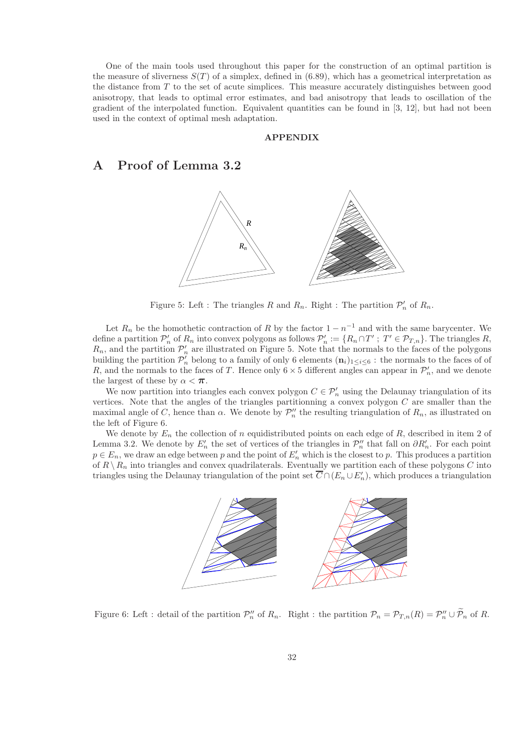One of the main tools used throughout this paper for the construction of an optimal partition is the measure of sliverness $S(T)$ of a simplex, defined in (6.89), which has a geometrical interpretation as the distance from $T$ to the set of acute simplices. This measure accurately distinguishes between good anisotropy, that leads to optimal error estimates, and bad anisotropy that leads to oscillation of the gradient of the interpolated function. Equivalent quantities can be found in [3, 12], but had not been used in the context of optimal mesh adaptation.

**APPENDIX**

# A Proof of Lemma 3.2

Figure 5: Left : The triangles $R$ and $R_n$. Right : The partition $\mathcal{P}'_n$ of $R_n$.

Let $R_n$ be the homothetic contraction of $R$ by the factor $1 - n^{-1}$ and with the same barycenter. We define a partition $\mathcal{P}'_n$ of $R_n$ into convex polygons as follows $\mathcal{P}'_n := \{R_n \cap T' \; ; \; T' \in \mathcal{P}_{T,n}\}$. The triangles $R$, $R_n$, and the partition $\mathcal{P}'_n$ are illustrated on Figure 5. Note that the normals to the faces of the polygons building the partition $\mathcal{P}'_n$ belong to a family of only 6 elements $(\mathbf{n}_i)_{1\leq i\leq 6}$ : the normals to the faces of of $R$, and the normals to the faces of $T$. Hence only $6\times 5$ different angles can appear in $\mathcal{P}'_n$, and we denote the largest of these by $\alpha < \boldsymbol{\pi}$.

We now partition into triangles each convex polygon $C \in \mathcal{P}'_n$ using the Delaunay triangulation of its vertices. Note that the angles of the triangles partitionning a convex polygon $C$ are smaller than the maximal angle of $C$, hence than $\alpha$. We denote by $\mathcal{P}''_n$ the resulting triangulation of $R_n$, as illustrated on the left of Figure 6.

We denote by $E_n$ the collection of $n$ equidistributed points on each edge of $R$, described in item 2 of Lemma 3.2. We denote by $E'_n$ the set of vertices of the triangles in $\mathcal{P}''_n$ that fall on $\partial R'_n$. For each point $p \in E_n$, we draw an edge between $p$ and the point of $E'_n$ which is the closest to $p$. This produces a partition of $R \setminus R_n$ into triangles and convex quadrilaterals. Eventually we partition each of these polygons $C$ into triangles using the Delaunay triangulation of the point set $\overline{C} \cap (E_n \cup E'_n)$, which produces a triangulation

Figure 6: Left : detail of the partition $\mathcal{P}''_n$ of $R_n$. Right : the partition $\mathcal{P}_n = \mathcal{P}_{T,n}(R) = \mathcal{P}''_n \cup \widetilde{\mathcal{P}}_n$ of $R$.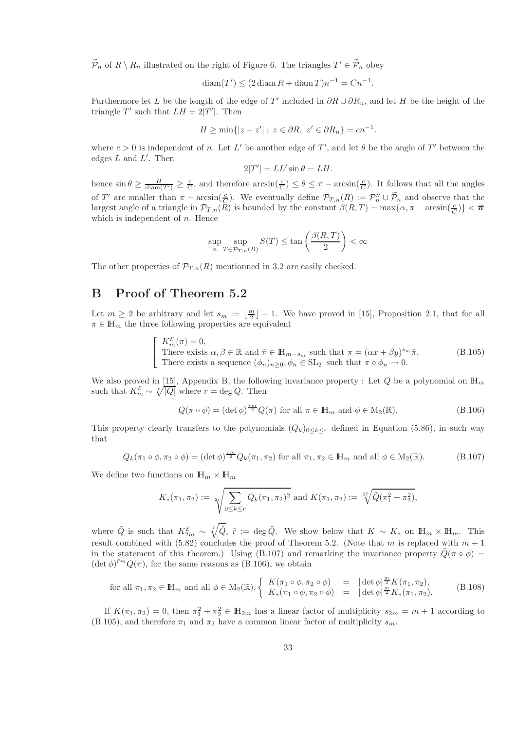$\widetilde{\mathcal{P}}_n$ of $R \setminus R_n$ illustrated on the right of Figure 6. The triangles $T' \in \widetilde{\mathcal{P}}_n$ obey

$$\operatorname{diam}(T') \leq (2 \operatorname{diam} R + \operatorname{diam} T) n^{-1} = C n^{-1}.$$

Furthermore let $L$ be the length of the edge of $T'$ included in $\partial R \cup \partial R_n$, and let $H$ be the height of the triangle $T'$ such that $LH = 2|T'|$. Then

$$H \geq \min\{|z - z'| \; ; \; z \in \partial R, \; z' \in \partial R_n\} = c n^{-1}.$$

where $c > 0$ is independent of $n$. Let $L'$ be another edge of $T'$, and let $\theta$ be the angle of $T'$ between the edges $L$ and $L'$. Then

$$2|T'| = LL' \sin\theta = LH.$$

hence $\sin\theta \geq \frac{H}{\operatorname{diam}(T')} \geq \frac{c}{C}$, and therefore $\arcsin(\frac{c}{C}) \leq \theta \leq \pi - \arcsin(\frac{c}{C})$. It follows that all the angles of $T'$ are smaller than $\pi - \arcsin(\frac{c}{C})$. We eventually define $\mathcal{P}_{T,n}(R) := \mathcal{P}''_n \cup \widetilde{\mathcal{P}}_n$ and observe that the largest angle of a triangle in $\mathcal{P}_{T,n}(R)$ is bounded by the constant $\beta(R,T) = \max\{\alpha, \pi - \arcsin(\frac{c}{C})\} < \boldsymbol{\pi}$ which is independent of $n$. Hence

$$\sup_n \sup_{T \in \mathcal{P}_{T,n}(R)} S(T) \leq \tan\left(\frac{\beta(R,T)}{2}\right) < \infty$$

The other properties of $\mathcal{P}_{T,n}(R)$ mentionned in 3.2 are easily checked.

# B Proof of Theorem 5.2

Let $m \geq 2$ be arbitrary and let $s_m := \lfloor \frac{m}{2} \rfloor + 1$. We have proved in [15], Proposition 2.1, that for all $\pi \in \mathbb{H}_m$ the three following properties are equivalent

$$\left[\begin{array}{l} K_m^{\mathcal{E}}(\pi) = 0, \\ \text{There exists } \alpha, \beta \in \mathbb{R} \text{ and } \tilde{\pi} \in \mathbb{H}_{m-s_m} \text{ such that } \pi = (\alpha x + \beta y)^{s_m} \tilde{\pi}, \\ \text{There exists a sequence } (\phi_n)_{n \geq 0}, \phi_n \in \mathrm{SL}_2 \text{ such that } \pi \circ \phi_n \to 0. \end{array}\right. \tag{B.105}$$

We also proved in [15], Appendix B, the following invariance property : Let $Q$ be a polynomial on $\mathbb{H}_m$ such that $K_m^{\mathcal{E}} \sim \sqrt[r]{|Q|}$ where $r = \deg Q$. Then

$$Q(\pi \circ \phi) = (\det \phi)^{\frac{rm}{2}} Q(\pi) \text{ for all } \pi \in \mathbb{H}_m \text{ and } \phi \in \mathrm{M}_2(\mathbb{R}). \tag{B.106}$$

This property clearly transfers to the polynomials $(Q_k)_{0 \leq k \leq r}$ defined in Equation (5.86), in such way that

$$Q_k(\pi_1 \circ \phi, \pi_2 \circ \phi) = (\det \phi)^{\frac{rm}{2}} Q_k(\pi_1, \pi_2) \text{ for all } \pi_1, \pi_2 \in \mathbb{H}_m \text{ and all } \phi \in \mathrm{M}_2(\mathbb{R}). \tag{B.107}$$

We define two functions on $\mathbb{H}_m \times \mathbb{H}_m$

$$K_*(\pi_1, \pi_2) := \sqrt[2r]{\sum_{0 \leq k \leq r} Q_k(\pi_1, \pi_2)^2} \text{ and } K(\pi_1, \pi_2) := \sqrt[2\tilde{r}]{\tilde{Q}(\pi_1^2 + \pi_2^2)},$$

where $\tilde{Q}$ is such that $K_{2m}^{\mathcal{E}} \sim \sqrt[\tilde{r}]{\tilde{Q}}$, $\tilde{r} := \deg \tilde{Q}$. We show below that $K \sim K_*$ on $\mathbb{H}_m \times \mathbb{H}_m$. This result combined with (5.82) concludes the proof of Theorem 5.2. (Note that $m$ is replaced with $m+1$ in the statement of this theorem.) Using (B.107) and remarking the invariance property $\tilde{Q}(\pi \circ \phi) = (\det \phi)^{\tilde{r}m} Q(\pi)$, for the same reasons as (B.106), we obtain

$$\text{for all } \pi_1, \pi_2 \in \mathbb{H}_m \text{ and all } \phi \in \mathrm{M}_2(\mathbb{R}), \left\{ \begin{array}{rcl} K(\pi_1 \circ \phi, \pi_2 \circ \phi) & = & |\det \phi|^{\frac{m}{2}} K(\pi_1, \pi_2), \\ K_*(\pi_1 \circ \phi, \pi_2 \circ \phi) & = & |\det \phi|^{\frac{m}{2}} K_*(\pi_1, \pi_2). \end{array} \right. \tag{B.108}$$

If $K(\pi_1, \pi_2) = 0$, then $\pi_1^2 + \pi_2^2 \in \mathbb{H}_{2m}$ has a linear factor of multiplicity $s_{2m} = m + 1$ according to (B.105), and therefore $\pi_1$ and $\pi_2$ have a common linear factor of multiplicity $s_m$.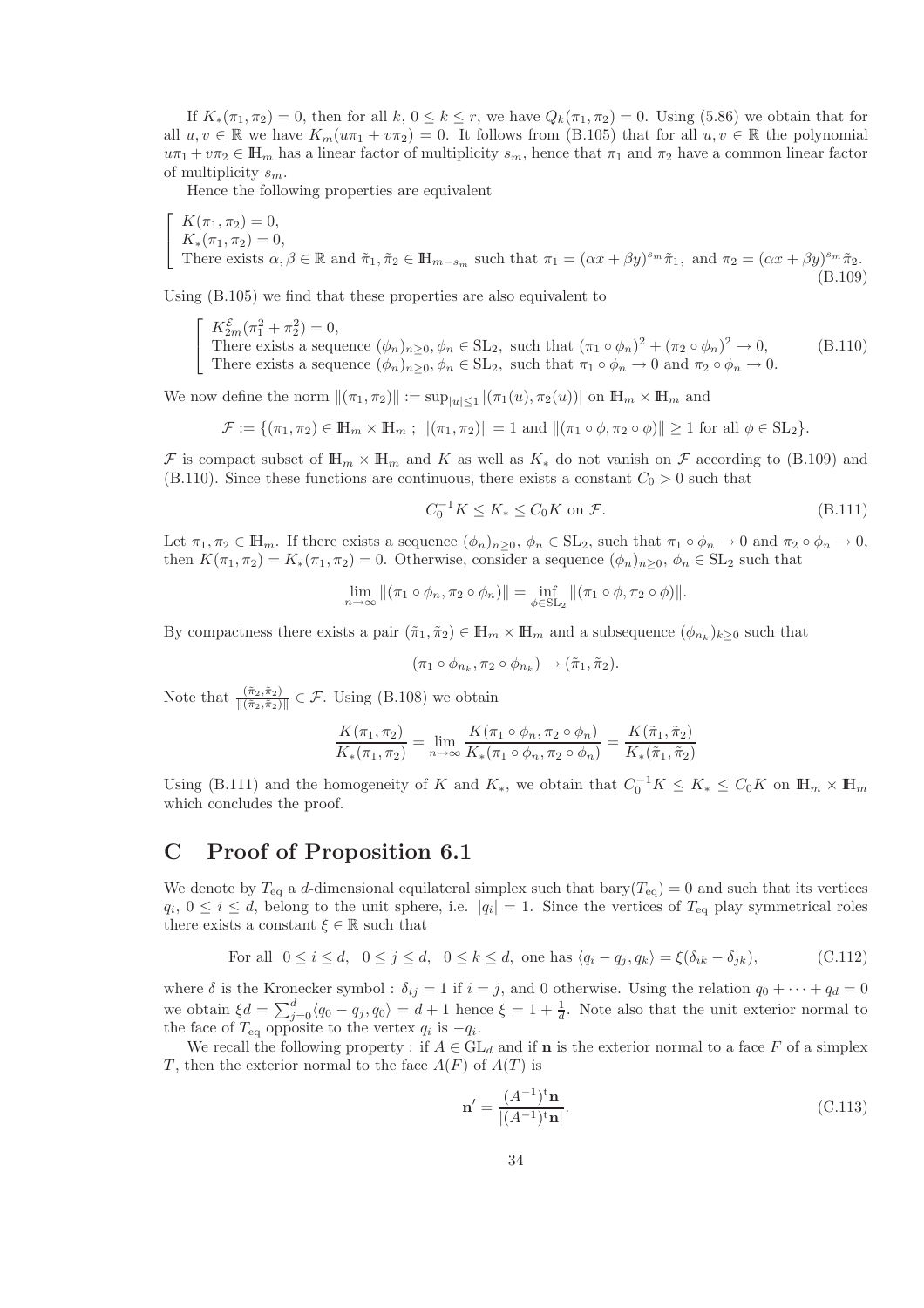If $K_*(\pi_1, \pi_2) = 0$, then for all $k$, $0 \le k \le r$, we have $Q_k(\pi_1, \pi_2) = 0$. Using (5.86) we obtain that for all $u, v \in \mathbb{R}$ we have $K_m(u\pi_1 + v\pi_2) = 0$. It follows from (B.105) that for all $u, v \in \mathbb{R}$ the polynomial $u\pi_1 + v\pi_2 \in \mathbb{H}_m$ has a linear factor of multiplicity $s_m$, hence that $\pi_1$ and $\pi_2$ have a common linear factor of multiplicity $s_m$.

Hence the following properties are equivalent

$$
\left[\begin{array}{l}
K(\pi_1, \pi_2) = 0, \\
K_*(\pi_1, \pi_2) = 0, \\
\text{There exists } \alpha, \beta \in \mathbb{R} \text{ and } \tilde{\pi}_1, \tilde{\pi}_2 \in \mathbb{H}_{m-s_m} \text{ such that } \pi_1 = (\alpha x + \beta y)^{s_m} \tilde{\pi}_1, \text{ and } \pi_2 = (\alpha x + \beta y)^{s_m} \tilde{\pi}_2.
\end{array}\right.
\tag{B.109}
$$

Using (B.105) we find that these properties are also equivalent to

$$
\left[\begin{array}{l}
K^{\mathcal{E}}_{2m}(\pi_1^2 + \pi_2^2) = 0, \\
\text{There exists a sequence } (\phi_n)_{n \ge 0}, \phi_n \in \mathrm{SL}_2, \text{ such that } (\pi_1 \circ \phi_n)^2 + (\pi_2 \circ \phi_n)^2 \to 0, \\
\text{There exists a sequence } (\phi_n)_{n \ge 0}, \phi_n \in \mathrm{SL}_2, \text{ such that } \pi_1 \circ \phi_n \to 0 \text{ and } \pi_2 \circ \phi_n \to 0.
\end{array}\right.
\tag{B.110}
$$

We now define the norm $\|(\pi_1, \pi_2)\| := \sup_{|u| \le 1} |(\pi_1(u), \pi_2(u))|$ on $\mathbb{H}_m \times \mathbb{H}_m$ and

$$
\mathcal{F} := \{(\pi_1, \pi_2) \in \mathbb{H}_m \times \mathbb{H}_m \; ; \; \|(\pi_1, \pi_2)\| = 1 \text{ and } \|(\pi_1 \circ \phi, \pi_2 \circ \phi)\| \ge 1 \text{ for all } \phi \in \mathrm{SL}_2\}.
$$

$\mathcal{F}$ is compact subset of $\mathbb{H}_m \times \mathbb{H}_m$ and $K$ as well as $K_*$ do not vanish on $\mathcal{F}$ according to (B.109) and (B.110). Since these functions are continuous, there exists a constant $C_0 > 0$ such that

$$
C_0^{-1} K \le K_* \le C_0 K \text{ on } \mathcal{F}.
\tag{B.111}
$$

Let $\pi_1, \pi_2 \in \mathbb{H}_m$. If there exists a sequence $(\phi_n)_{n \ge 0}$, $\phi_n \in \mathrm{SL}_2$, such that $\pi_1 \circ \phi_n \to 0$ and $\pi_2 \circ \phi_n \to 0$, then $K(\pi_1, \pi_2) = K_*(\pi_1, \pi_2) = 0$. Otherwise, consider a sequence $(\phi_n)_{n \ge 0}$, $\phi_n \in \mathrm{SL}_2$ such that

$$
\lim_{n \to \infty} \|(\pi_1 \circ \phi_n, \pi_2 \circ \phi_n)\| = \inf_{\phi \in \mathrm{SL}_2} \|(\pi_1 \circ \phi, \pi_2 \circ \phi)\|.
$$

By compactness there exists a pair $(\tilde{\pi}_1, \tilde{\pi}_2) \in \mathbb{H}_m \times \mathbb{H}_m$ and a subsequence $(\phi_{n_k})_{k \ge 0}$ such that

$$
(\pi_1 \circ \phi_{n_k}, \pi_2 \circ \phi_{n_k}) \to (\tilde{\pi}_1, \tilde{\pi}_2).
$$

Note that $\frac{(\tilde{\pi}_2, \tilde{\pi}_2)}{\|(\tilde{\pi}_2, \tilde{\pi}_2)\|} \in \mathcal{F}$. Using (B.108) we obtain

$$
\frac{K(\pi_1, \pi_2)}{K_*(\pi_1, \pi_2)} = \lim_{n \to \infty} \frac{K(\pi_1 \circ \phi_n, \pi_2 \circ \phi_n)}{K_*(\pi_1 \circ \phi_n, \pi_2 \circ \phi_n)} = \frac{K(\tilde{\pi}_1, \tilde{\pi}_2)}{K_*(\tilde{\pi}_1, \tilde{\pi}_2)}
$$

Using (B.111) and the homogeneity of $K$ and $K_*$, we obtain that $C_0^{-1} K \le K_* \le C_0 K$ on $\mathbb{H}_m \times \mathbb{H}_m$ which concludes the proof.

# C Proof of Proposition 6.1

We denote by $T_{\mathrm{eq}}$ a $d$-dimensional equilateral simplex such that $\mathrm{bary}(T_{\mathrm{eq}}) = 0$ and such that its vertices $q_i$, $0 \le i \le d$, belong to the unit sphere, i.e. $|q_i| = 1$. Since the vertices of $T_{\mathrm{eq}}$ play symmetrical roles there exists a constant $\xi \in \mathbb{R}$ such that

$$
\text{For all } \; 0 \le i \le d, \;\; 0 \le j \le d, \;\; 0 \le k \le d, \text{ one has } \langle q_i - q_j, q_k \rangle = \xi(\delta_{ik} - \delta_{jk}),
\tag{C.112}
$$

where $\delta$ is the Kronecker symbol : $\delta_{ij} = 1$ if $i = j$, and 0 otherwise. Using the relation $q_0 + \cdots + q_d = 0$ we obtain $\xi d = \sum_{j=0}^{d} \langle q_0 - q_j, q_0 \rangle = d + 1$ hence $\xi = 1 + \frac{1}{d}$. Note also that the unit exterior normal to the face of $T_{\mathrm{eq}}$ opposite to the vertex $q_i$ is $-q_i$.

We recall the following property : if $A \in \mathrm{GL}_d$ and if $\mathbf{n}$ is the exterior normal to a face $F$ of a simplex $T$, then the exterior normal to the face $A(F)$ of $A(T)$ is

$$
\mathbf{n}' = \frac{(A^{-1})^{\mathrm{t}} \mathbf{n}}{|(A^{-1})^{\mathrm{t}} \mathbf{n}|}.
\tag{C.113}
$$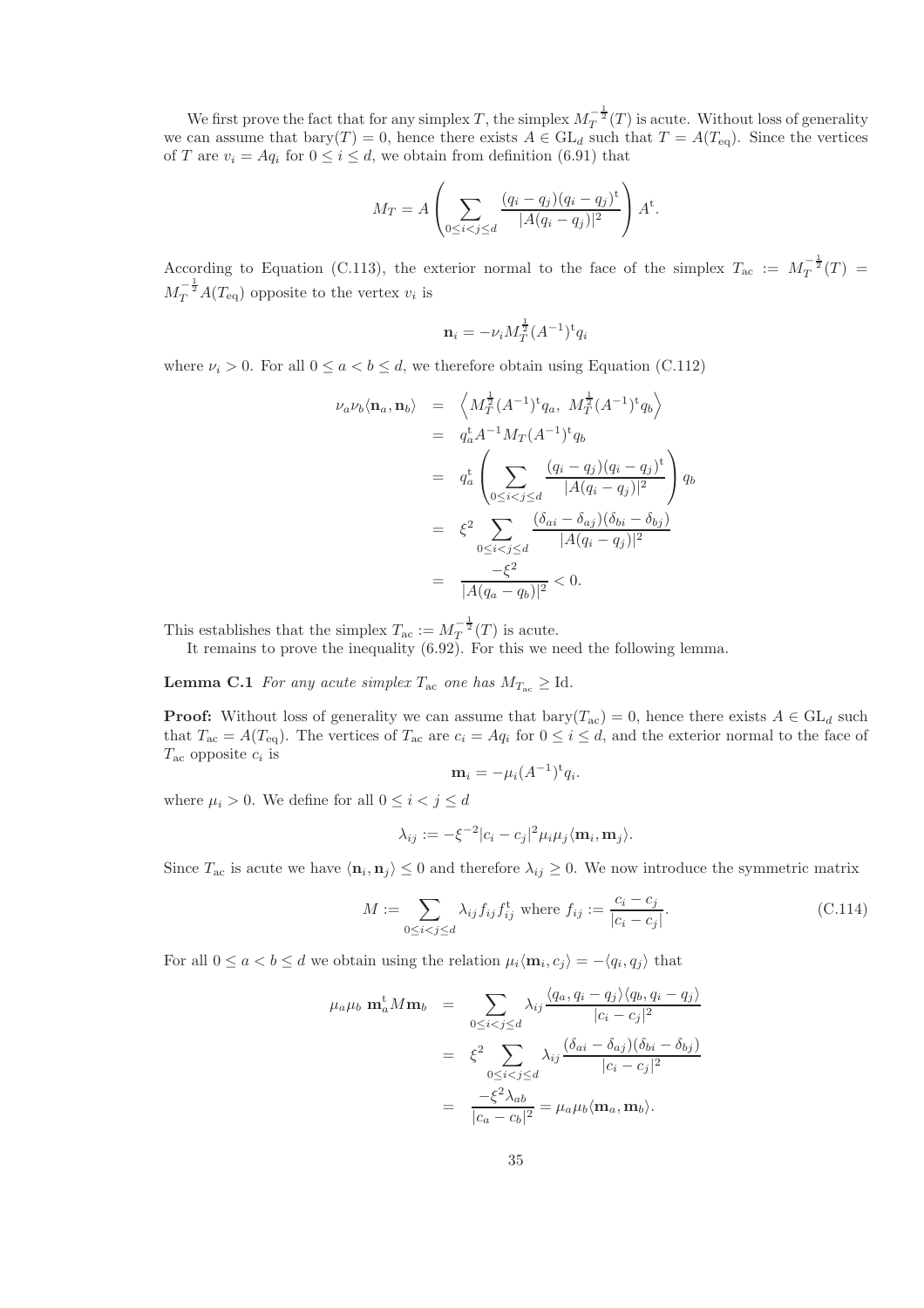We first prove the fact that for any simplex $T$, the simplex $M_T^{-\frac{1}{2}}(T)$ is acute. Without loss of generality we can assume that $\mathrm{bary}(T) = 0$, hence there exists $A \in \mathrm{GL}_d$ such that $T = A(T_{\mathrm{eq}})$. Since the vertices of $T$ are $v_i = Aq_i$ for $0 \le i \le d$, we obtain from definition (6.91) that

$$M_T = A \left( \sum_{0 \le i < j \le d} \frac{(q_i - q_j)(q_i - q_j)^{\mathrm{t}}}{|A(q_i - q_j)|^2} \right) A^{\mathrm{t}}.$$

According to Equation (C.113), the exterior normal to the face of the simplex $T_{\mathrm{ac}} := M_T^{-\frac{1}{2}}(T) = M_T^{-\frac{1}{2}} A(T_{\mathrm{eq}})$ opposite to the vertex $v_i$ is

$$\mathbf{n}_i = -\nu_i M_T^{\frac{1}{2}} (A^{-1})^{\mathrm{t}} q_i$$

where $\nu_i > 0$. For all $0 \le a < b \le d$, we therefore obtain using Equation (C.112)

$$\begin{aligned}
\nu_a \nu_b \langle \mathbf{n}_a, \mathbf{n}_b \rangle &= \left\langle M_T^{\frac{1}{2}} (A^{-1})^{\mathrm{t}} q_a,\ M_T^{\frac{1}{2}} (A^{-1})^{\mathrm{t}} q_b \right\rangle \\
&= q_a^{\mathrm{t}} A^{-1} M_T (A^{-1})^{\mathrm{t}} q_b \\
&= q_a^{\mathrm{t}} \left( \sum_{0 \le i < j \le d} \frac{(q_i - q_j)(q_i - q_j)^{\mathrm{t}}}{|A(q_i - q_j)|^2} \right) q_b \\
&= \xi^2 \sum_{0 \le i < j \le d} \frac{(\delta_{ai} - \delta_{aj})(\delta_{bi} - \delta_{bj})}{|A(q_i - q_j)|^2} \\
&= \frac{-\xi^2}{|A(q_a - q_b)|^2} < 0.
\end{aligned}$$

This establishes that the simplex $T_{\mathrm{ac}} := M_T^{-\frac{1}{2}}(T)$ is acute.

It remains to prove the inequality (6.92). For this we need the following lemma.

**Lemma C.1** *For any acute simplex $T_{\mathrm{ac}}$ one has $M_{T_{\mathrm{ac}}} \ge \mathrm{Id}$.*

**Proof:** Without loss of generality we can assume that $\mathrm{bary}(T_{\mathrm{ac}}) = 0$, hence there exists $A \in \mathrm{GL}_d$ such that $T_{\mathrm{ac}} = A(T_{\mathrm{eq}})$. The vertices of $T_{\mathrm{ac}}$ are $c_i = Aq_i$ for $0 \le i \le d$, and the exterior normal to the face of $T_{\mathrm{ac}}$ opposite $c_i$ is

$$\mathbf{m}_i = -\mu_i (A^{-1})^{\mathrm{t}} q_i.$$

where $\mu_i > 0$. We define for all $0 \le i < j \le d$

$$\lambda_{ij} := -\xi^{-2} |c_i - c_j|^2 \mu_i \mu_j \langle \mathbf{m}_i, \mathbf{m}_j \rangle.$$

Since $T_{\mathrm{ac}}$ is acute we have $\langle \mathbf{n}_i, \mathbf{n}_j \rangle \le 0$ and therefore $\lambda_{ij} \ge 0$. We now introduce the symmetric matrix

$$M := \sum_{0 \le i < j \le d} \lambda_{ij} f_{ij} f_{ij}^{\mathrm{t}} \text{ where } f_{ij} := \frac{c_i - c_j}{|c_i - c_j|}. \tag{C.114}$$

For all $0 \le a < b \le d$ we obtain using the relation $\mu_i \langle \mathbf{m}_i, c_j \rangle = -\langle q_i, q_j \rangle$ that

$$\begin{aligned}
\mu_a \mu_b\ \mathbf{m}_a^{\mathrm{t}} M \mathbf{m}_b &= \sum_{0 \le i < j \le d} \lambda_{ij} \frac{\langle q_a, q_i - q_j \rangle \langle q_b, q_i - q_j \rangle}{|c_i - c_j|^2} \\
&= \xi^2 \sum_{0 \le i < j \le d} \lambda_{ij} \frac{(\delta_{ai} - \delta_{aj})(\delta_{bi} - \delta_{bj})}{|c_i - c_j|^2} \\
&= \frac{-\xi^2 \lambda_{ab}}{|c_a - c_b|^2} = \mu_a \mu_b \langle \mathbf{m}_a, \mathbf{m}_b \rangle.
\end{aligned}$$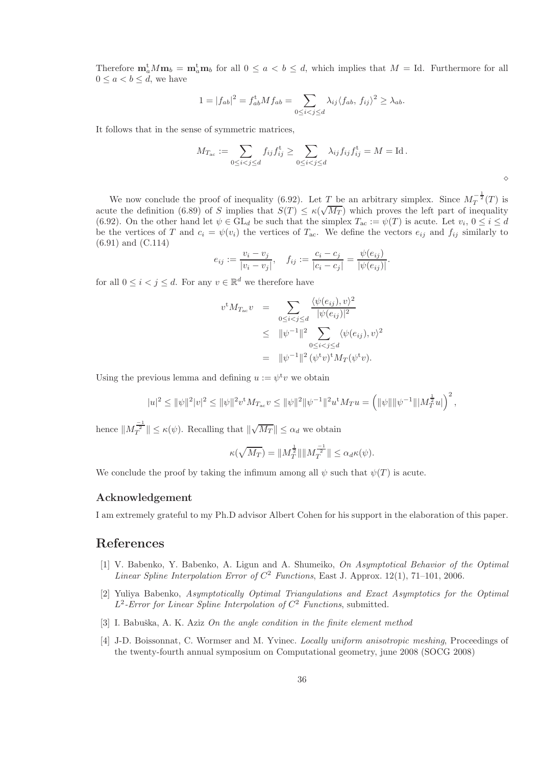Therefore $\mathbf{m}_a^{\mathrm{t}} M \mathbf{m}_b = \mathbf{m}_a^{\mathrm{t}} \mathbf{m}_b$ for all $0 \le a < b \le d$, which implies that $M = \mathrm{Id}$. Furthermore for all $0 \le a < b \le d$, we have

$$1 = |f_{ab}|^2 = f_{ab}^{\mathrm{t}} M f_{ab} = \sum_{0 \le i < j \le d} \lambda_{ij} \langle f_{ab},\, f_{ij} \rangle^2 \ge \lambda_{ab}.$$

It follows that in the sense of symmetric matrices,

$$M_{T_{\mathrm{ac}}} := \sum_{0 \le i < j \le d} f_{ij} f_{ij}^{\mathrm{t}} \ge \sum_{0 \le i < j \le d} \lambda_{ij} f_{ij} f_{ij}^{\mathrm{t}} = M = \mathrm{Id}\,.$$

$\diamond$

We now conclude the proof of inequality (6.92). Let $T$ be an arbitrary simplex. Since $M_T^{-\frac{1}{2}}(T)$ is acute the definition (6.89) of $S$ implies that $S(T) \le \kappa(\sqrt{M_T})$ which proves the left part of inequality (6.92). On the other hand let $\psi \in \mathrm{GL}_d$ be such that the simplex $T_{\mathrm{ac}} := \psi(T)$ is acute. Let $v_i$, $0 \le i \le d$ be the vertices of $T$ and $c_i = \psi(v_i)$ the vertices of $T_{\mathrm{ac}}$. We define the vectors $e_{ij}$ and $f_{ij}$ similarly to (6.91) and (C.114)

$$e_{ij} := \frac{v_i - v_j}{|v_i - v_j|}, \quad f_{ij} := \frac{c_i - c_j}{|c_i - c_j|} = \frac{\psi(e_{ij})}{|\psi(e_{ij})|}.$$

for all $0 \le i < j \le d$. For any $v \in \mathbb{R}^d$ we therefore have

$$\begin{aligned}
v^{\mathrm{t}} M_{T_{\mathrm{ac}}} v &= \sum_{0 \le i < j \le d} \frac{\langle \psi(e_{ij}), v \rangle^2}{|\psi(e_{ij})|^2} \\
&\le \|\psi^{-1}\|^2 \sum_{0 \le i < j \le d} \langle \psi(e_{ij}), v \rangle^2 \\
&= \|\psi^{-1}\|^2 \, (\psi^{\mathrm{t}} v)^{\mathrm{t}} M_T (\psi^{\mathrm{t}} v).
\end{aligned}$$

Using the previous lemma and defining $u := \psi^{\mathrm{t}} v$ we obtain

$$|u|^2 \le \|\psi\|^2 |v|^2 \le \|\psi\|^2 v^{\mathrm{t}} M_{T_{\mathrm{ac}}} v \le \|\psi\|^2 \|\psi^{-1}\|^2 u^{\mathrm{t}} M_T u = \left( \|\psi\| \|\psi^{-1}\| |M_T^{\frac{1}{2}} u| \right)^2,$$

hence $\|M_T^{\frac{-1}{2}}\| \le \kappa(\psi)$. Recalling that $\|\sqrt{M_T}\| \le \alpha_d$ we obtain

$$\kappa(\sqrt{M_T}) = \|M_T^{\frac{1}{2}}\| \|M_T^{\frac{-1}{2}}\| \le \alpha_d \kappa(\psi).$$

We conclude the proof by taking the infimum among all $\psi$ such that $\psi(T)$ is acute.

### Acknowledgement

I am extremely grateful to my Ph.D advisor Albert Cohen for his support in the elaboration of this paper.

## References

[1] V. Babenko, Y. Babenko, A. Ligun and A. Shumeiko, *On Asymptotical Behavior of the Optimal Linear Spline Interpolation Error of $C^2$ Functions*, East J. Approx. 12(1), 71–101, 2006.

[2] Yuliya Babenko, *Asymptotically Optimal Triangulations and Exact Asymptotics for the Optimal $L^2$-Error for Linear Spline Interpolation of $C^2$ Functions*, submitted.

[3] I. Babuška, A. K. Aziz *On the angle condition in the finite element method*

[4] J-D. Boissonnat, C. Wormser and M. Yvinec. *Locally uniform anisotropic meshing*, Proceedings of the twenty-fourth annual symposium on Computational geometry, june 2008 (SOCG 2008)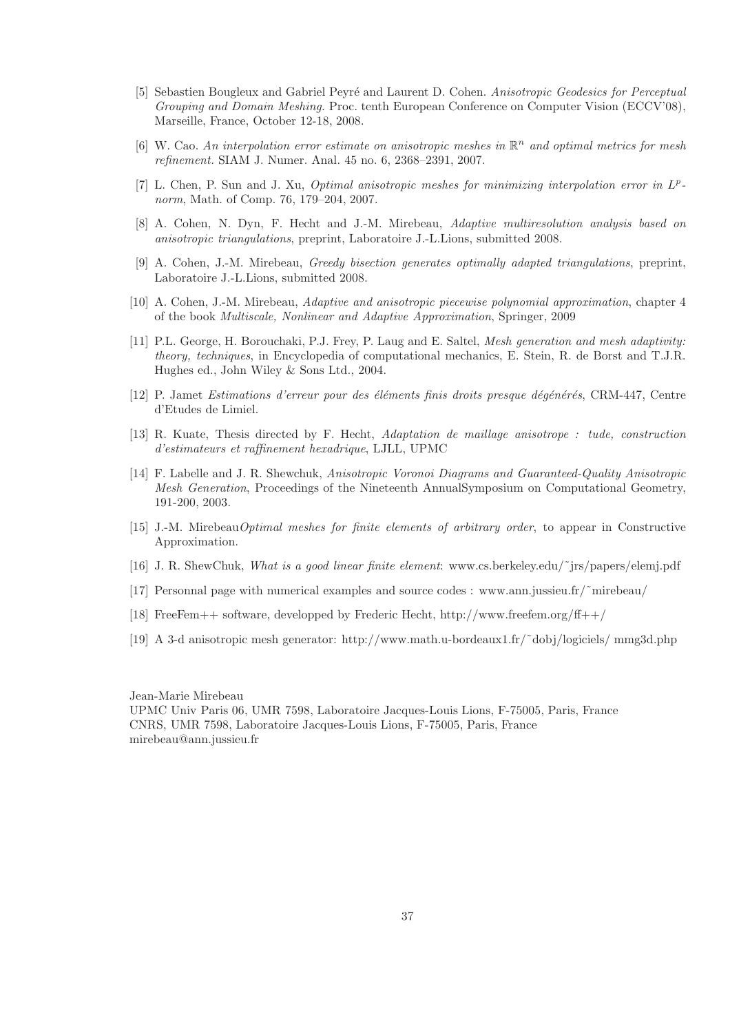[5] Sebastien Bougleux and Gabriel Peyré and Laurent D. Cohen. *Anisotropic Geodesics for Perceptual Grouping and Domain Meshing.* Proc. tenth European Conference on Computer Vision (ECCV'08), Marseille, France, October 12-18, 2008.

[6] W. Cao. *An interpolation error estimate on anisotropic meshes in $\mathbb{R}^n$ and optimal metrics for mesh refinement.* SIAM J. Numer. Anal. 45 no. 6, 2368–2391, 2007.

[7] L. Chen, P. Sun and J. Xu, *Optimal anisotropic meshes for minimizing interpolation error in $L^p$-norm*, Math. of Comp. 76, 179–204, 2007.

[8] A. Cohen, N. Dyn, F. Hecht and J.-M. Mirebeau, *Adaptive multiresolution analysis based on anisotropic triangulations*, preprint, Laboratoire J.-L.Lions, submitted 2008.

[9] A. Cohen, J.-M. Mirebeau, *Greedy bisection generates optimally adapted triangulations*, preprint, Laboratoire J.-L.Lions, submitted 2008.

[10] A. Cohen, J.-M. Mirebeau, *Adaptive and anisotropic piecewise polynomial approximation*, chapter 4 of the book *Multiscale, Nonlinear and Adaptive Approximation*, Springer, 2009

[11] P.L. George, H. Borouchaki, P.J. Frey, P. Laug and E. Saltel, *Mesh generation and mesh adaptivity: theory, techniques*, in Encyclopedia of computational mechanics, E. Stein, R. de Borst and T.J.R. Hughes ed., John Wiley & Sons Ltd., 2004.

[12] P. Jamet *Estimations d'erreur pour des éléments finis droits presque dégénérés*, CRM-447, Centre d'Etudes de Limiel.

[13] R. Kuate, Thesis directed by F. Hecht, *Adaptation de maillage anisotrope : tude, construction d'estimateurs et raffinement hexadrique*, LJLL, UPMC

[14] F. Labelle and J. R. Shewchuk, *Anisotropic Voronoi Diagrams and Guaranteed-Quality Anisotropic Mesh Generation*, Proceedings of the Nineteenth AnnualSymposium on Computational Geometry, 191-200, 2003.

[15] J.-M. Mirebeau*Optimal meshes for finite elements of arbitrary order*, to appear in Constructive Approximation.

[16] J. R. ShewChuk, *What is a good linear finite element*: www.cs.berkeley.edu/~jrs/papers/elemj.pdf

[17] Personnal page with numerical examples and source codes : www.ann.jussieu.fr/~mirebeau/

[18] FreeFem++ software, developped by Frederic Hecht, http://www.freefem.org/ff++/

[19] A 3-d anisotropic mesh generator: http://www.math.u-bordeaux1.fr/~dobj/logiciels/ mmg3d.php

Jean-Marie Mirebeau
UPMC Univ Paris 06, UMR 7598, Laboratoire Jacques-Louis Lions, F-75005, Paris, France
CNRS, UMR 7598, Laboratoire Jacques-Louis Lions, F-75005, Paris, France
mirebeau@ann.jussieu.fr